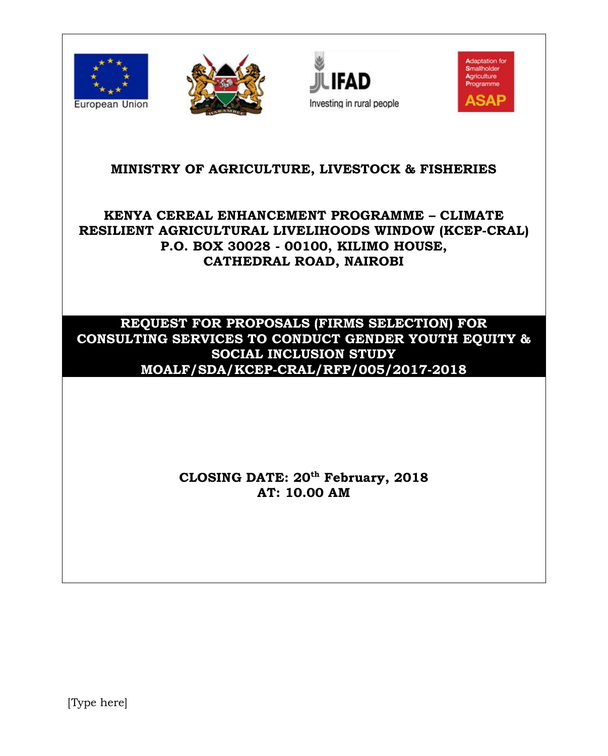European Union

Adaptation for Smallholder Agriculture Programme

ASAP

IFAD

Investing in rural people

# MINISTRY OF AGRICULTURE, LIVESTOCK & FISHERIES

## KENYA CEREAL ENHANCEMENT PROGRAMME – CLIMATE RESILIENT AGRICULTURAL LIVELIHOODS WINDOW (KCEP-CRAL)

**P.O. BOX 30028 - 00100, KILIMO HOUSE,**
**CATHEDRAL ROAD, NAIROBI**

## REQUEST FOR PROPOSALS (FIRMS SELECTION) FOR CONSULTING SERVICES TO CONDUCT GENDER YOUTH EQUITY & SOCIAL INCLUSION STUDY

**MOALF/SDA/KCEP-CRAL/RFP/005/2017-2018**

**CLOSING DATE: 20th February, 2018**
**AT: 10.00 AM**

[Type here]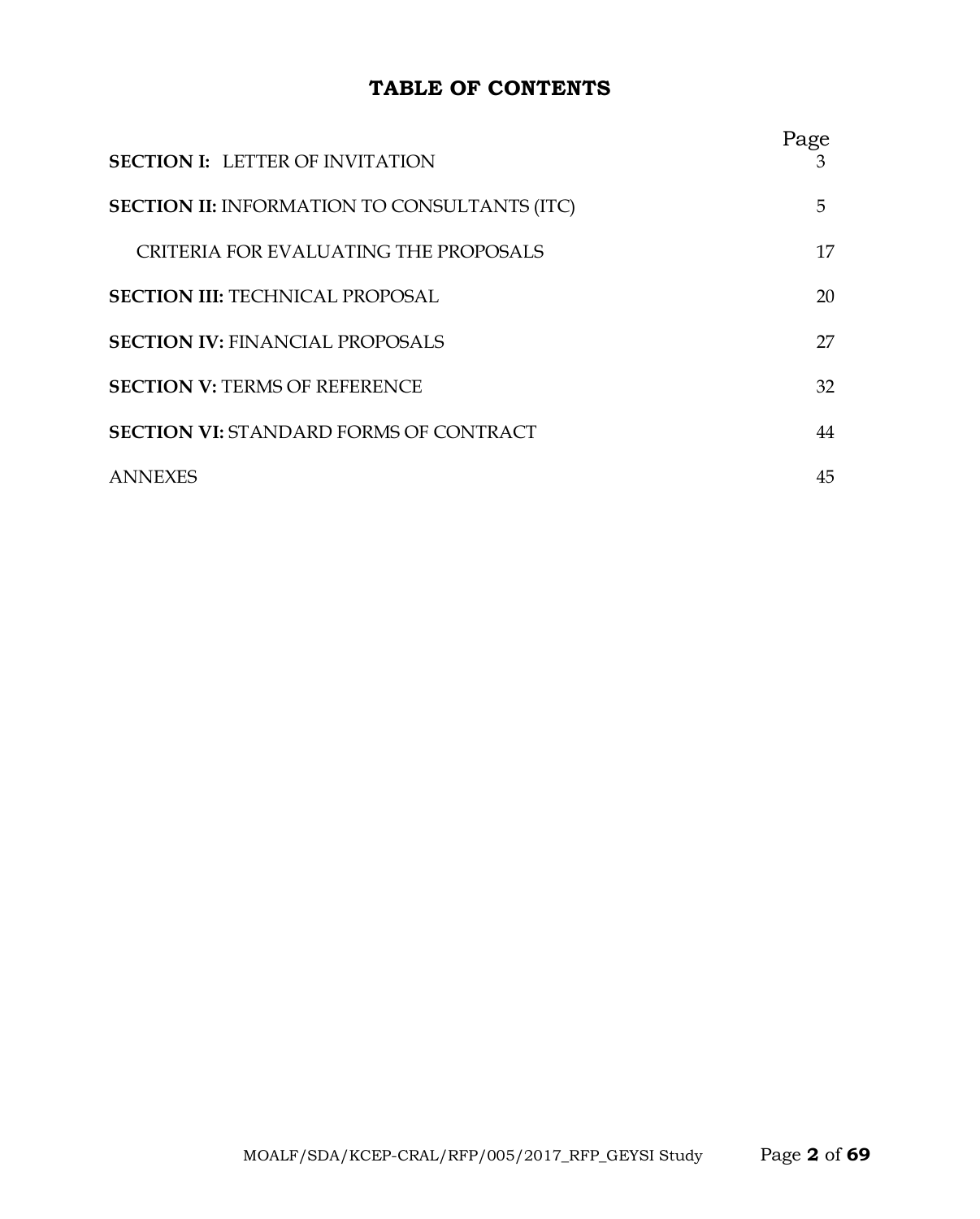# TABLE OF CONTENTS

| | Page |
|---|---|
| **SECTION I:** LETTER OF INVITATION | 3 |
| **SECTION II:** INFORMATION TO CONSULTANTS (ITC) | 5 |
| CRITERIA FOR EVALUATING THE PROPOSALS | 17 |
| **SECTION III:** TECHNICAL PROPOSAL | 20 |
| **SECTION IV:** FINANCIAL PROPOSALS | 27 |
| **SECTION V:** TERMS OF REFERENCE | 32 |
| **SECTION VI:** STANDARD FORMS OF CONTRACT | 44 |
| ANNEXES | 45 |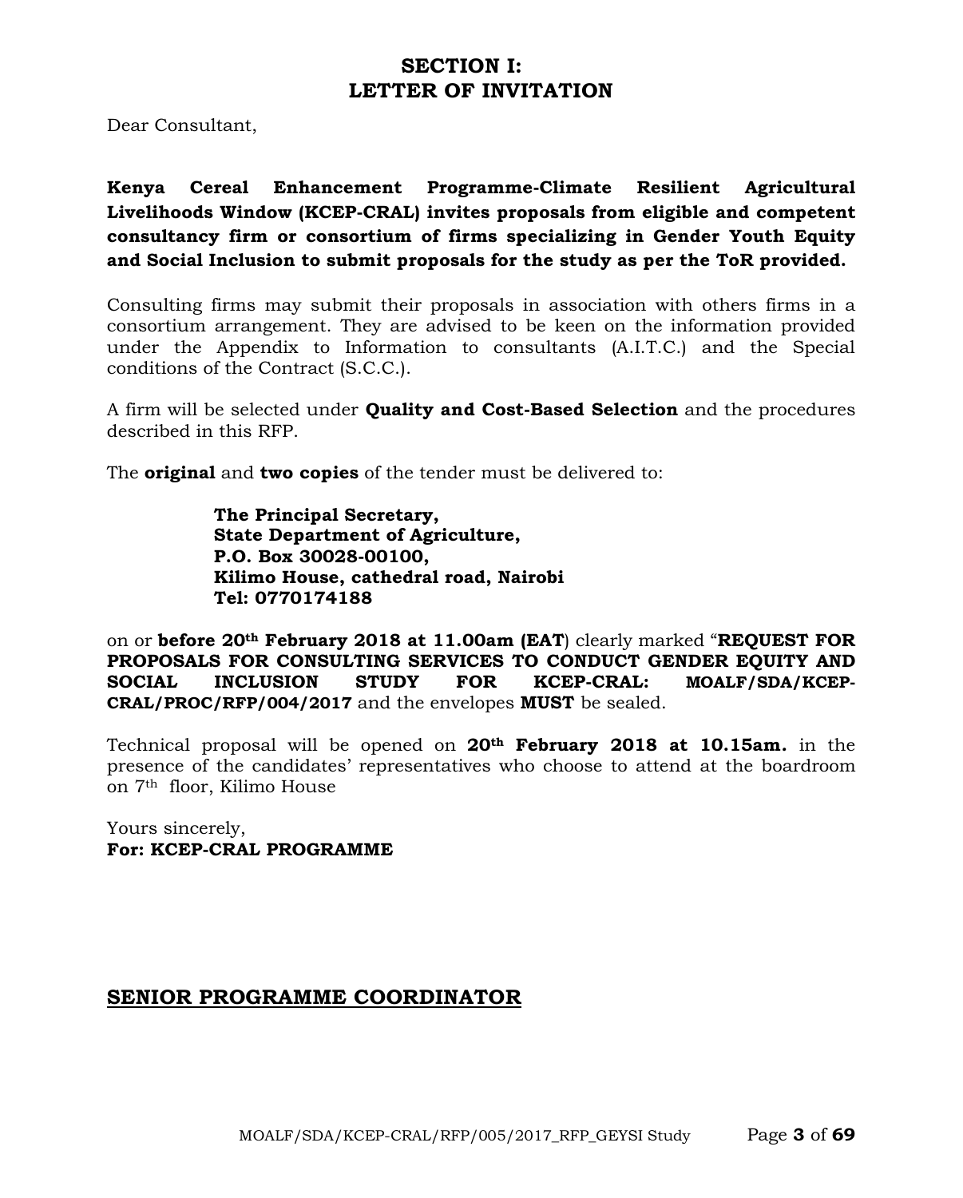# SECTION I:
# LETTER OF INVITATION

Dear Consultant,

**Kenya Cereal Enhancement Programme-Climate Resilient Agricultural Livelihoods Window (KCEP-CRAL) invites proposals from eligible and competent consultancy firm or consortium of firms specializing in Gender Youth Equity and Social Inclusion to submit proposals for the study as per the ToR provided.**

Consulting firms may submit their proposals in association with others firms in a consortium arrangement. They are advised to be keen on the information provided under the Appendix to Information to consultants (A.I.T.C.) and the Special conditions of the Contract (S.C.C.).

A firm will be selected under **Quality and Cost-Based Selection** and the procedures described in this RFP.

The **original** and **two copies** of the tender must be delivered to:

> **The Principal Secretary,**
> **State Department of Agriculture,**
> **P.O. Box 30028-00100,**
> **Kilimo House, cathedral road, Nairobi**
> **Tel: 0770174188**

on or **before 20th February 2018 at 11.00am (EAT**) clearly marked "**REQUEST FOR PROPOSALS FOR CONSULTING SERVICES TO CONDUCT GENDER EQUITY AND SOCIAL INCLUSION STUDY FOR KCEP-CRAL: MOALF/SDA/KCEP-CRAL/PROC/RFP/004/2017** and the envelopes **MUST** be sealed.

Technical proposal will be opened on **20th February 2018 at 10.15am.** in the presence of the candidates' representatives who choose to attend at the boardroom on 7th floor, Kilimo House

Yours sincerely,
**For: KCEP-CRAL PROGRAMME**

**SENIOR PROGRAMME COORDINATOR**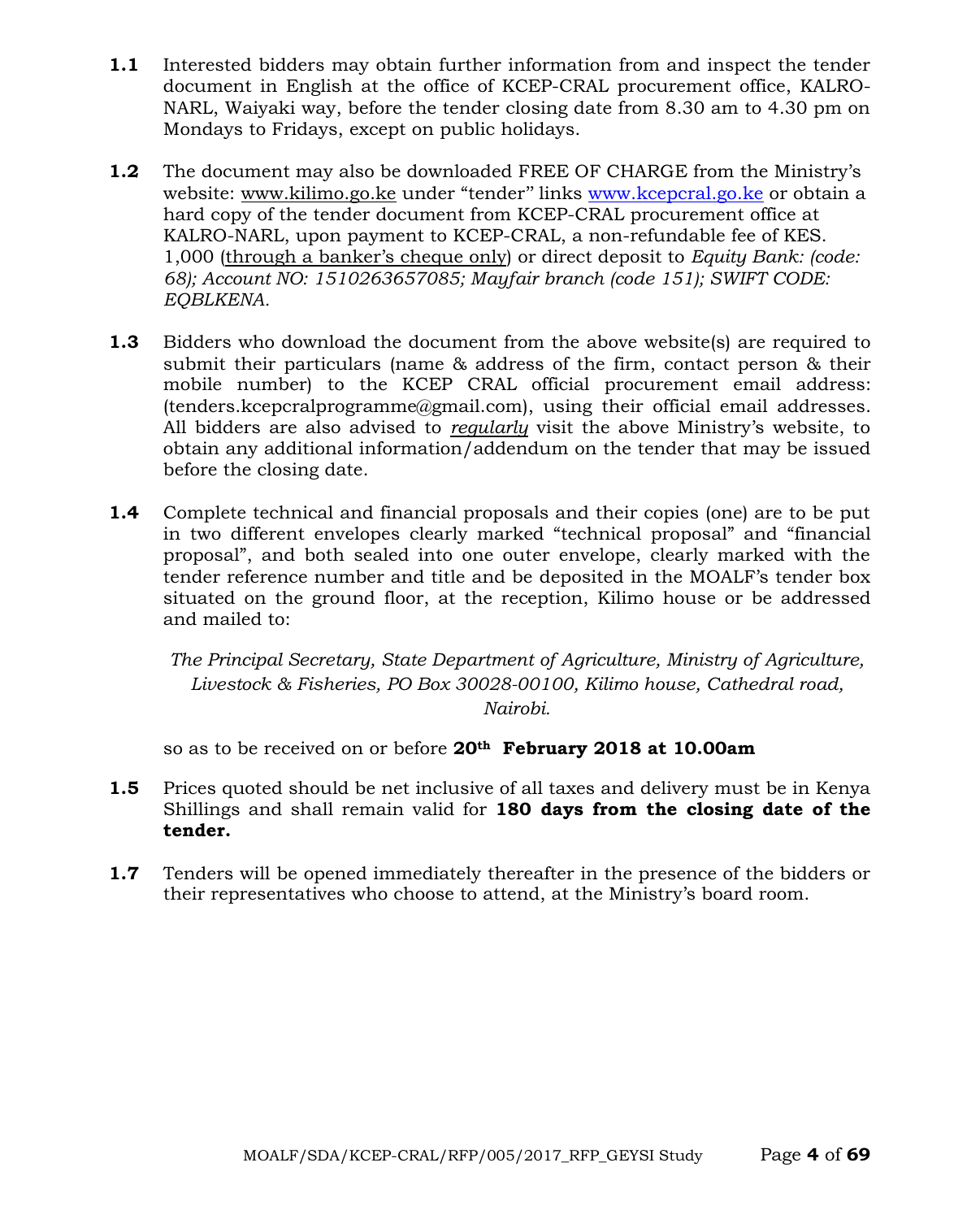**1.1** Interested bidders may obtain further information from and inspect the tender document in English at the office of KCEP-CRAL procurement office, KALRO-NARL, Waiyaki way, before the tender closing date from 8.30 am to 4.30 pm on Mondays to Fridays, except on public holidays.

**1.2** The document may also be downloaded FREE OF CHARGE from the Ministry's website: www.kilimo.go.ke under "tender" links www.kcepcral.go.ke or obtain a hard copy of the tender document from KCEP-CRAL procurement office at KALRO-NARL, upon payment to KCEP-CRAL, a non-refundable fee of KES. 1,000 (through a banker's cheque only) or direct deposit to *Equity Bank: (code: 68); Account NO: 1510263657085; Mayfair branch (code 151); SWIFT CODE: EQBLKENA.*

**1.3** Bidders who download the document from the above website(s) are required to submit their particulars (name & address of the firm, contact person & their mobile number) to the KCEP CRAL official procurement email address: (tenders.kcepcralprogramme@gmail.com), using their official email addresses. All bidders are also advised to *regularly* visit the above Ministry's website, to obtain any additional information/addendum on the tender that may be issued before the closing date.

**1.4** Complete technical and financial proposals and their copies (one) are to be put in two different envelopes clearly marked "technical proposal" and "financial proposal", and both sealed into one outer envelope, clearly marked with the tender reference number and title and be deposited in the MOALF's tender box situated on the ground floor, at the reception, Kilimo house or be addressed and mailed to:

*The Principal Secretary, State Department of Agriculture, Ministry of Agriculture, Livestock & Fisheries, PO Box 30028-00100, Kilimo house, Cathedral road, Nairobi.*

so as to be received on or before **20th February 2018 at 10.00am**

**1.5** Prices quoted should be net inclusive of all taxes and delivery must be in Kenya Shillings and shall remain valid for **180 days from the closing date of the tender.**

**1.7** Tenders will be opened immediately thereafter in the presence of the bidders or their representatives who choose to attend, at the Ministry's board room.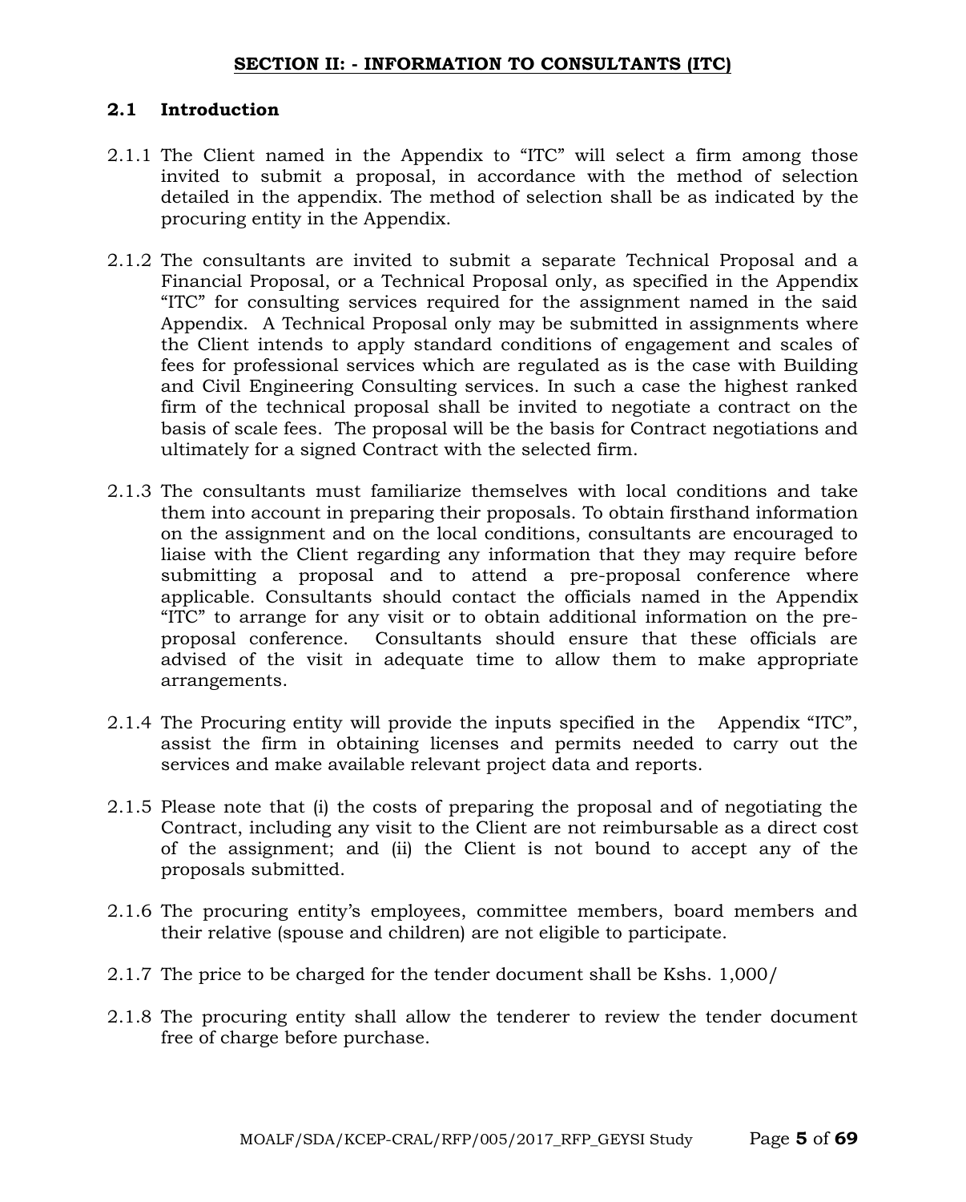## SECTION II: - INFORMATION TO CONSULTANTS (ITC)

### 2.1 Introduction

2.1.1 The Client named in the Appendix to "ITC" will select a firm among those invited to submit a proposal, in accordance with the method of selection detailed in the appendix. The method of selection shall be as indicated by the procuring entity in the Appendix.

2.1.2 The consultants are invited to submit a separate Technical Proposal and a Financial Proposal, or a Technical Proposal only, as specified in the Appendix "ITC" for consulting services required for the assignment named in the said Appendix. A Technical Proposal only may be submitted in assignments where the Client intends to apply standard conditions of engagement and scales of fees for professional services which are regulated as is the case with Building and Civil Engineering Consulting services. In such a case the highest ranked firm of the technical proposal shall be invited to negotiate a contract on the basis of scale fees. The proposal will be the basis for Contract negotiations and ultimately for a signed Contract with the selected firm.

2.1.3 The consultants must familiarize themselves with local conditions and take them into account in preparing their proposals. To obtain firsthand information on the assignment and on the local conditions, consultants are encouraged to liaise with the Client regarding any information that they may require before submitting a proposal and to attend a pre-proposal conference where applicable. Consultants should contact the officials named in the Appendix "ITC" to arrange for any visit or to obtain additional information on the pre-proposal conference. Consultants should ensure that these officials are advised of the visit in adequate time to allow them to make appropriate arrangements.

2.1.4 The Procuring entity will provide the inputs specified in the Appendix "ITC", assist the firm in obtaining licenses and permits needed to carry out the services and make available relevant project data and reports.

2.1.5 Please note that (i) the costs of preparing the proposal and of negotiating the Contract, including any visit to the Client are not reimbursable as a direct cost of the assignment; and (ii) the Client is not bound to accept any of the proposals submitted.

2.1.6 The procuring entity's employees, committee members, board members and their relative (spouse and children) are not eligible to participate.

2.1.7 The price to be charged for the tender document shall be Kshs. 1,000/

2.1.8 The procuring entity shall allow the tenderer to review the tender document free of charge before purchase.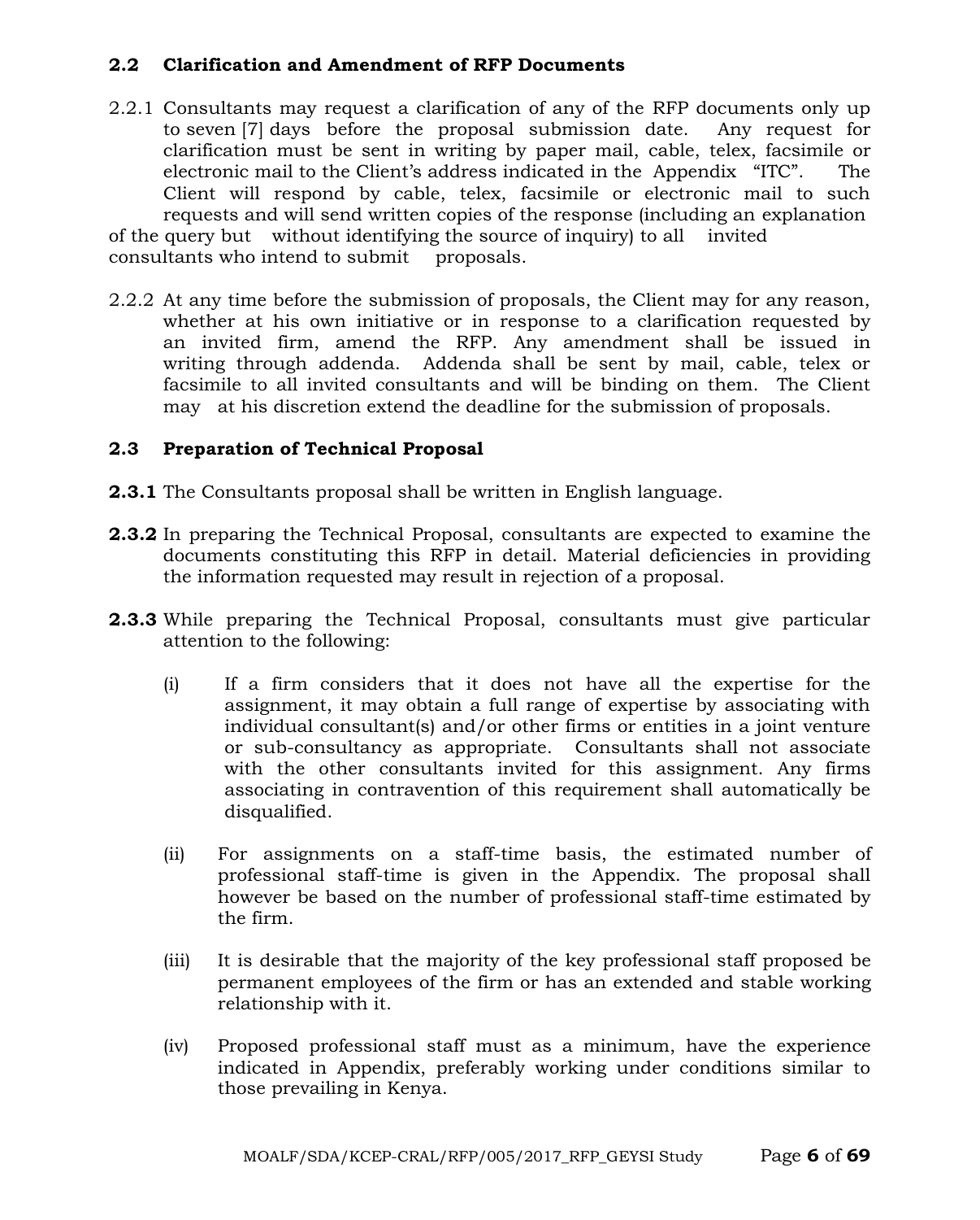## 2.2 Clarification and Amendment of RFP Documents

2.2.1 Consultants may request a clarification of any of the RFP documents only up to seven [7] days before the proposal submission date. Any request for clarification must be sent in writing by paper mail, cable, telex, facsimile or electronic mail to the Client's address indicated in the Appendix "ITC". The Client will respond by cable, telex, facsimile or electronic mail to such requests and will send written copies of the response (including an explanation of the query but without identifying the source of inquiry) to all invited consultants who intend to submit proposals.

2.2.2 At any time before the submission of proposals, the Client may for any reason, whether at his own initiative or in response to a clarification requested by an invited firm, amend the RFP. Any amendment shall be issued in writing through addenda. Addenda shall be sent by mail, cable, telex or facsimile to all invited consultants and will be binding on them. The Client may at his discretion extend the deadline for the submission of proposals.

## 2.3 Preparation of Technical Proposal

**2.3.1** The Consultants proposal shall be written in English language.

**2.3.2** In preparing the Technical Proposal, consultants are expected to examine the documents constituting this RFP in detail. Material deficiencies in providing the information requested may result in rejection of a proposal.

**2.3.3** While preparing the Technical Proposal, consultants must give particular attention to the following:

(i) If a firm considers that it does not have all the expertise for the assignment, it may obtain a full range of expertise by associating with individual consultant(s) and/or other firms or entities in a joint venture or sub-consultancy as appropriate. Consultants shall not associate with the other consultants invited for this assignment. Any firms associating in contravention of this requirement shall automatically be disqualified.

(ii) For assignments on a staff-time basis, the estimated number of professional staff-time is given in the Appendix. The proposal shall however be based on the number of professional staff-time estimated by the firm.

(iii) It is desirable that the majority of the key professional staff proposed be permanent employees of the firm or has an extended and stable working relationship with it.

(iv) Proposed professional staff must as a minimum, have the experience indicated in Appendix, preferably working under conditions similar to those prevailing in Kenya.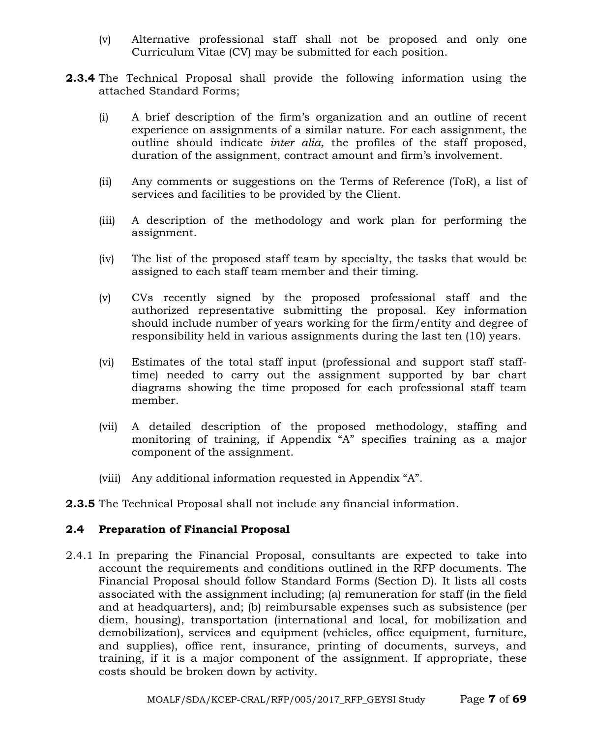(v) Alternative professional staff shall not be proposed and only one Curriculum Vitae (CV) may be submitted for each position.

**2.3.4** The Technical Proposal shall provide the following information using the attached Standard Forms;

(i) A brief description of the firm's organization and an outline of recent experience on assignments of a similar nature. For each assignment, the outline should indicate *inter alia,* the profiles of the staff proposed, duration of the assignment, contract amount and firm's involvement.

(ii) Any comments or suggestions on the Terms of Reference (ToR), a list of services and facilities to be provided by the Client.

(iii) A description of the methodology and work plan for performing the assignment.

(iv) The list of the proposed staff team by specialty, the tasks that would be assigned to each staff team member and their timing.

(v) CVs recently signed by the proposed professional staff and the authorized representative submitting the proposal. Key information should include number of years working for the firm/entity and degree of responsibility held in various assignments during the last ten (10) years.

(vi) Estimates of the total staff input (professional and support staff staff-time) needed to carry out the assignment supported by bar chart diagrams showing the time proposed for each professional staff team member.

(vii) A detailed description of the proposed methodology, staffing and monitoring of training, if Appendix "A" specifies training as a major component of the assignment.

(viii) Any additional information requested in Appendix "A".

**2.3.5** The Technical Proposal shall not include any financial information.

## 2.4 Preparation of Financial Proposal

2.4.1 In preparing the Financial Proposal, consultants are expected to take into account the requirements and conditions outlined in the RFP documents. The Financial Proposal should follow Standard Forms (Section D). It lists all costs associated with the assignment including; (a) remuneration for staff (in the field and at headquarters), and; (b) reimbursable expenses such as subsistence (per diem, housing), transportation (international and local, for mobilization and demobilization), services and equipment (vehicles, office equipment, furniture, and supplies), office rent, insurance, printing of documents, surveys, and training, if it is a major component of the assignment. If appropriate, these costs should be broken down by activity.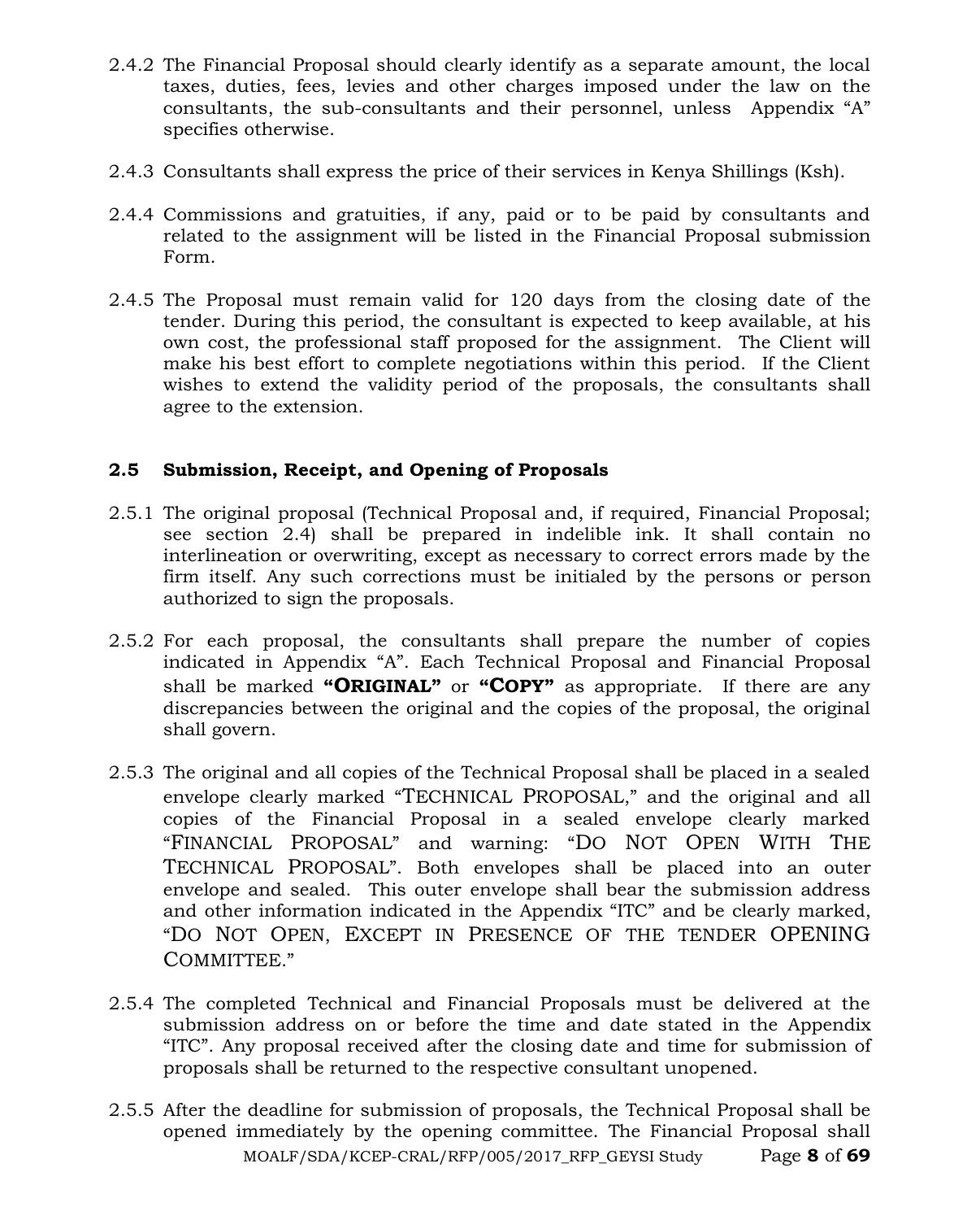2.4.2 The Financial Proposal should clearly identify as a separate amount, the local taxes, duties, fees, levies and other charges imposed under the law on the consultants, the sub-consultants and their personnel, unless Appendix "A" specifies otherwise.

2.4.3 Consultants shall express the price of their services in Kenya Shillings (Ksh).

2.4.4 Commissions and gratuities, if any, paid or to be paid by consultants and related to the assignment will be listed in the Financial Proposal submission Form.

2.4.5 The Proposal must remain valid for 120 days from the closing date of the tender. During this period, the consultant is expected to keep available, at his own cost, the professional staff proposed for the assignment. The Client will make his best effort to complete negotiations within this period. If the Client wishes to extend the validity period of the proposals, the consultants shall agree to the extension.

### 2.5 Submission, Receipt, and Opening of Proposals

2.5.1 The original proposal (Technical Proposal and, if required, Financial Proposal; see section 2.4) shall be prepared in indelible ink. It shall contain no interlineation or overwriting, except as necessary to correct errors made by the firm itself. Any such corrections must be initialed by the persons or person authorized to sign the proposals.

2.5.2 For each proposal, the consultants shall prepare the number of copies indicated in Appendix "A". Each Technical Proposal and Financial Proposal shall be marked **"ORIGINAL"** or **"COPY"** as appropriate. If there are any discrepancies between the original and the copies of the proposal, the original shall govern.

2.5.3 The original and all copies of the Technical Proposal shall be placed in a sealed envelope clearly marked "TECHNICAL PROPOSAL," and the original and all copies of the Financial Proposal in a sealed envelope clearly marked "FINANCIAL PROPOSAL" and warning: "DO NOT OPEN WITH THE TECHNICAL PROPOSAL". Both envelopes shall be placed into an outer envelope and sealed. This outer envelope shall bear the submission address and other information indicated in the Appendix "ITC" and be clearly marked, "DO NOT OPEN, EXCEPT IN PRESENCE OF THE TENDER OPENING COMMITTEE."

2.5.4 The completed Technical and Financial Proposals must be delivered at the submission address on or before the time and date stated in the Appendix "ITC". Any proposal received after the closing date and time for submission of proposals shall be returned to the respective consultant unopened.

2.5.5 After the deadline for submission of proposals, the Technical Proposal shall be opened immediately by the opening committee. The Financial Proposal shall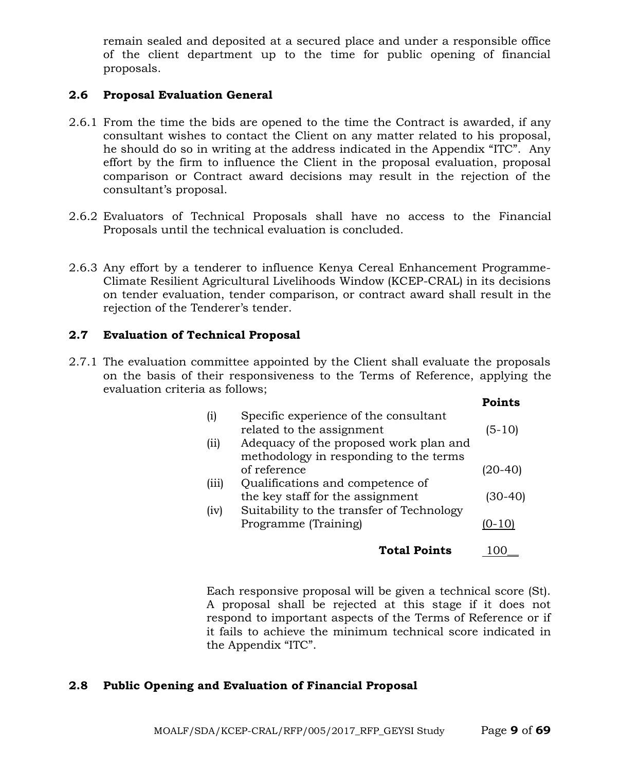remain sealed and deposited at a secured place and under a responsible office of the client department up to the time for public opening of financial proposals.

### 2.6 Proposal Evaluation General

2.6.1 From the time the bids are opened to the time the Contract is awarded, if any consultant wishes to contact the Client on any matter related to his proposal, he should do so in writing at the address indicated in the Appendix "ITC". Any effort by the firm to influence the Client in the proposal evaluation, proposal comparison or Contract award decisions may result in the rejection of the consultant's proposal.

2.6.2 Evaluators of Technical Proposals shall have no access to the Financial Proposals until the technical evaluation is concluded.

2.6.3 Any effort by a tenderer to influence Kenya Cereal Enhancement Programme-Climate Resilient Agricultural Livelihoods Window (KCEP-CRAL) in its decisions on tender evaluation, tender comparison, or contract award shall result in the rejection of the Tenderer's tender.

### 2.7 Evaluation of Technical Proposal

2.7.1 The evaluation committee appointed by the Client shall evaluate the proposals on the basis of their responsiveness to the Terms of Reference, applying the evaluation criteria as follows;

| | | **Points** |
|---|---|---|
| (i) | Specific experience of the consultant related to the assignment | (5-10) |
| (ii) | Adequacy of the proposed work plan and methodology in responding to the terms of reference | (20-40) |
| (iii) | Qualifications and competence of the key staff for the assignment | (30-40) |
| (iv) | Suitability to the transfer of Technology Programme (Training) | (0-10) |
| | **Total Points** | 100 |

Each responsive proposal will be given a technical score (St). A proposal shall be rejected at this stage if it does not respond to important aspects of the Terms of Reference or if it fails to achieve the minimum technical score indicated in the Appendix "ITC".

### 2.8 Public Opening and Evaluation of Financial Proposal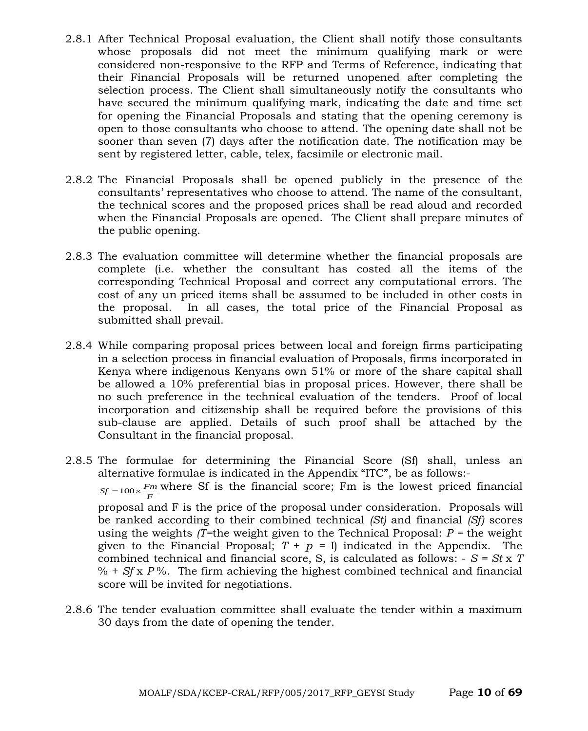2.8.1 After Technical Proposal evaluation, the Client shall notify those consultants whose proposals did not meet the minimum qualifying mark or were considered non-responsive to the RFP and Terms of Reference, indicating that their Financial Proposals will be returned unopened after completing the selection process. The Client shall simultaneously notify the consultants who have secured the minimum qualifying mark, indicating the date and time set for opening the Financial Proposals and stating that the opening ceremony is open to those consultants who choose to attend. The opening date shall not be sooner than seven (7) days after the notification date. The notification may be sent by registered letter, cable, telex, facsimile or electronic mail.

2.8.2 The Financial Proposals shall be opened publicly in the presence of the consultants' representatives who choose to attend. The name of the consultant, the technical scores and the proposed prices shall be read aloud and recorded when the Financial Proposals are opened. The Client shall prepare minutes of the public opening.

2.8.3 The evaluation committee will determine whether the financial proposals are complete (i.e. whether the consultant has costed all the items of the corresponding Technical Proposal and correct any computational errors. The cost of any un priced items shall be assumed to be included in other costs in the proposal. In all cases, the total price of the Financial Proposal as submitted shall prevail.

2.8.4 While comparing proposal prices between local and foreign firms participating in a selection process in financial evaluation of Proposals, firms incorporated in Kenya where indigenous Kenyans own 51% or more of the share capital shall be allowed a 10% preferential bias in proposal prices. However, there shall be no such preference in the technical evaluation of the tenders. Proof of local incorporation and citizenship shall be required before the provisions of this sub-clause are applied. Details of such proof shall be attached by the Consultant in the financial proposal.

2.8.5 The formulae for determining the Financial Score (Sf) shall, unless an alternative formulae is indicated in the Appendix "ITC", be as follows:-
$Sf = 100 \times \frac{Fm}{F}$ where Sf is the financial score; Fm is the lowest priced financial proposal and F is the price of the proposal under consideration. Proposals will be ranked according to their combined technical *(St)* and financial *(Sf)* scores using the weights *(T*=the weight given to the Technical Proposal: *P* = the weight given to the Financial Proposal; $T + p = I$) indicated in the Appendix. The combined technical and financial score, S, is calculated as follows: - $S = St \times T\% + Sf \times P\%$. The firm achieving the highest combined technical and financial score will be invited for negotiations.

2.8.6 The tender evaluation committee shall evaluate the tender within a maximum 30 days from the date of opening the tender.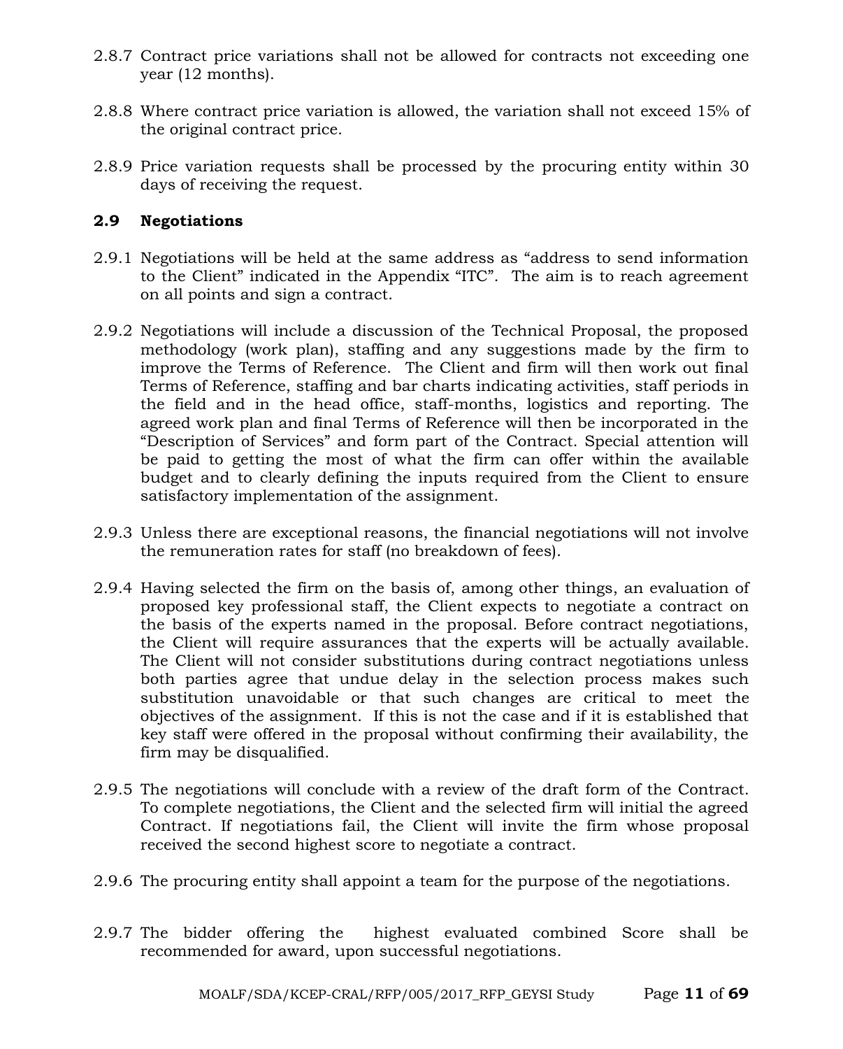2.8.7 Contract price variations shall not be allowed for contracts not exceeding one year (12 months).

2.8.8 Where contract price variation is allowed, the variation shall not exceed 15% of the original contract price.

2.8.9 Price variation requests shall be processed by the procuring entity within 30 days of receiving the request.

## 2.9 Negotiations

2.9.1 Negotiations will be held at the same address as "address to send information to the Client" indicated in the Appendix "ITC". The aim is to reach agreement on all points and sign a contract.

2.9.2 Negotiations will include a discussion of the Technical Proposal, the proposed methodology (work plan), staffing and any suggestions made by the firm to improve the Terms of Reference. The Client and firm will then work out final Terms of Reference, staffing and bar charts indicating activities, staff periods in the field and in the head office, staff-months, logistics and reporting. The agreed work plan and final Terms of Reference will then be incorporated in the "Description of Services" and form part of the Contract. Special attention will be paid to getting the most of what the firm can offer within the available budget and to clearly defining the inputs required from the Client to ensure satisfactory implementation of the assignment.

2.9.3 Unless there are exceptional reasons, the financial negotiations will not involve the remuneration rates for staff (no breakdown of fees).

2.9.4 Having selected the firm on the basis of, among other things, an evaluation of proposed key professional staff, the Client expects to negotiate a contract on the basis of the experts named in the proposal. Before contract negotiations, the Client will require assurances that the experts will be actually available. The Client will not consider substitutions during contract negotiations unless both parties agree that undue delay in the selection process makes such substitution unavoidable or that such changes are critical to meet the objectives of the assignment. If this is not the case and if it is established that key staff were offered in the proposal without confirming their availability, the firm may be disqualified.

2.9.5 The negotiations will conclude with a review of the draft form of the Contract. To complete negotiations, the Client and the selected firm will initial the agreed Contract. If negotiations fail, the Client will invite the firm whose proposal received the second highest score to negotiate a contract.

2.9.6 The procuring entity shall appoint a team for the purpose of the negotiations.

2.9.7 The bidder offering the highest evaluated combined Score shall be recommended for award, upon successful negotiations.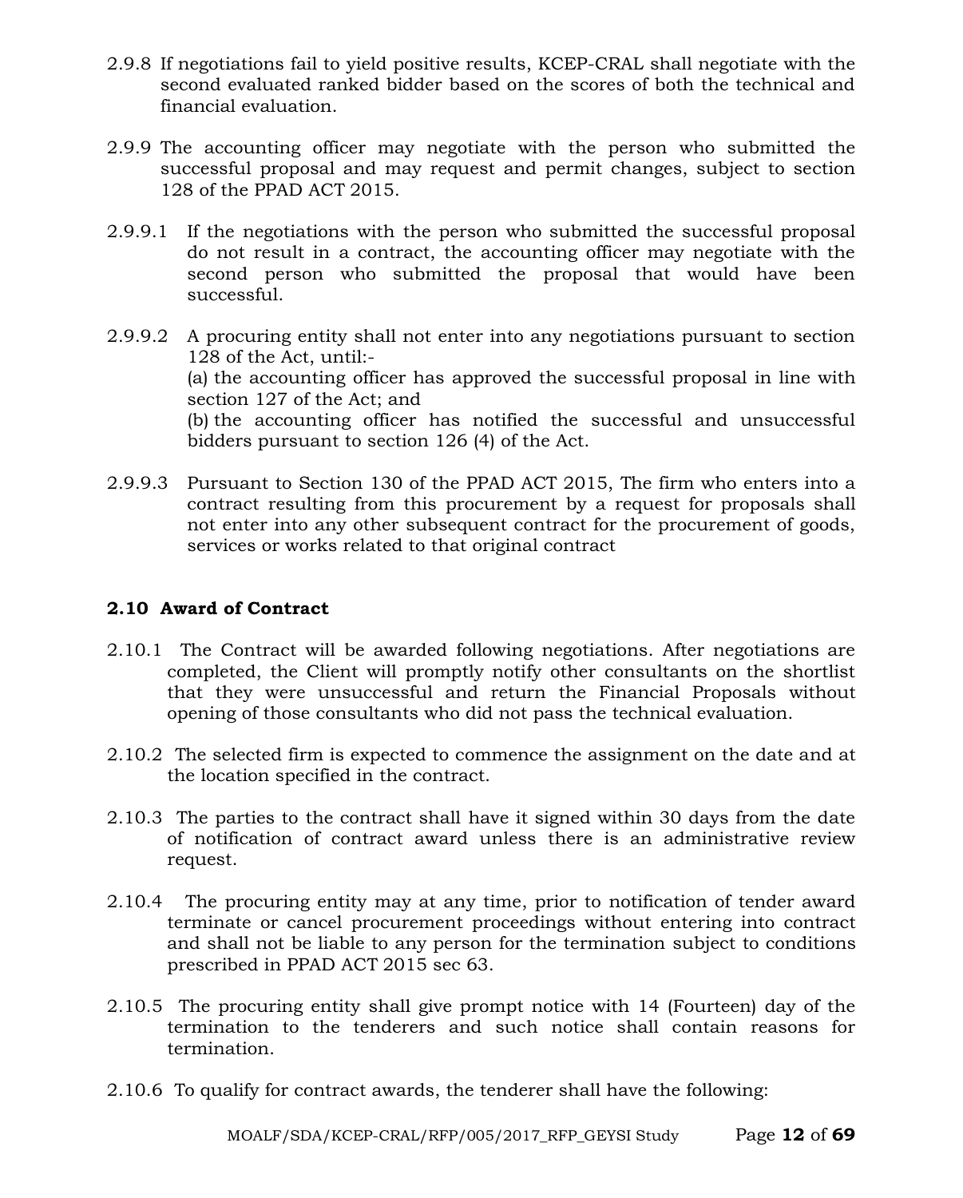2.9.8 If negotiations fail to yield positive results, KCEP-CRAL shall negotiate with the second evaluated ranked bidder based on the scores of both the technical and financial evaluation.

2.9.9 The accounting officer may negotiate with the person who submitted the successful proposal and may request and permit changes, subject to section 128 of the PPAD ACT 2015.

2.9.9.1 If the negotiations with the person who submitted the successful proposal do not result in a contract, the accounting officer may negotiate with the second person who submitted the proposal that would have been successful.

2.9.9.2 A procuring entity shall not enter into any negotiations pursuant to section 128 of the Act, until:-
(a) the accounting officer has approved the successful proposal in line with section 127 of the Act; and
(b) the accounting officer has notified the successful and unsuccessful bidders pursuant to section 126 (4) of the Act.

2.9.9.3 Pursuant to Section 130 of the PPAD ACT 2015, The firm who enters into a contract resulting from this procurement by a request for proposals shall not enter into any other subsequent contract for the procurement of goods, services or works related to that original contract

## 2.10 Award of Contract

2.10.1 The Contract will be awarded following negotiations. After negotiations are completed, the Client will promptly notify other consultants on the shortlist that they were unsuccessful and return the Financial Proposals without opening of those consultants who did not pass the technical evaluation.

2.10.2 The selected firm is expected to commence the assignment on the date and at the location specified in the contract.

2.10.3 The parties to the contract shall have it signed within 30 days from the date of notification of contract award unless there is an administrative review request.

2.10.4 The procuring entity may at any time, prior to notification of tender award terminate or cancel procurement proceedings without entering into contract and shall not be liable to any person for the termination subject to conditions prescribed in PPAD ACT 2015 sec 63.

2.10.5 The procuring entity shall give prompt notice with 14 (Fourteen) day of the termination to the tenderers and such notice shall contain reasons for termination.

2.10.6 To qualify for contract awards, the tenderer shall have the following: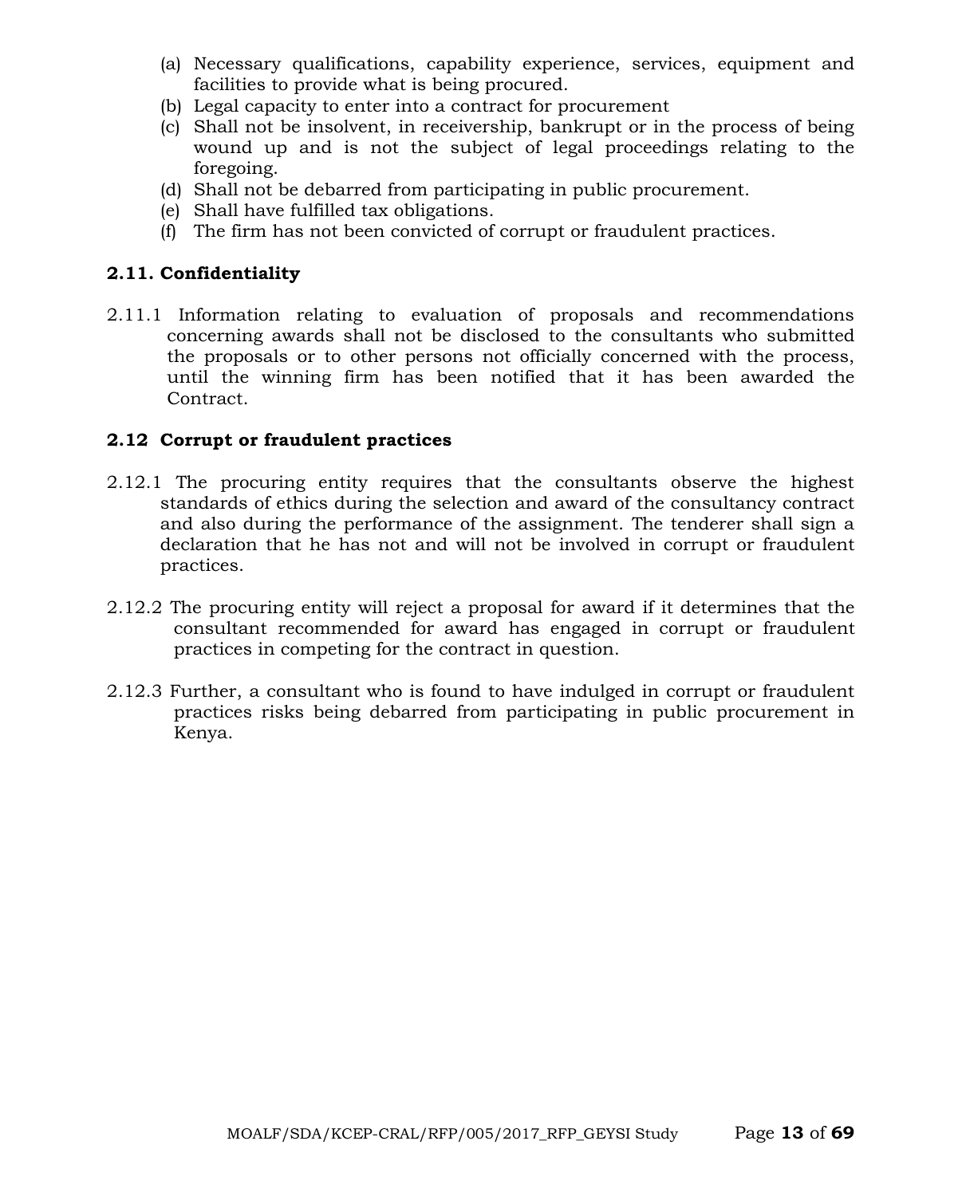(a) Necessary qualifications, capability experience, services, equipment and facilities to provide what is being procured.
(b) Legal capacity to enter into a contract for procurement
(c) Shall not be insolvent, in receivership, bankrupt or in the process of being wound up and is not the subject of legal proceedings relating to the foregoing.
(d) Shall not be debarred from participating in public procurement.
(e) Shall have fulfilled tax obligations.
(f) The firm has not been convicted of corrupt or fraudulent practices.

### 2.11. Confidentiality

2.11.1 Information relating to evaluation of proposals and recommendations concerning awards shall not be disclosed to the consultants who submitted the proposals or to other persons not officially concerned with the process, until the winning firm has been notified that it has been awarded the Contract.

### 2.12 Corrupt or fraudulent practices

2.12.1 The procuring entity requires that the consultants observe the highest standards of ethics during the selection and award of the consultancy contract and also during the performance of the assignment. The tenderer shall sign a declaration that he has not and will not be involved in corrupt or fraudulent practices.

2.12.2 The procuring entity will reject a proposal for award if it determines that the consultant recommended for award has engaged in corrupt or fraudulent practices in competing for the contract in question.

2.12.3 Further, a consultant who is found to have indulged in corrupt or fraudulent practices risks being debarred from participating in public procurement in Kenya.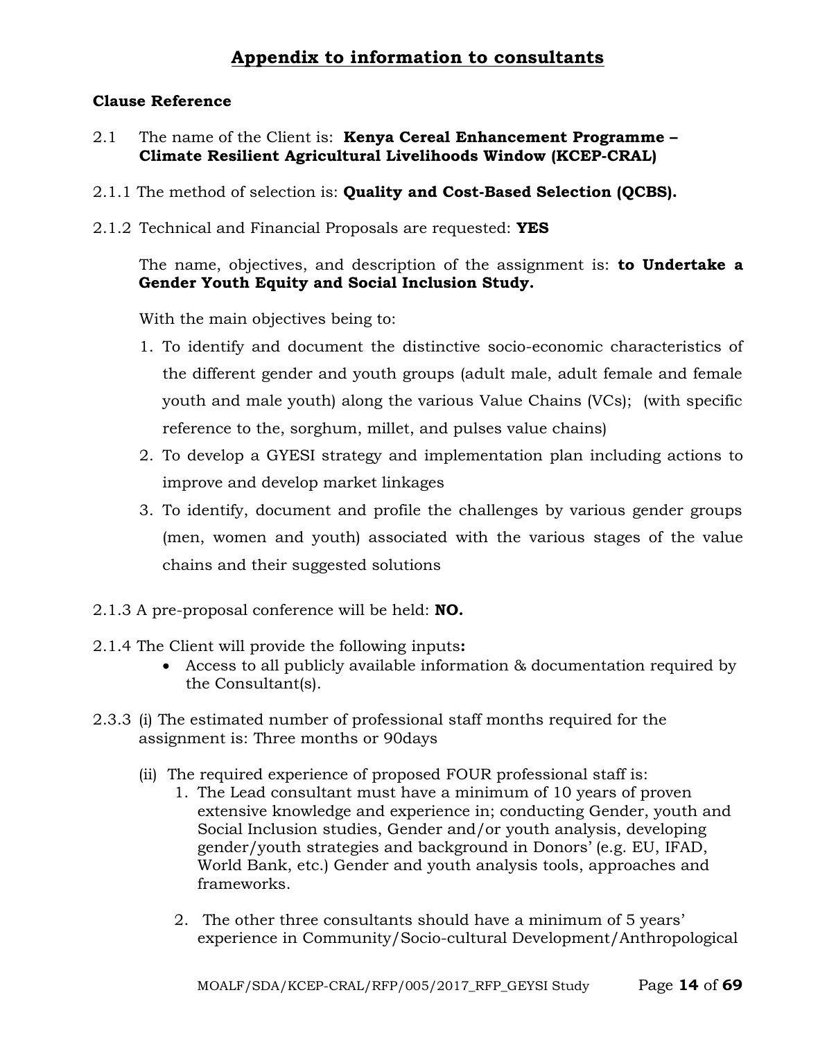## Appendix to information to consultants

**Clause Reference**

2.1 The name of the Client is: **Kenya Cereal Enhancement Programme – Climate Resilient Agricultural Livelihoods Window (KCEP-CRAL)**

2.1.1 The method of selection is: **Quality and Cost-Based Selection (QCBS).**

2.1.2 Technical and Financial Proposals are requested: **YES**

The name, objectives, and description of the assignment is: **to Undertake a Gender Youth Equity and Social Inclusion Study.**

With the main objectives being to:

1. To identify and document the distinctive socio-economic characteristics of the different gender and youth groups (adult male, adult female and female youth and male youth) along the various Value Chains (VCs); (with specific reference to the, sorghum, millet, and pulses value chains)
2. To develop a GYESI strategy and implementation plan including actions to improve and develop market linkages
3. To identify, document and profile the challenges by various gender groups (men, women and youth) associated with the various stages of the value chains and their suggested solutions

2.1.3 A pre-proposal conference will be held: **NO.**

2.1.4 The Client will provide the following inputs**:**

- Access to all publicly available information & documentation required by the Consultant(s).

2.3.3 (i) The estimated number of professional staff months required for the assignment is: Three months or 90days

(ii) The required experience of proposed FOUR professional staff is:

1. The Lead consultant must have a minimum of 10 years of proven extensive knowledge and experience in; conducting Gender, youth and Social Inclusion studies, Gender and/or youth analysis, developing gender/youth strategies and background in Donors' (e.g. EU, IFAD, World Bank, etc.) Gender and youth analysis tools, approaches and frameworks.

2. The other three consultants should have a minimum of 5 years' experience in Community/Socio-cultural Development/Anthropological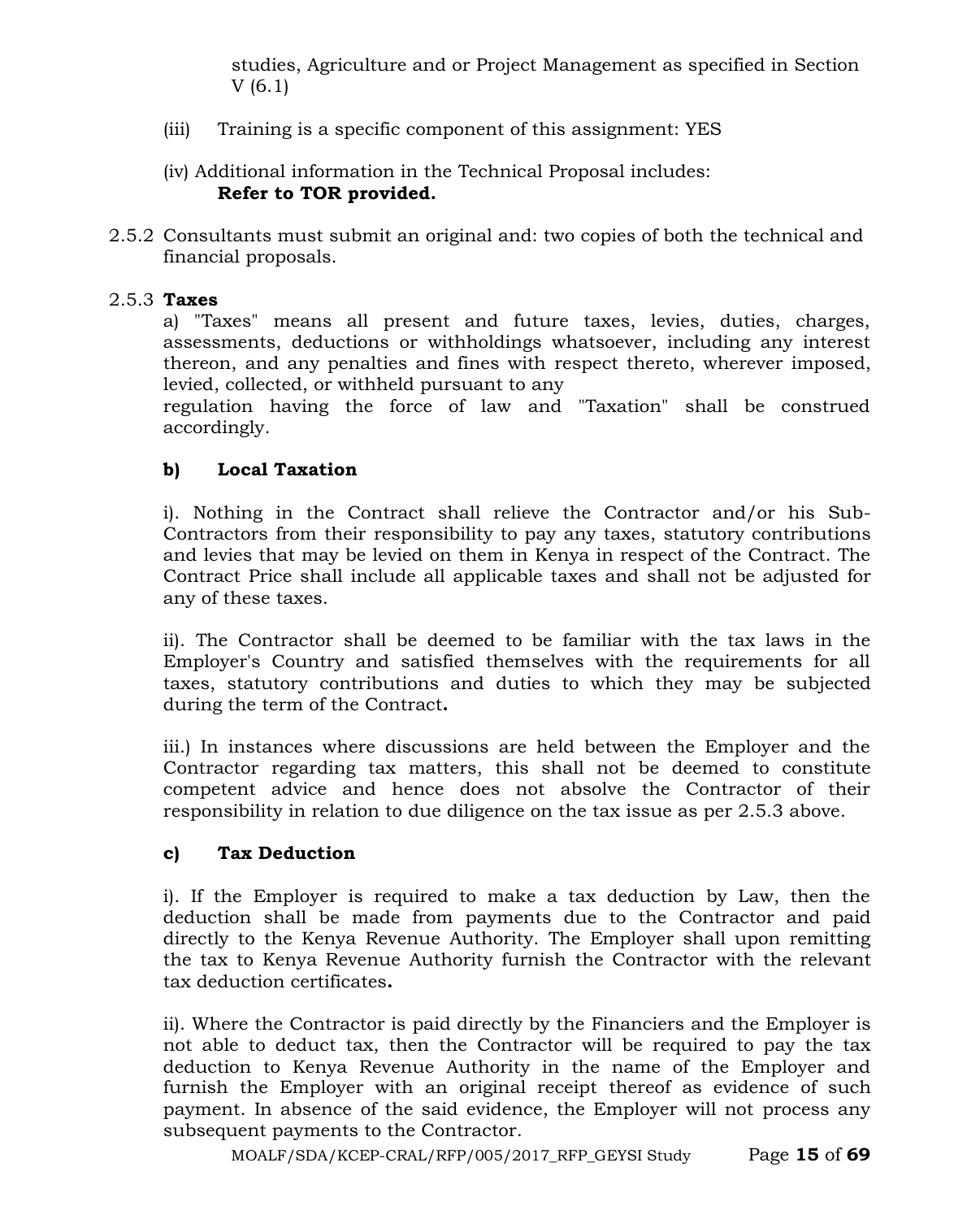studies, Agriculture and or Project Management as specified in Section V (6.1)

(iii) Training is a specific component of this assignment: YES

(iv) Additional information in the Technical Proposal includes:
**Refer to TOR provided.**

2.5.2 Consultants must submit an original and: two copies of both the technical and financial proposals.

2.5.3 **Taxes**

a) "Taxes" means all present and future taxes, levies, duties, charges, assessments, deductions or withholdings whatsoever, including any interest thereon, and any penalties and fines with respect thereto, wherever imposed, levied, collected, or withheld pursuant to any regulation having the force of law and "Taxation" shall be construed accordingly.

**b) Local Taxation**

i). Nothing in the Contract shall relieve the Contractor and/or his Sub-Contractors from their responsibility to pay any taxes, statutory contributions and levies that may be levied on them in Kenya in respect of the Contract. The Contract Price shall include all applicable taxes and shall not be adjusted for any of these taxes.

ii). The Contractor shall be deemed to be familiar with the tax laws in the Employer's Country and satisfied themselves with the requirements for all taxes, statutory contributions and duties to which they may be subjected during the term of the Contract**.**

iii.) In instances where discussions are held between the Employer and the Contractor regarding tax matters, this shall not be deemed to constitute competent advice and hence does not absolve the Contractor of their responsibility in relation to due diligence on the tax issue as per 2.5.3 above.

**c) Tax Deduction**

i). If the Employer is required to make a tax deduction by Law, then the deduction shall be made from payments due to the Contractor and paid directly to the Kenya Revenue Authority. The Employer shall upon remitting the tax to Kenya Revenue Authority furnish the Contractor with the relevant tax deduction certificates**.**

ii). Where the Contractor is paid directly by the Financiers and the Employer is not able to deduct tax, then the Contractor will be required to pay the tax deduction to Kenya Revenue Authority in the name of the Employer and furnish the Employer with an original receipt thereof as evidence of such payment. In absence of the said evidence, the Employer will not process any subsequent payments to the Contractor.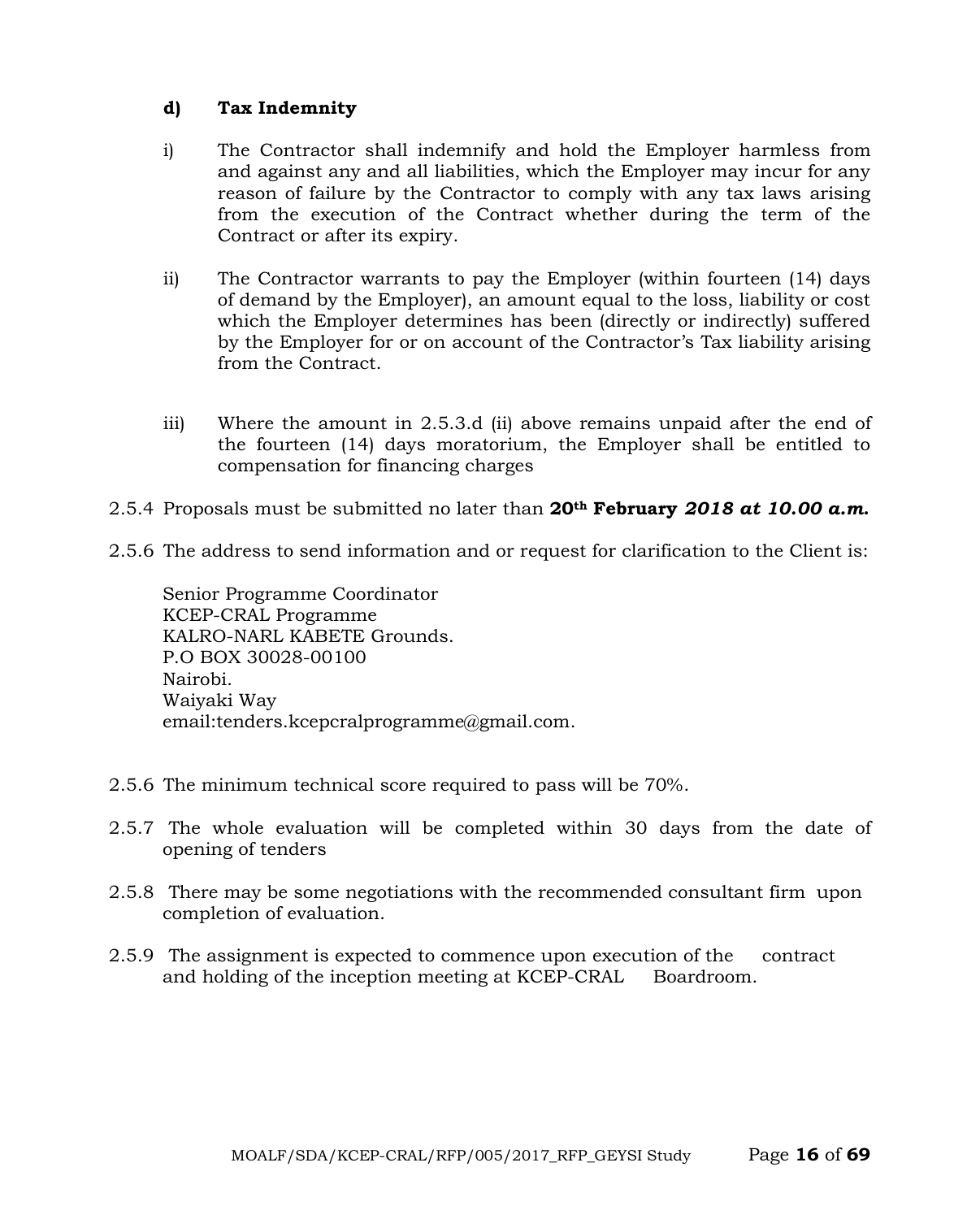**d) Tax Indemnity**

i) The Contractor shall indemnify and hold the Employer harmless from and against any and all liabilities, which the Employer may incur for any reason of failure by the Contractor to comply with any tax laws arising from the execution of the Contract whether during the term of the Contract or after its expiry.

ii) The Contractor warrants to pay the Employer (within fourteen (14) days of demand by the Employer), an amount equal to the loss, liability or cost which the Employer determines has been (directly or indirectly) suffered by the Employer for or on account of the Contractor's Tax liability arising from the Contract.

iii) Where the amount in 2.5.3.d (ii) above remains unpaid after the end of the fourteen (14) days moratorium, the Employer shall be entitled to compensation for financing charges

2.5.4 Proposals must be submitted no later than **20th February** ***2018 at 10.00 a.m.***

2.5.6 The address to send information and or request for clarification to the Client is:

Senior Programme Coordinator
KCEP-CRAL Programme
KALRO-NARL KABETE Grounds.
P.O BOX 30028-00100
Nairobi.
Waiyaki Way
email:tenders.kcepcralprogramme@gmail.com.

2.5.6 The minimum technical score required to pass will be 70%.

2.5.7 The whole evaluation will be completed within 30 days from the date of opening of tenders

2.5.8 There may be some negotiations with the recommended consultant firm upon completion of evaluation.

2.5.9 The assignment is expected to commence upon execution of the contract and holding of the inception meeting at KCEP-CRAL Boardroom.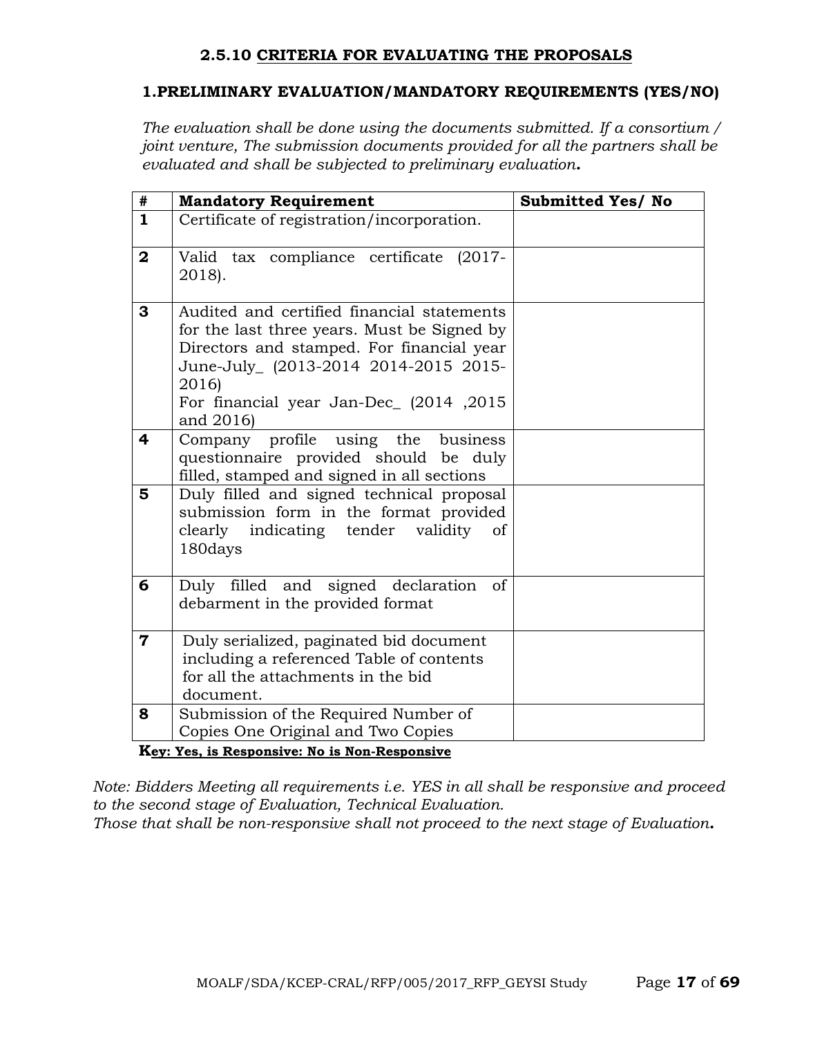### 2.5.10 CRITERIA FOR EVALUATING THE PROPOSALS

#### 1.PRELIMINARY EVALUATION/MANDATORY REQUIREMENTS (YES/NO)

*The evaluation shall be done using the documents submitted. If a consortium / joint venture, The submission documents provided for all the partners shall be evaluated and shall be subjected to preliminary evaluation.*

| # | Mandatory Requirement | Submitted Yes/ No |
|---|---|---|
| 1 | Certificate of registration/incorporation. | |
| 2 | Valid tax compliance certificate (2017-2018). | |
| 3 | Audited and certified financial statements for the last three years. Must be Signed by Directors and stamped. For financial year June-July_ (2013-2014 2014-2015 2015-2016)<br>For financial year Jan-Dec_ (2014 ,2015 and 2016) | |
| 4 | Company profile using the business questionnaire provided should be duly filled, stamped and signed in all sections | |
| 5 | Duly filled and signed technical proposal submission form in the format provided clearly indicating tender validity of 180days | |
| 6 | Duly filled and signed declaration of debarment in the provided format | |
| 7 | Duly serialized, paginated bid document including a referenced Table of contents for all the attachments in the bid document. | |
| 8 | Submission of the Required Number of Copies One Original and Two Copies | |

**Key: Yes, is Responsive: No is Non-Responsive**

*Note: Bidders Meeting all requirements i.e. YES in all shall be responsive and proceed to the second stage of Evaluation, Technical Evaluation.*
*Those that shall be non-responsive shall not proceed to the next stage of Evaluation.*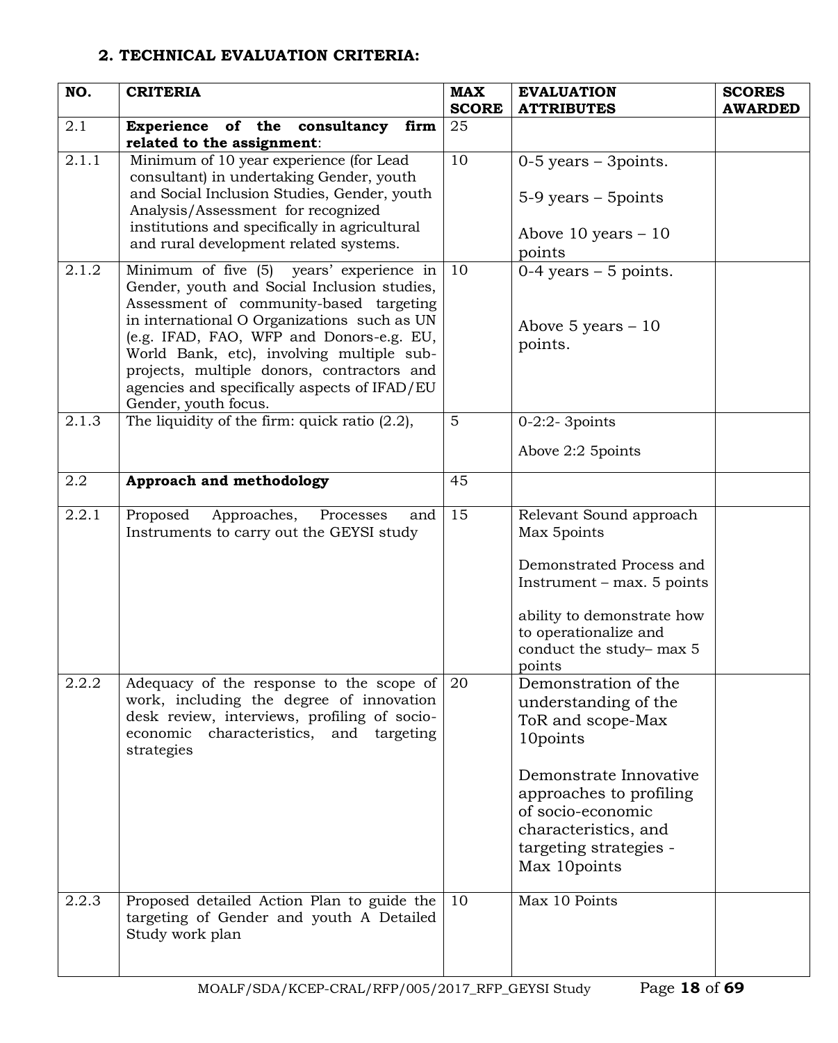### 2. TECHNICAL EVALUATION CRITERIA:

| NO. | CRITERIA | MAX SCORE | EVALUATION ATTRIBUTES | SCORES AWARDED |
|---|---|---|---|---|
| 2.1 | **Experience of the consultancy firm related to the assignment**: | 25 | | |
| 2.1.1 | Minimum of 10 year experience (for Lead consultant) in undertaking Gender, youth and Social Inclusion Studies, Gender, youth Analysis/Assessment for recognized institutions and specifically in agricultural and rural development related systems. | 10 | 0-5 years – 3points.<br><br>5-9 years – 5points<br><br>Above 10 years – 10 points | |
| 2.1.2 | Minimum of five (5) years' experience in Gender, youth and Social Inclusion studies, Assessment of community-based targeting in international O Organizations such as UN (e.g. IFAD, FAO, WFP and Donors-e.g. EU, World Bank, etc), involving multiple sub-projects, multiple donors, contractors and agencies and specifically aspects of IFAD/EU Gender, youth focus. | 10 | 0-4 years – 5 points.<br><br>Above 5 years – 10 points. | |
| 2.1.3 | The liquidity of the firm: quick ratio (2.2), | 5 | 0-2:2- 3points<br><br>Above 2:2 5points | |
| 2.2 | **Approach and methodology** | 45 | | |
| 2.2.1 | Proposed Approaches, Processes and Instruments to carry out the GEYSI study | 15 | Relevant Sound approach Max 5points<br><br>Demonstrated Process and Instrument – max. 5 points<br><br>ability to demonstrate how to operationalize and conduct the study– max 5 points | |
| 2.2.2 | Adequacy of the response to the scope of work, including the degree of innovation desk review, interviews, profiling of socio-economic characteristics, and targeting strategies | 20 | Demonstration of the understanding of the ToR and scope-Max 10points<br><br>Demonstrate Innovative approaches to profiling of socio-economic characteristics, and targeting strategies - Max 10points | |
| 2.2.3 | Proposed detailed Action Plan to guide the targeting of Gender and youth A Detailed Study work plan | 10 | Max 10 Points | |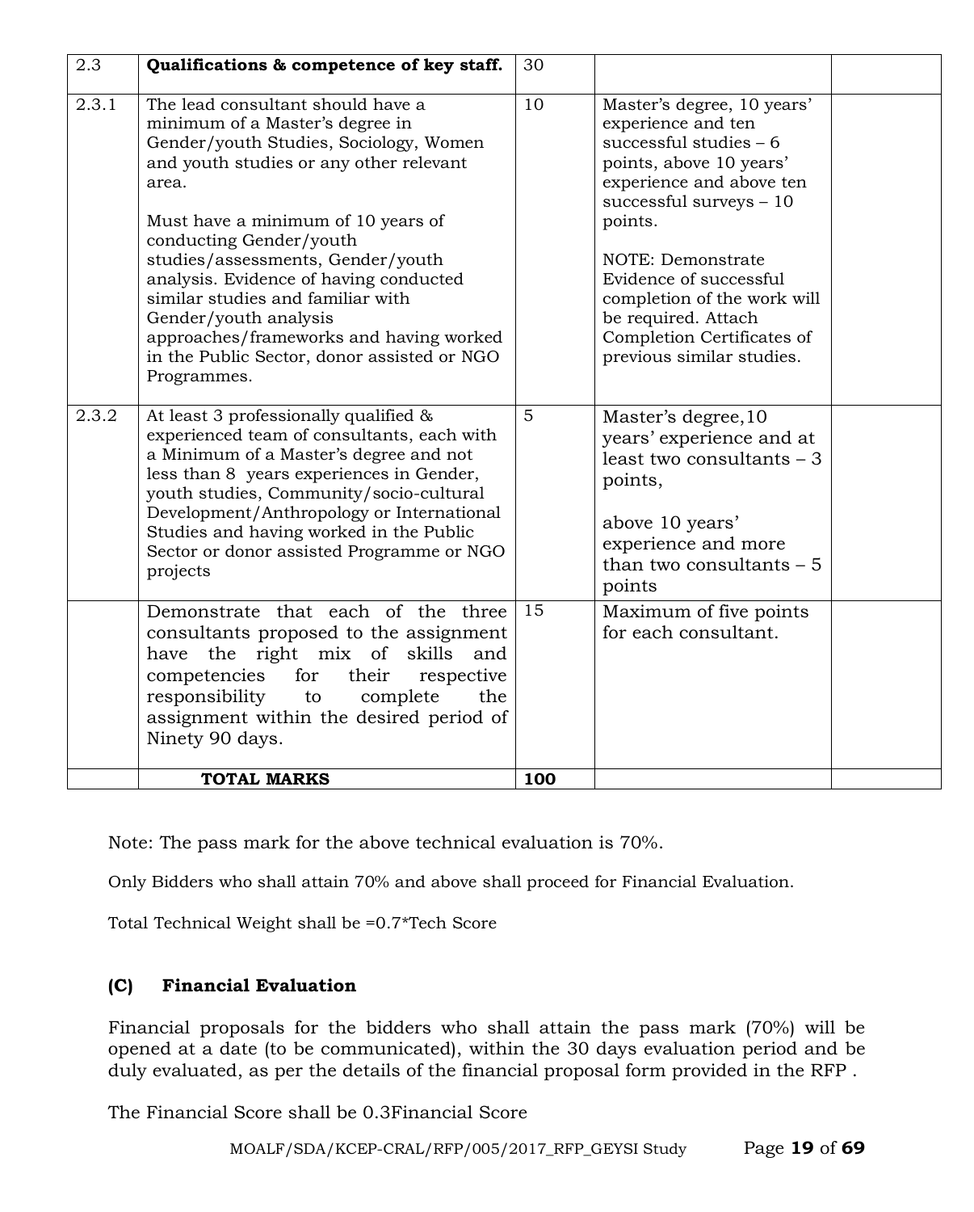| 2.3 | **Qualifications & competence of key staff.** | 30 | | |
|---|---|---|---|---|
| 2.3.1 | The lead consultant should have a minimum of a Master's degree in Gender/youth Studies, Sociology, Women and youth studies or any other relevant area.<br><br>Must have a minimum of 10 years of conducting Gender/youth studies/assessments, Gender/youth analysis. Evidence of having conducted similar studies and familiar with Gender/youth analysis approaches/frameworks and having worked in the Public Sector, donor assisted or NGO Programmes. | 10 | Master's degree, 10 years' experience and ten successful studies – 6 points, above 10 years' experience and above ten successful surveys – 10 points.<br><br>NOTE: Demonstrate Evidence of successful completion of the work will be required. Attach Completion Certificates of previous similar studies. | |
| 2.3.2 | At least 3 professionally qualified & experienced team of consultants, each with a Minimum of a Master's degree and not less than 8 years experiences in Gender, youth studies, Community/socio-cultural Development/Anthropology or International Studies and having worked in the Public Sector or donor assisted Programme or NGO projects | 5 | Master's degree,10 years' experience and at least two consultants – 3 points,<br><br>above 10 years' experience and more than two consultants – 5 points | |
| | Demonstrate that each of the three consultants proposed to the assignment have the right mix of skills and competencies for their respective responsibility to complete the assignment within the desired period of Ninety 90 days. | 15 | Maximum of five points for each consultant. | |
| | **TOTAL MARKS** | **100** | | |

Note: The pass mark for the above technical evaluation is 70%.

Only Bidders who shall attain 70% and above shall proceed for Financial Evaluation.

Total Technical Weight shall be =0.7*Tech Score

### (C) Financial Evaluation

Financial proposals for the bidders who shall attain the pass mark (70%) will be opened at a date (to be communicated), within the 30 days evaluation period and be duly evaluated, as per the details of the financial proposal form provided in the RFP .

The Financial Score shall be 0.3Financial Score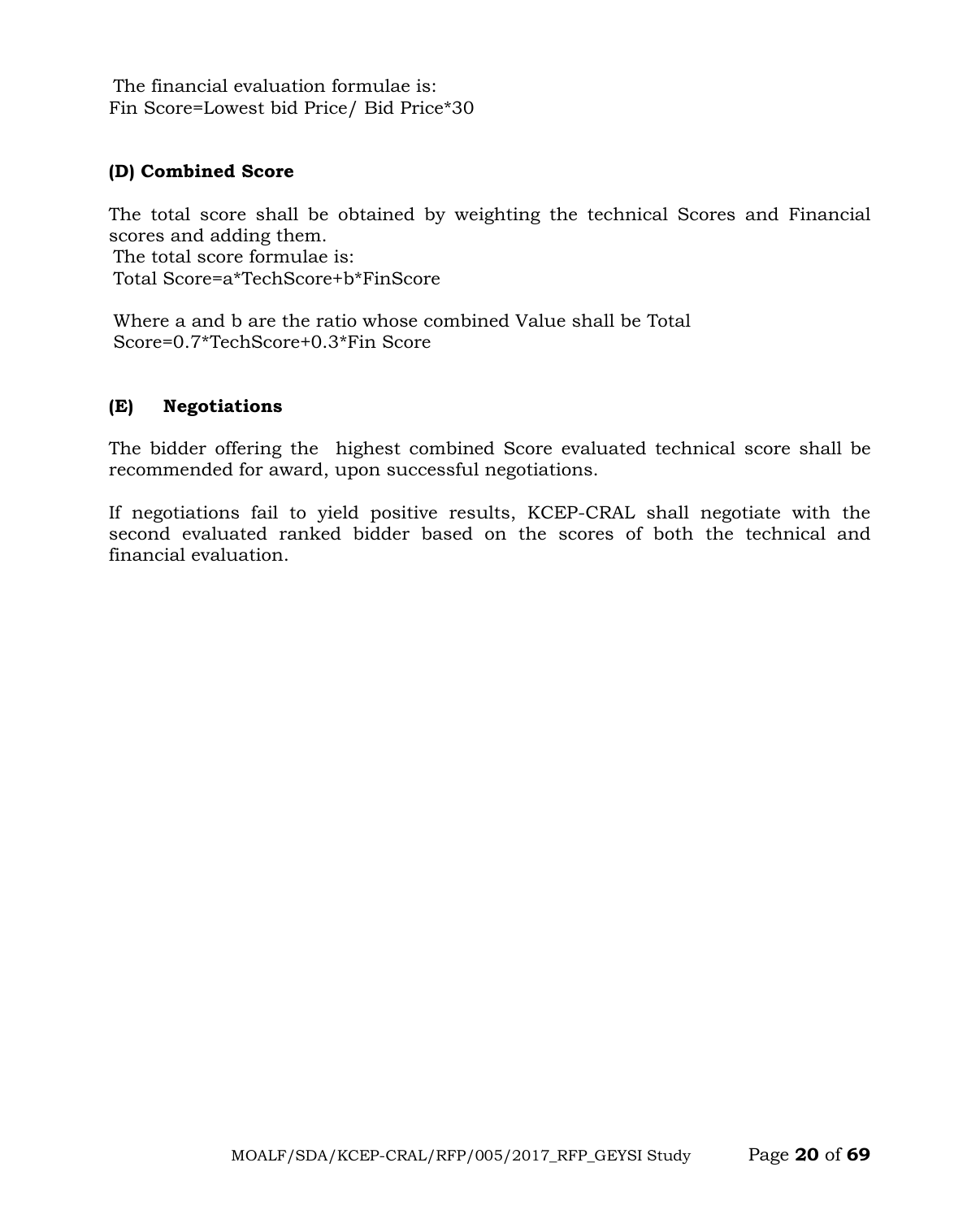The financial evaluation formulae is:
Fin Score=Lowest bid Price/ Bid Price*30

**(D) Combined Score**

The total score shall be obtained by weighting the technical Scores and Financial scores and adding them.
The total score formulae is:
Total Score=a*TechScore+b*FinScore

Where a and b are the ratio whose combined Value shall be Total Score=0.7*TechScore+0.3*Fin Score

**(E) Negotiations**

The bidder offering the highest combined Score evaluated technical score shall be recommended for award, upon successful negotiations.

If negotiations fail to yield positive results, KCEP-CRAL shall negotiate with the second evaluated ranked bidder based on the scores of both the technical and financial evaluation.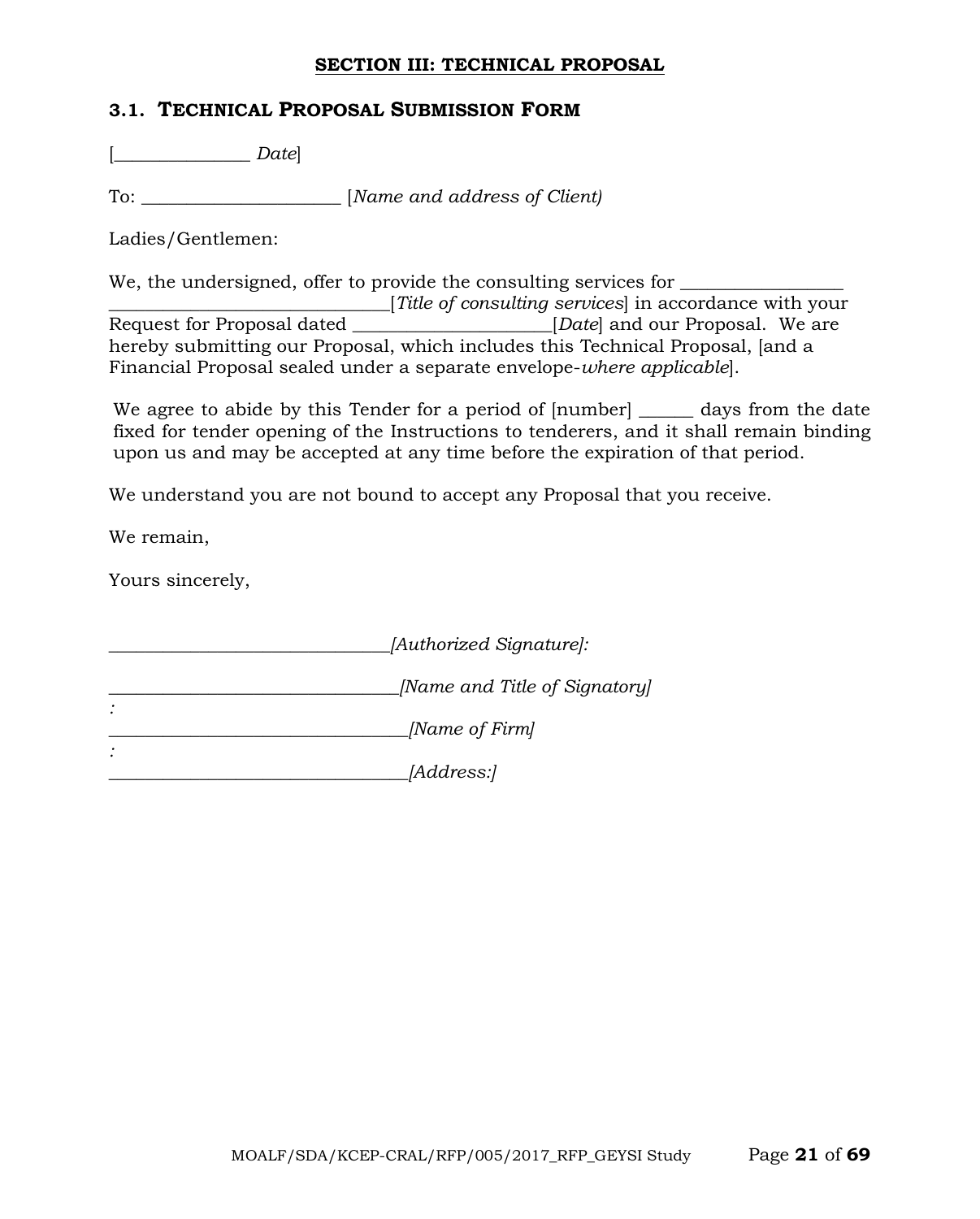**SECTION III: TECHNICAL PROPOSAL**

## 3.1. TECHNICAL PROPOSAL SUBMISSION FORM

[_______________ *Date*]

To: ______________________ [*Name and address of Client)*

Ladies/Gentlemen:

We, the undersigned, offer to provide the consulting services for __________________ _______________________________[*Title of consulting services*] in accordance with your Request for Proposal dated ______________________[*Date*] and our Proposal. We are hereby submitting our Proposal, which includes this Technical Proposal, [and a Financial Proposal sealed under a separate envelope-*where applicable*].

We agree to abide by this Tender for a period of [number] ______ days from the date fixed for tender opening of the Instructions to tenderers, and it shall remain binding upon us and may be accepted at any time before the expiration of that period.

We understand you are not bound to accept any Proposal that you receive.

We remain,

Yours sincerely,

_______________________________*[Authorized Signature]:*

________________________________*[Name and Title of Signatory]*
*:*
_________________________________*[Name of Firm]*
*:*
_________________________________*[Address:]*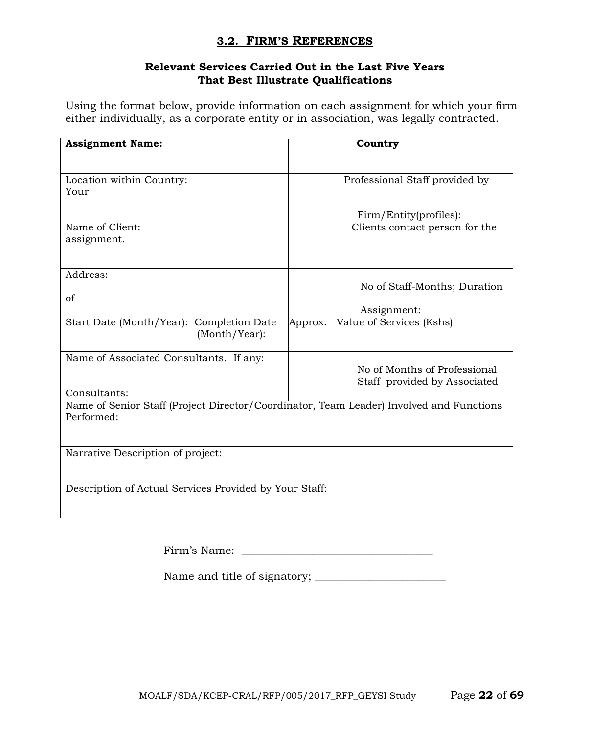### 3.2. FIRM'S REFERENCES

**Relevant Services Carried Out in the Last Five Years That Best Illustrate Qualifications**

Using the format below, provide information on each assignment for which your firm either individually, as a corporate entity or in association, was legally contracted.

| **Assignment Name:** | **Country** |
|---|---|
| Location within Country: Your | Professional Staff provided by Firm/Entity(profiles): |
| Name of Client: assignment. | Clients contact person for the |
| Address: of | No of Staff-Months; Duration Assignment: |
| Start Date (Month/Year): Completion Date (Month/Year): | Approx. Value of Services (Kshs) |
| Name of Associated Consultants. If any: Consultants: | No of Months of Professional Staff provided by Associated |
| Name of Senior Staff (Project Director/Coordinator, Team Leader) Involved and Functions Performed: | |
| Narrative Description of project: | |
| Description of Actual Services Provided by Your Staff: | |

Firm's Name: ______________________________

Name and title of signatory; ____________________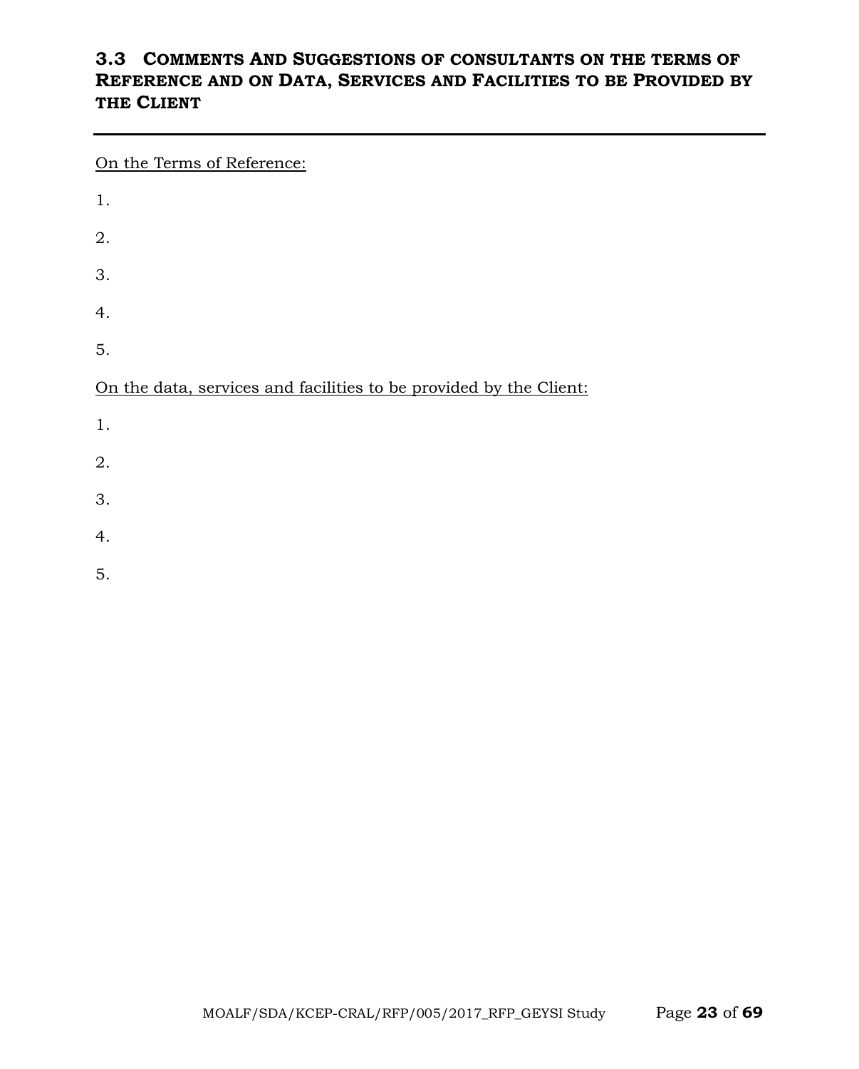## 3.3 COMMENTS AND SUGGESTIONS OF CONSULTANTS ON THE TERMS OF REFERENCE AND ON DATA, SERVICES AND FACILITIES TO BE PROVIDED BY THE CLIENT

---

<u>On the Terms of Reference:</u>

1.

2.

3.

4.

5.

<u>On the data, services and facilities to be provided by the Client:</u>

1.

2.

3.

4.

5.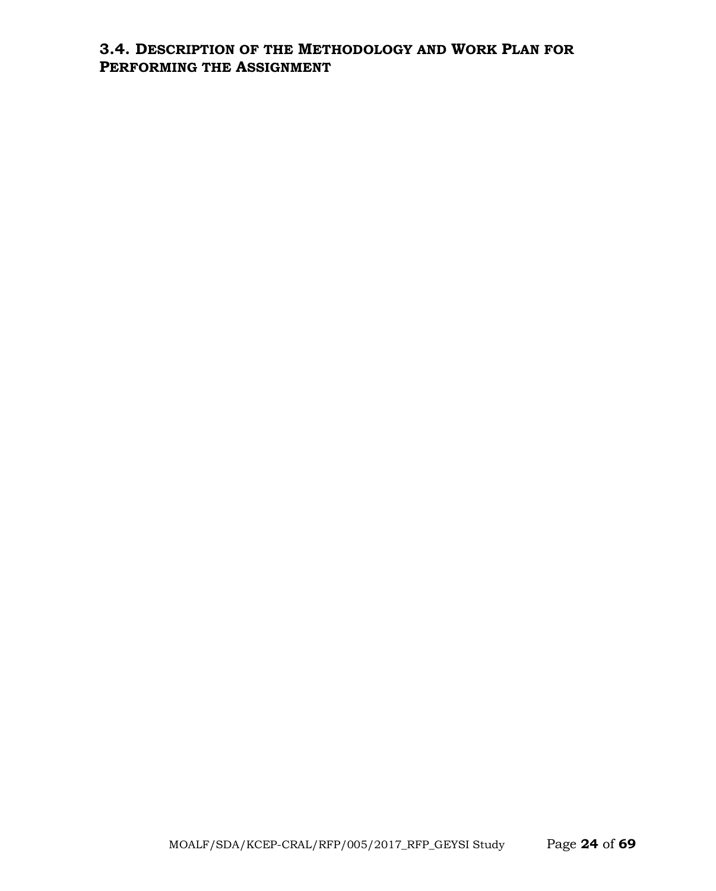## 3.4. Description of the Methodology and Work Plan for Performing the Assignment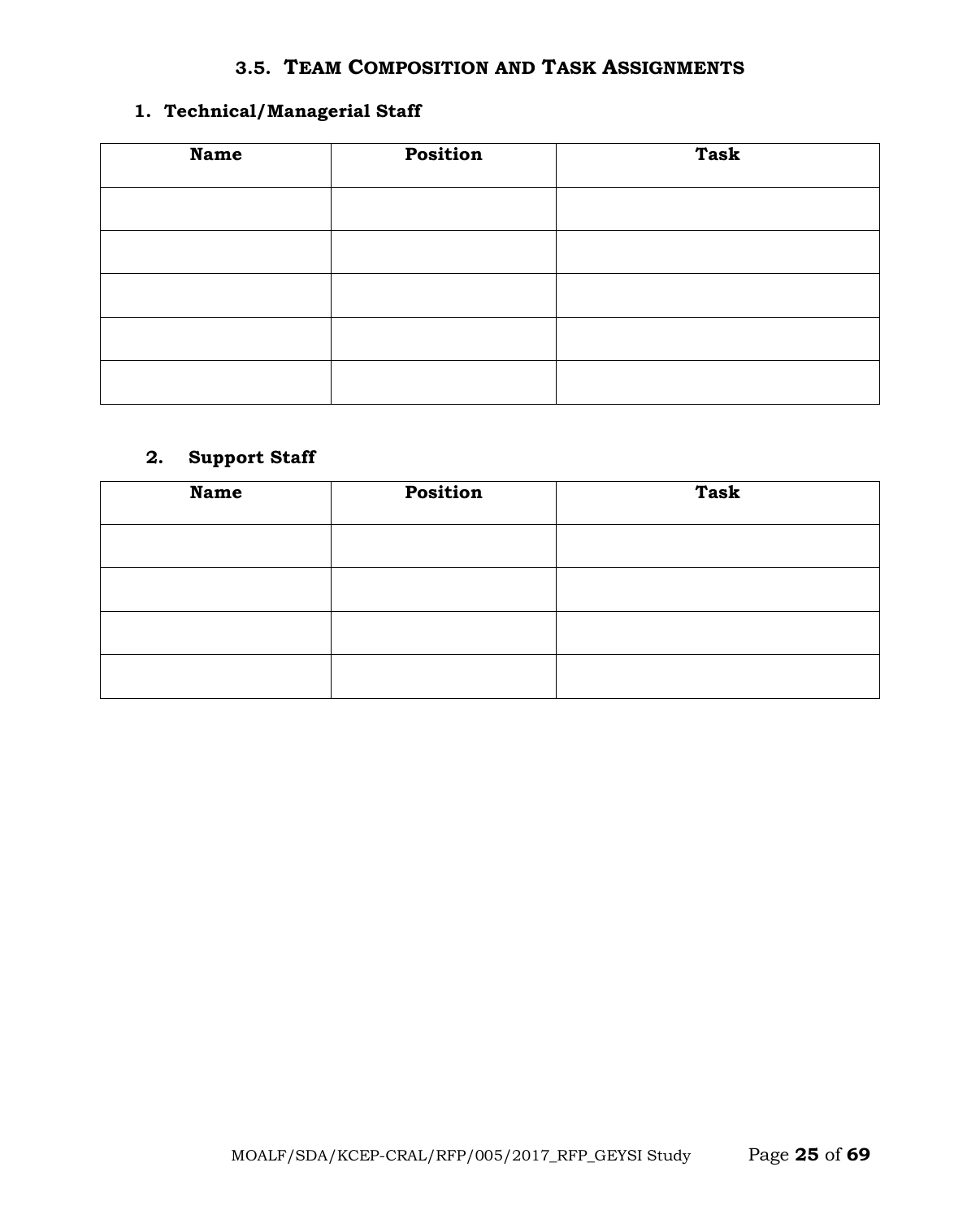## 3.5. TEAM COMPOSITION AND TASK ASSIGNMENTS

### 1. Technical/Managerial Staff

| Name | Position | Task |
|---|---|---|
| | | |
| | | |
| | | |
| | | |
| | | |

### 2. Support Staff

| Name | Position | Task |
|---|---|---|
| | | |
| | | |
| | | |
| | | |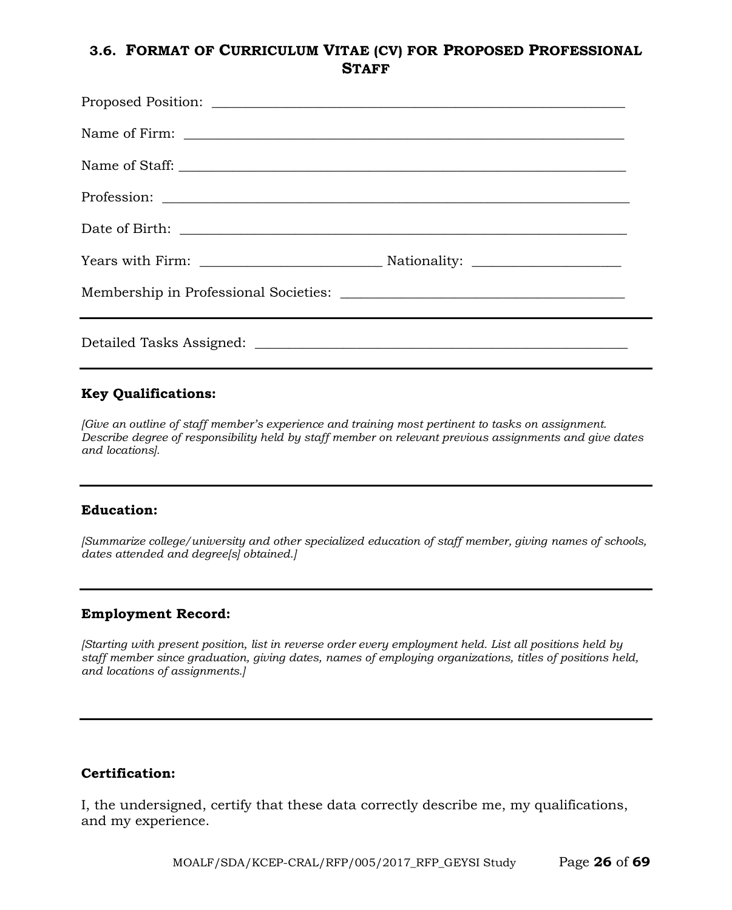### 3.6. Format of Curriculum Vitae (CV) for Proposed Professional Staff

Proposed Position: ____________________________________________________________

Name of Firm: ________________________________________________________________

Name of Staff: ________________________________________________________________

Profession: ___________________________________________________________________

Date of Birth: _________________________________________________________________

Years with Firm: _________________________ Nationality: _____________________

Membership in Professional Societies: ________________________________________

---

Detailed Tasks Assigned: ______________________________________________________

---

**Key Qualifications:**

*[Give an outline of staff member's experience and training most pertinent to tasks on assignment. Describe degree of responsibility held by staff member on relevant previous assignments and give dates and locations].*

---

**Education:**

*[Summarize college/university and other specialized education of staff member, giving names of schools, dates attended and degree[s] obtained.]*

---

**Employment Record:**

*[Starting with present position, list in reverse order every employment held. List all positions held by staff member since graduation, giving dates, names of employing organizations, titles of positions held, and locations of assignments.]*

---

**Certification:**

I, the undersigned, certify that these data correctly describe me, my qualifications, and my experience.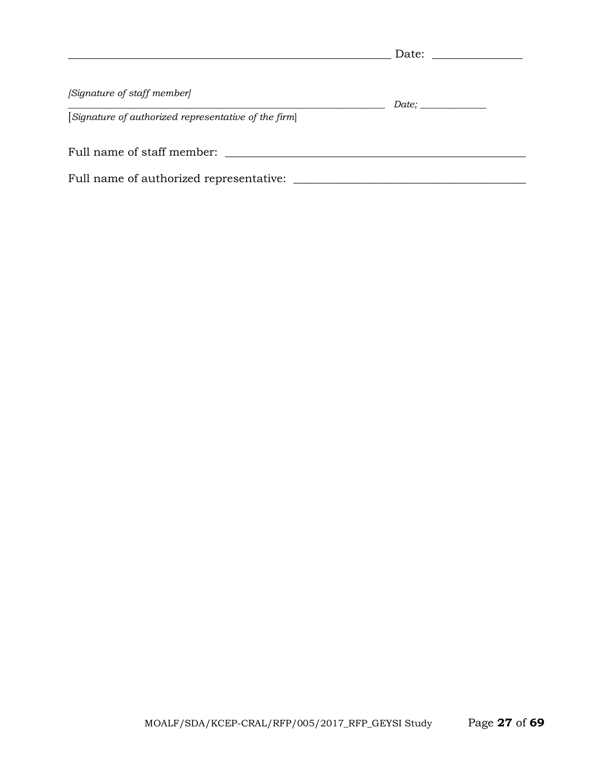_______________________________________________________ Date: _______________

*[Signature of staff member]*

_______________________________________________________ *Date;* _____________

[*Signature of authorized representative of the firm*]

Full name of staff member: ____________________________________________________

Full name of authorized representative: _______________________________________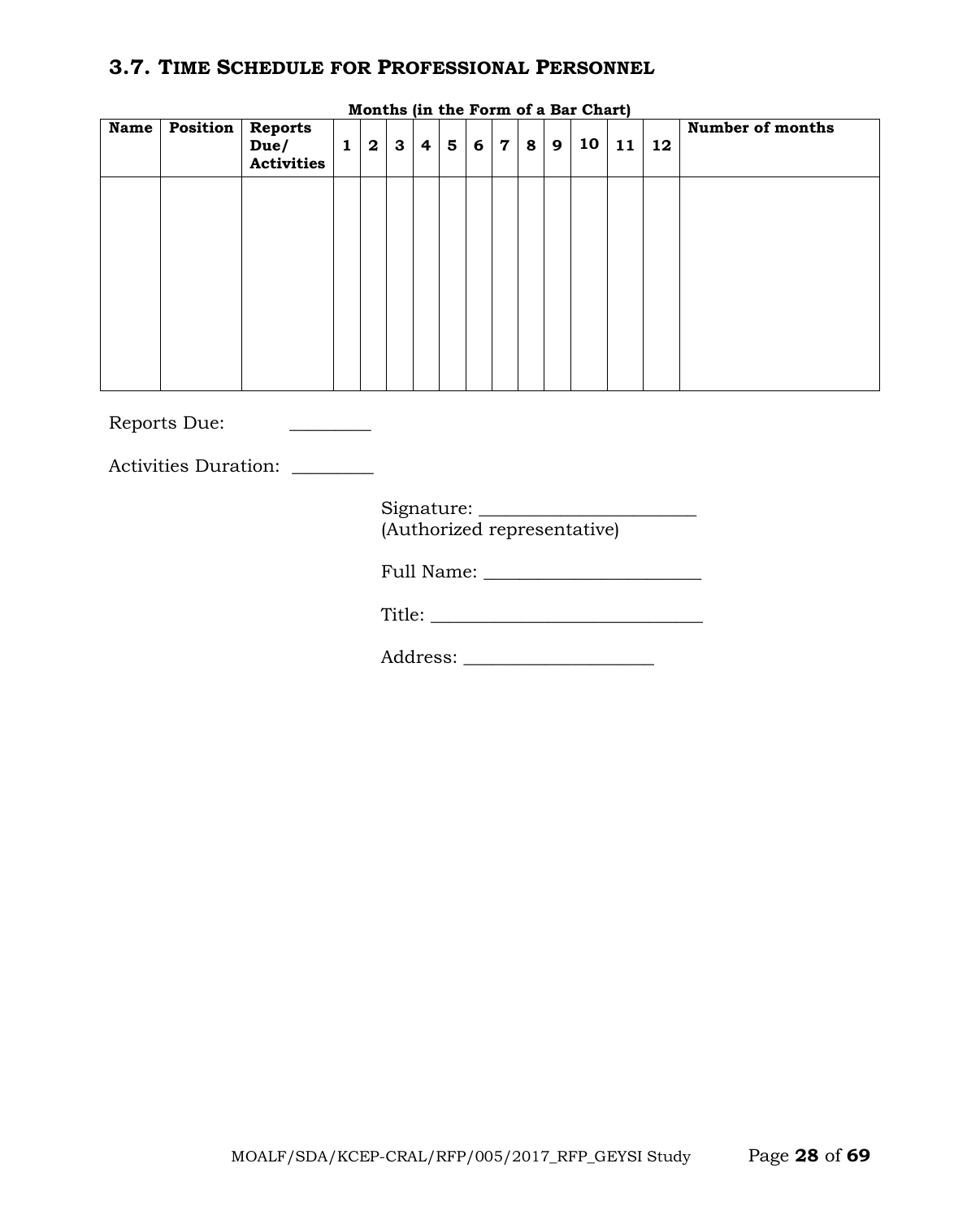### 3.7. Time Schedule for Professional Personnel

**Months (in the Form of a Bar Chart)**

| Name | Position | Reports Due/ Activities | 1 | 2 | 3 | 4 | 5 | 6 | 7 | 8 | 9 | 10 | 11 | 12 | Number of months |
|---|---|---|---|---|---|---|---|---|---|---|---|---|---|---|---|
| | | | | | | | | | | | | | | | |

Reports Due: ________

Activities Duration: ________

Signature: ________________________
(Authorized representative)

Full Name: ________________________

Title: ______________________________

Address: _____________________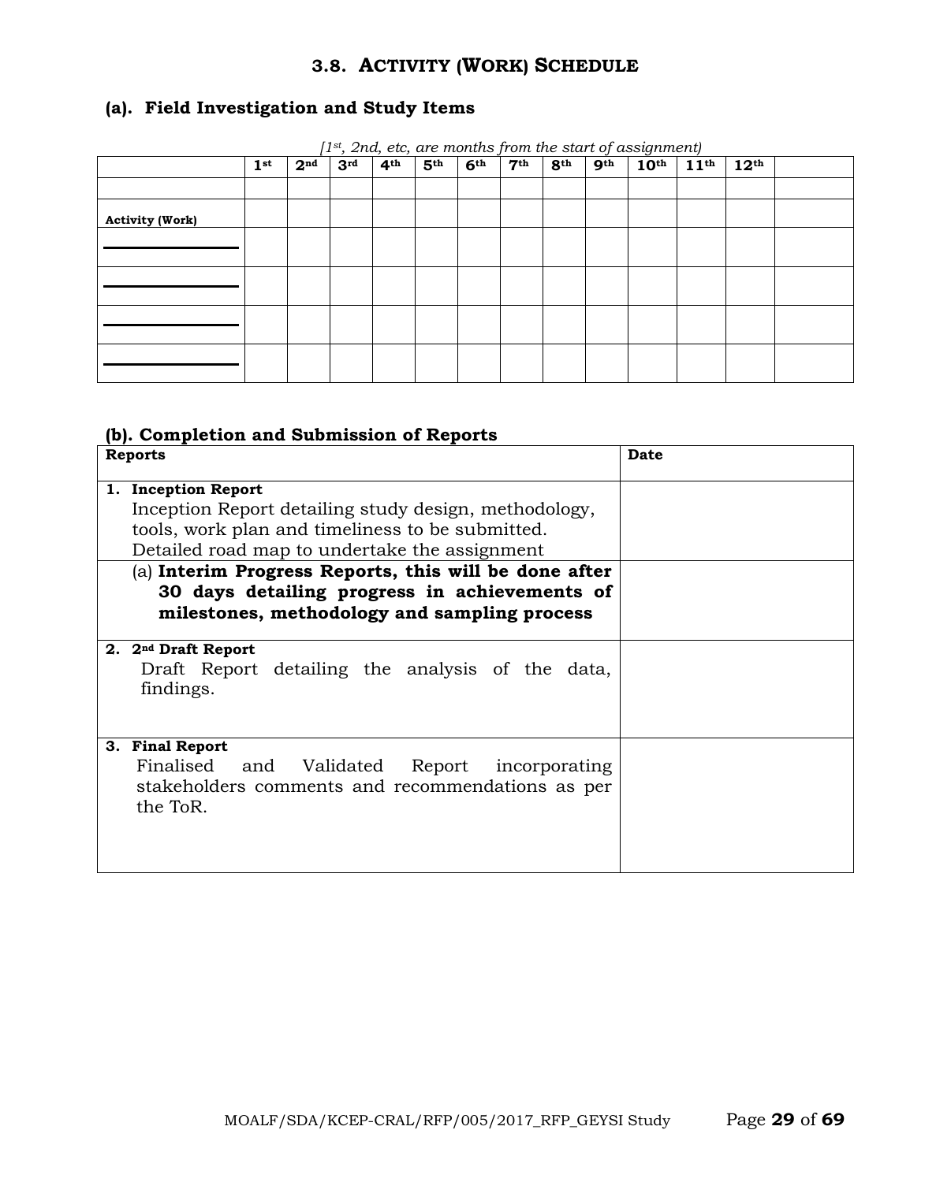## 3.8. ACTIVITY (WORK) SCHEDULE

### (a). Field Investigation and Study Items

*[1st, 2nd, etc, are months from the start of assignment)*

| | 1st | 2nd | 3rd | 4th | 5th | 6th | 7th | 8th | 9th | 10th | 11th | 12th | |
|---|---|---|---|---|---|---|---|---|---|---|---|---|---|
| | | | | | | | | | | | | | |
| **Activity (Work)** | | | | | | | | | | | | | |
| ________________ | | | | | | | | | | | | | |
| ________________ | | | | | | | | | | | | | |
| ________________ | | | | | | | | | | | | | |
| ________________ | | | | | | | | | | | | | |

### (b). Completion and Submission of Reports

| Reports | Date |
|---|---|
| **1. Inception Report** Inception Report detailing study design, methodology, tools, work plan and timeliness to be submitted. Detailed road map to undertake the assignment | |
| (a) **Interim Progress Reports, this will be done after 30 days detailing progress in achievements of milestones, methodology and sampling process** | |
| **2. 2nd Draft Report** Draft Report detailing the analysis of the data, findings. | |
| **3. Final Report** Finalised and Validated Report incorporating stakeholders comments and recommendations as per the ToR. | |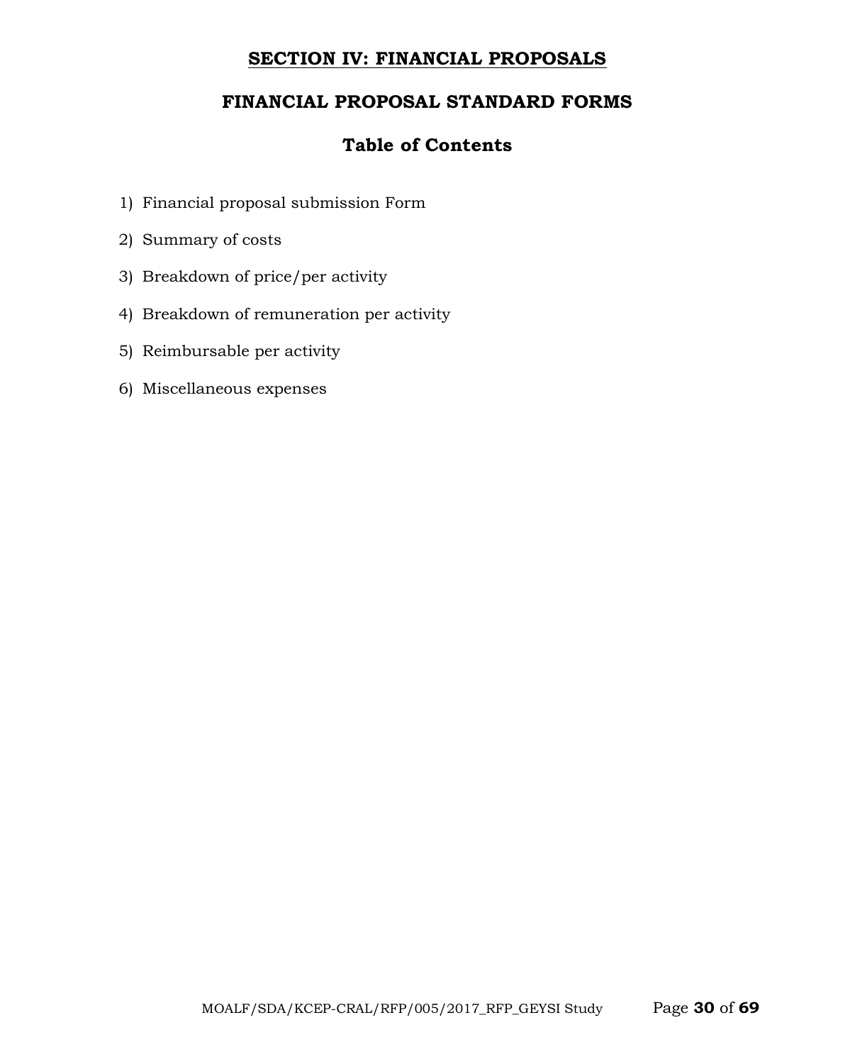# SECTION IV: FINANCIAL PROPOSALS

## FINANCIAL PROPOSAL STANDARD FORMS

### Table of Contents

1) Financial proposal submission Form
2) Summary of costs
3) Breakdown of price/per activity
4) Breakdown of remuneration per activity
5) Reimbursable per activity
6) Miscellaneous expenses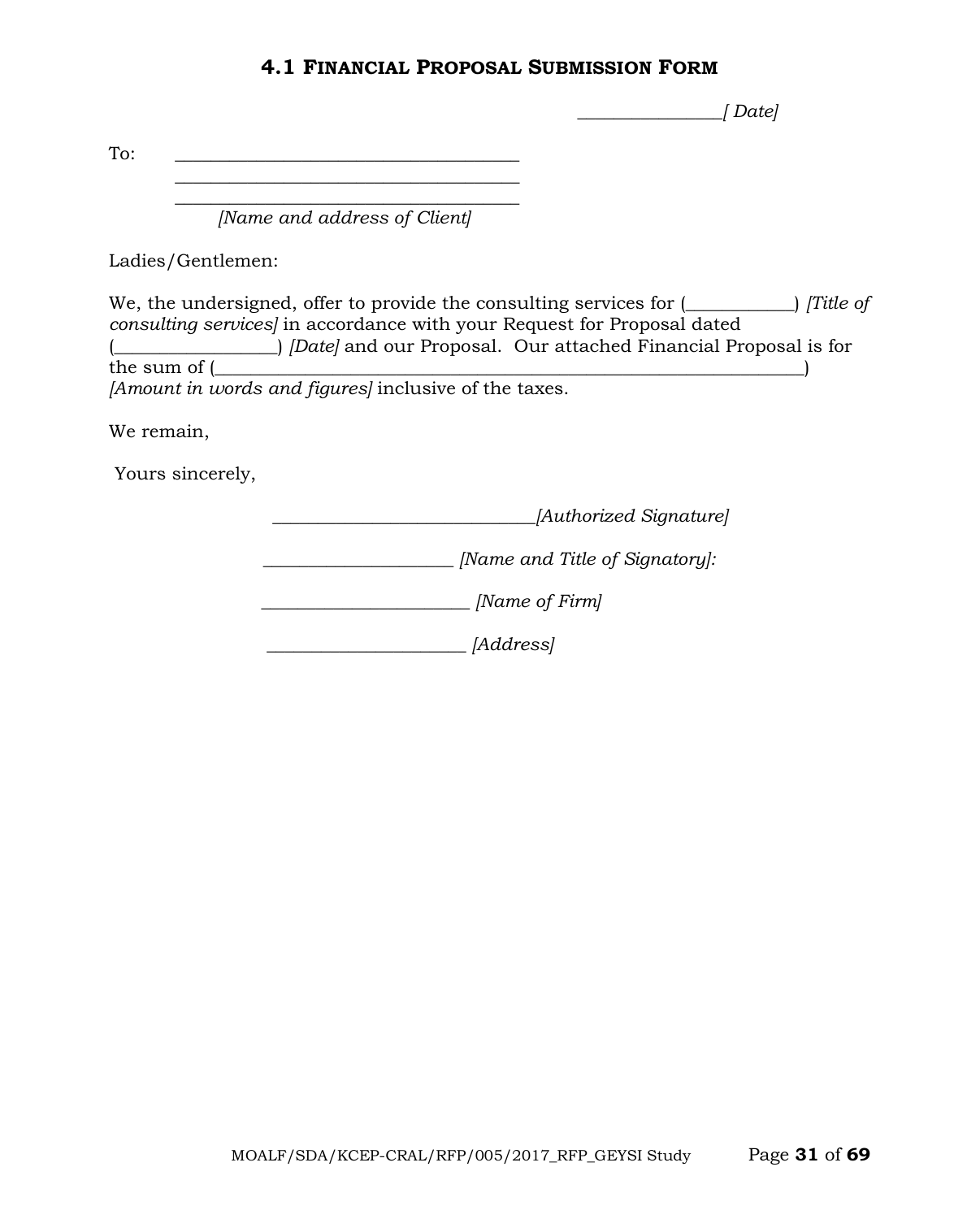## 4.1 FINANCIAL PROPOSAL SUBMISSION FORM

________________*[ Date]*

To: ______________________________________
______________________________________
______________________________________
*[Name and address of Client]*

Ladies/Gentlemen:

We, the undersigned, offer to provide the consulting services for (____________) *[Title of consulting services]* in accordance with your Request for Proposal dated (_________________) *[Date]* and our Proposal. Our attached Financial Proposal is for the sum of (_________________________________________________________________) *[Amount in words and figures]* inclusive of the taxes.

We remain,

Yours sincerely,

_____________________________*[Authorized Signature]*

_____________________ *[Name and Title of Signatory]:*

_______________________ *[Name of Firm]*

______________________ *[Address]*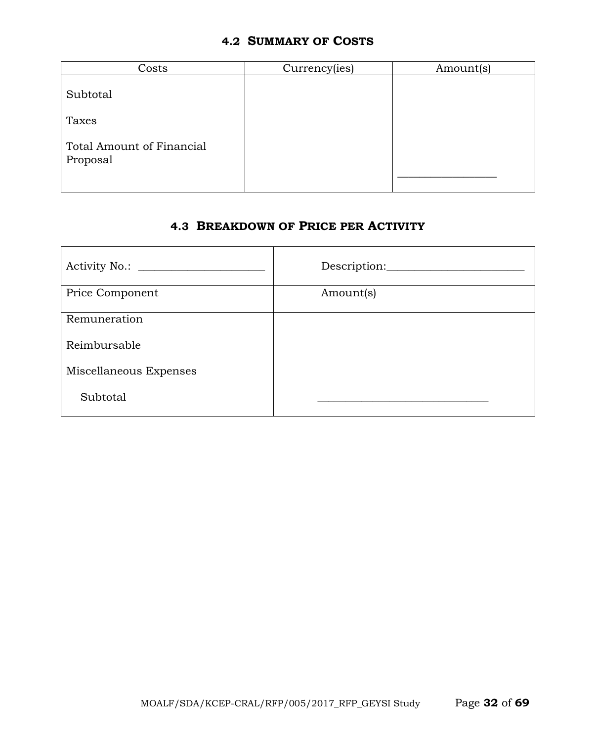### 4.2 Summary of Costs

| Costs | Currency(ies) | Amount(s) |
| --- | --- | --- |
| Subtotal | | |
| Taxes | | |
| Total Amount of Financial Proposal | | ________________ |

### 4.3 Breakdown of Price per Activity

| Activity No.: ______________________ | Description:________________________ |
| --- | --- |
| Price Component | Amount(s) |
| Remuneration | |
| Reimbursable | |
| Miscellaneous Expenses | |
| Subtotal | _____________________________ |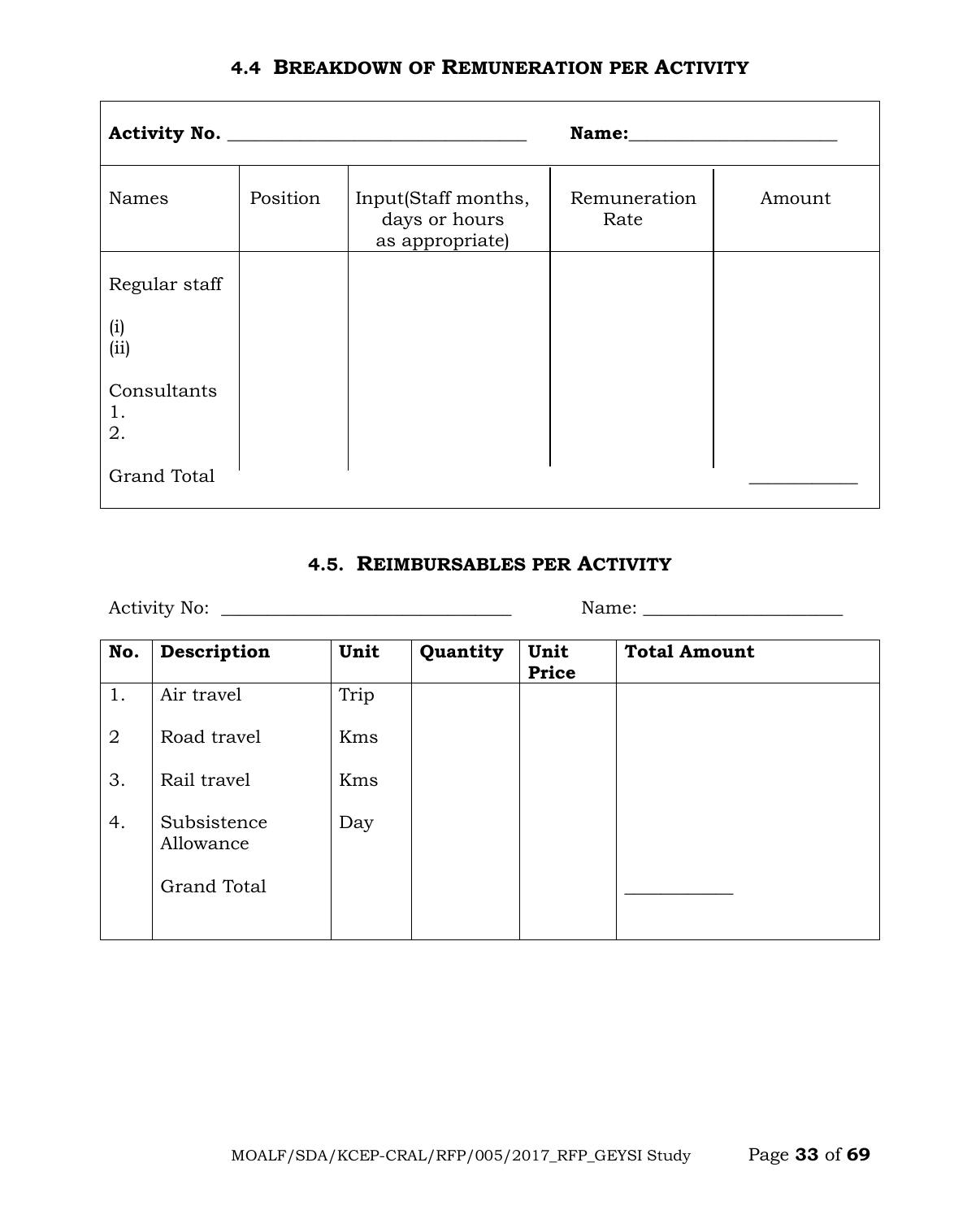### 4.4 BREAKDOWN OF REMUNERATION PER ACTIVITY

**Activity No. ________________________________ Name:______________________**

| Names | Position | Input(Staff months, days or hours as appropriate) | Remuneration Rate | Amount |
|---|---|---|---|---|
| Regular staff | | | | |
| (i) | | | | |
| (ii) | | | | |
| Consultants | | | | |
| 1. | | | | |
| 2. | | | | |
| Grand Total | | | | ___________ |

### 4.5. REIMBURSABLES PER ACTIVITY

Activity No: ________________________________ Name: ______________________

| No. | Description | Unit | Quantity | Unit Price | Total Amount |
|---|---|---|---|---|---|
| 1. | Air travel | Trip | | | |
| 2 | Road travel | Kms | | | |
| 3. | Rail travel | Kms | | | |
| 4. | Subsistence Allowance | Day | | | |
| | Grand Total | | | | ___________ |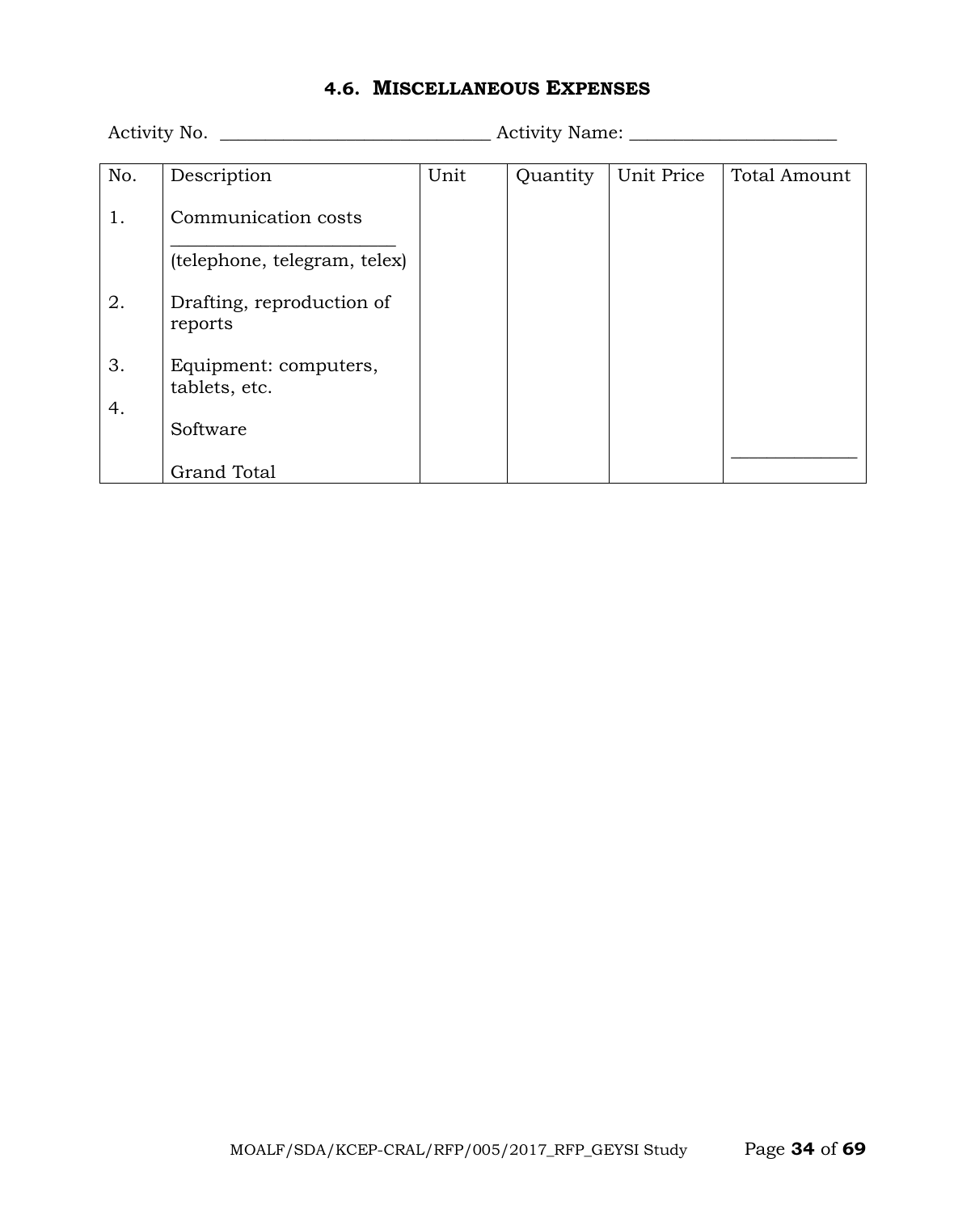### 4.6. MISCELLANEOUS EXPENSES

Activity No. ______________________________ Activity Name: _______________________

| No. | Description | Unit | Quantity | Unit Price | Total Amount |
|---|---|---|---|---|---|
| 1. | Communication costs ________________________ (telephone, telegram, telex) | | | | |
| 2. | Drafting, reproduction of reports | | | | |
| 3. | Equipment: computers, tablets, etc. | | | | |
| 4. | Software | | | | |
| | Grand Total | | | | ______________ |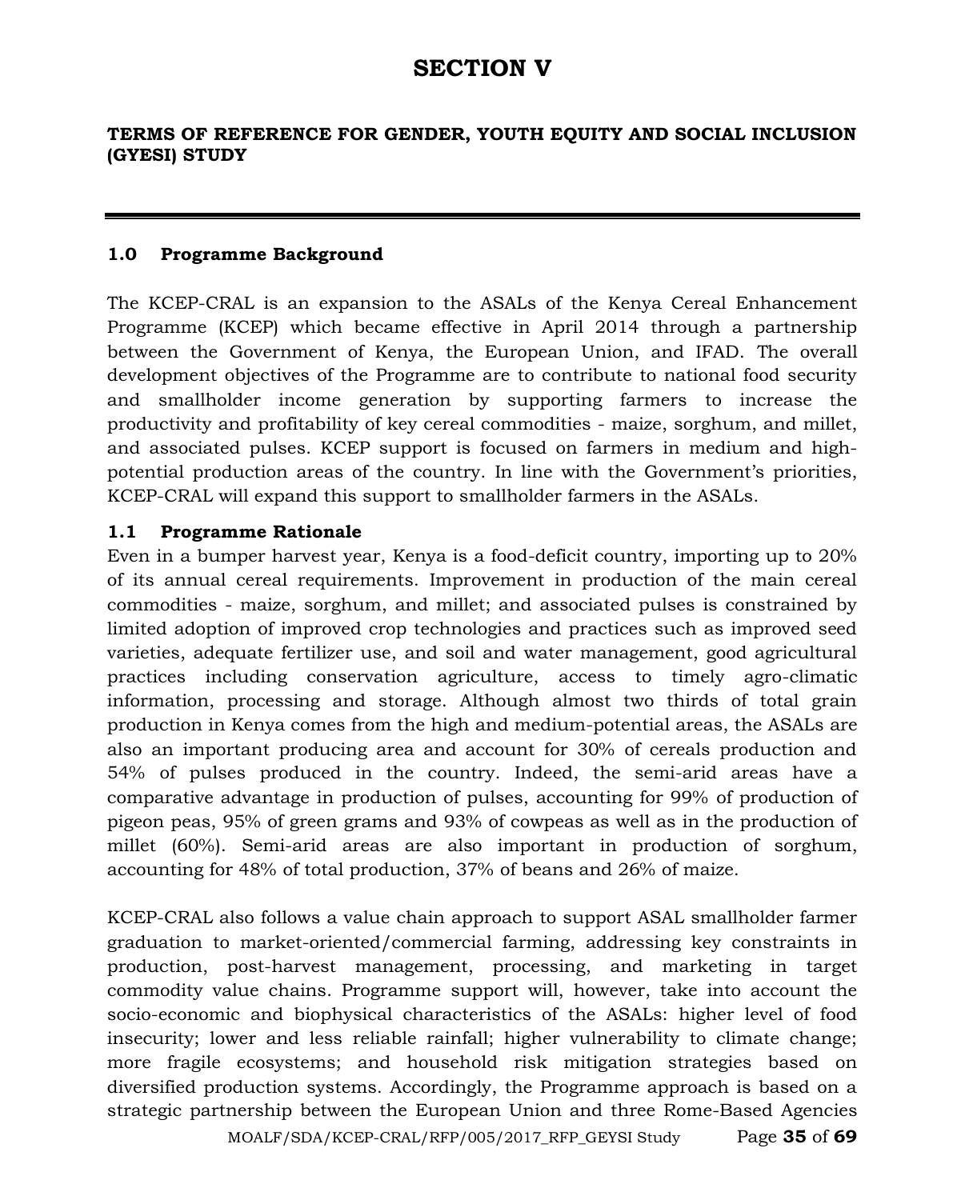# SECTION V

**TERMS OF REFERENCE FOR GENDER, YOUTH EQUITY AND SOCIAL INCLUSION (GYESI) STUDY**

## 1.0 Programme Background

The KCEP-CRAL is an expansion to the ASALs of the Kenya Cereal Enhancement Programme (KCEP) which became effective in April 2014 through a partnership between the Government of Kenya, the European Union, and IFAD. The overall development objectives of the Programme are to contribute to national food security and smallholder income generation by supporting farmers to increase the productivity and profitability of key cereal commodities - maize, sorghum, and millet, and associated pulses. KCEP support is focused on farmers in medium and high-potential production areas of the country. In line with the Government's priorities, KCEP-CRAL will expand this support to smallholder farmers in the ASALs.

### 1.1 Programme Rationale

Even in a bumper harvest year, Kenya is a food-deficit country, importing up to 20% of its annual cereal requirements. Improvement in production of the main cereal commodities - maize, sorghum, and millet; and associated pulses is constrained by limited adoption of improved crop technologies and practices such as improved seed varieties, adequate fertilizer use, and soil and water management, good agricultural practices including conservation agriculture, access to timely agro-climatic information, processing and storage. Although almost two thirds of total grain production in Kenya comes from the high and medium-potential areas, the ASALs are also an important producing area and account for 30% of cereals production and 54% of pulses produced in the country. Indeed, the semi-arid areas have a comparative advantage in production of pulses, accounting for 99% of production of pigeon peas, 95% of green grams and 93% of cowpeas as well as in the production of millet (60%). Semi-arid areas are also important in production of sorghum, accounting for 48% of total production, 37% of beans and 26% of maize.

KCEP-CRAL also follows a value chain approach to support ASAL smallholder farmer graduation to market-oriented/commercial farming, addressing key constraints in production, post-harvest management, processing, and marketing in target commodity value chains. Programme support will, however, take into account the socio-economic and biophysical characteristics of the ASALs: higher level of food insecurity; lower and less reliable rainfall; higher vulnerability to climate change; more fragile ecosystems; and household risk mitigation strategies based on diversified production systems. Accordingly, the Programme approach is based on a strategic partnership between the European Union and three Rome-Based Agencies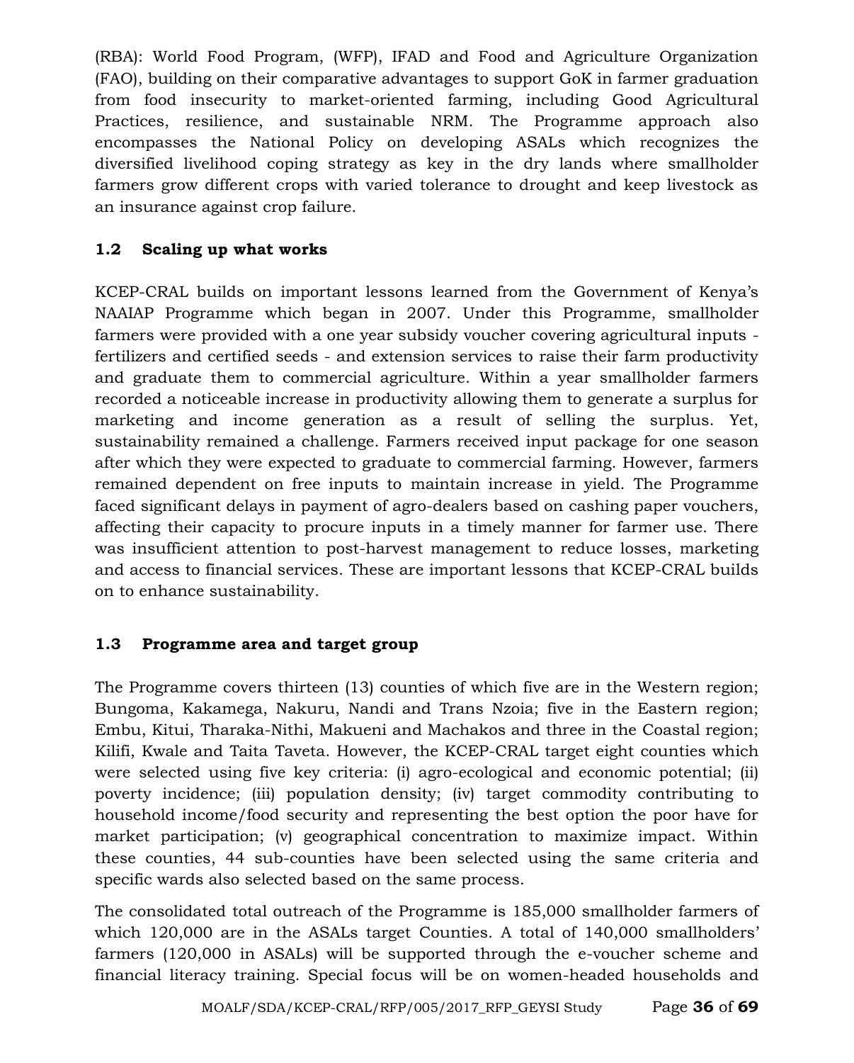(RBA): World Food Program, (WFP), IFAD and Food and Agriculture Organization (FAO), building on their comparative advantages to support GoK in farmer graduation from food insecurity to market-oriented farming, including Good Agricultural Practices, resilience, and sustainable NRM. The Programme approach also encompasses the National Policy on developing ASALs which recognizes the diversified livelihood coping strategy as key in the dry lands where smallholder farmers grow different crops with varied tolerance to drought and keep livestock as an insurance against crop failure.

## 1.2 Scaling up what works

KCEP-CRAL builds on important lessons learned from the Government of Kenya's NAAIAP Programme which began in 2007. Under this Programme, smallholder farmers were provided with a one year subsidy voucher covering agricultural inputs - fertilizers and certified seeds - and extension services to raise their farm productivity and graduate them to commercial agriculture. Within a year smallholder farmers recorded a noticeable increase in productivity allowing them to generate a surplus for marketing and income generation as a result of selling the surplus. Yet, sustainability remained a challenge. Farmers received input package for one season after which they were expected to graduate to commercial farming. However, farmers remained dependent on free inputs to maintain increase in yield. The Programme faced significant delays in payment of agro-dealers based on cashing paper vouchers, affecting their capacity to procure inputs in a timely manner for farmer use. There was insufficient attention to post-harvest management to reduce losses, marketing and access to financial services. These are important lessons that KCEP-CRAL builds on to enhance sustainability.

## 1.3 Programme area and target group

The Programme covers thirteen (13) counties of which five are in the Western region; Bungoma, Kakamega, Nakuru, Nandi and Trans Nzoia; five in the Eastern region; Embu, Kitui, Tharaka-Nithi, Makueni and Machakos and three in the Coastal region; Kilifi, Kwale and Taita Taveta. However, the KCEP-CRAL target eight counties which were selected using five key criteria: (i) agro-ecological and economic potential; (ii) poverty incidence; (iii) population density; (iv) target commodity contributing to household income/food security and representing the best option the poor have for market participation; (v) geographical concentration to maximize impact. Within these counties, 44 sub-counties have been selected using the same criteria and specific wards also selected based on the same process.

The consolidated total outreach of the Programme is 185,000 smallholder farmers of which 120,000 are in the ASALs target Counties. A total of 140,000 smallholders' farmers (120,000 in ASALs) will be supported through the e-voucher scheme and financial literacy training. Special focus will be on women-headed households and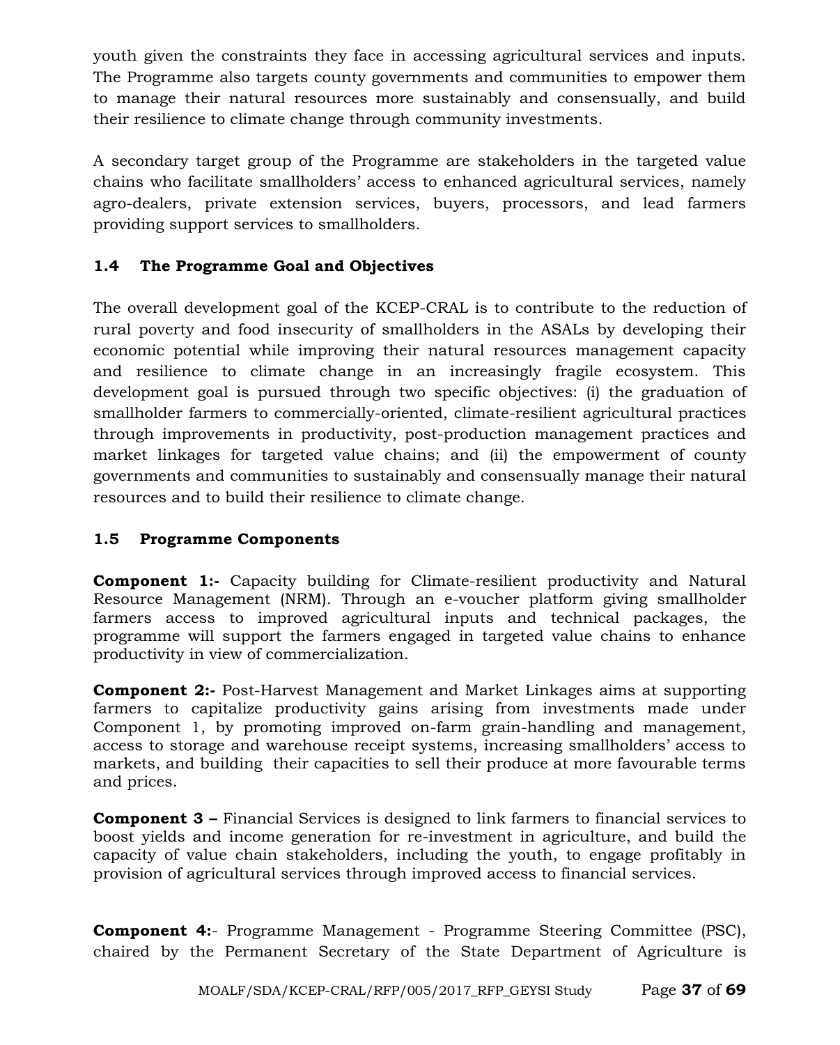youth given the constraints they face in accessing agricultural services and inputs. The Programme also targets county governments and communities to empower them to manage their natural resources more sustainably and consensually, and build their resilience to climate change through community investments.

A secondary target group of the Programme are stakeholders in the targeted value chains who facilitate smallholders' access to enhanced agricultural services, namely agro-dealers, private extension services, buyers, processors, and lead farmers providing support services to smallholders.

### 1.4 The Programme Goal and Objectives

The overall development goal of the KCEP-CRAL is to contribute to the reduction of rural poverty and food insecurity of smallholders in the ASALs by developing their economic potential while improving their natural resources management capacity and resilience to climate change in an increasingly fragile ecosystem. This development goal is pursued through two specific objectives: (i) the graduation of smallholder farmers to commercially-oriented, climate-resilient agricultural practices through improvements in productivity, post-production management practices and market linkages for targeted value chains; and (ii) the empowerment of county governments and communities to sustainably and consensually manage their natural resources and to build their resilience to climate change.

### 1.5 Programme Components

**Component 1:-** Capacity building for Climate-resilient productivity and Natural Resource Management (NRM). Through an e-voucher platform giving smallholder farmers access to improved agricultural inputs and technical packages, the programme will support the farmers engaged in targeted value chains to enhance productivity in view of commercialization.

**Component 2:-** Post-Harvest Management and Market Linkages aims at supporting farmers to capitalize productivity gains arising from investments made under Component 1, by promoting improved on-farm grain-handling and management, access to storage and warehouse receipt systems, increasing smallholders' access to markets, and building their capacities to sell their produce at more favourable terms and prices.

**Component 3 –** Financial Services is designed to link farmers to financial services to boost yields and income generation for re-investment in agriculture, and build the capacity of value chain stakeholders, including the youth, to engage profitably in provision of agricultural services through improved access to financial services.

**Component 4:**- Programme Management - Programme Steering Committee (PSC), chaired by the Permanent Secretary of the State Department of Agriculture is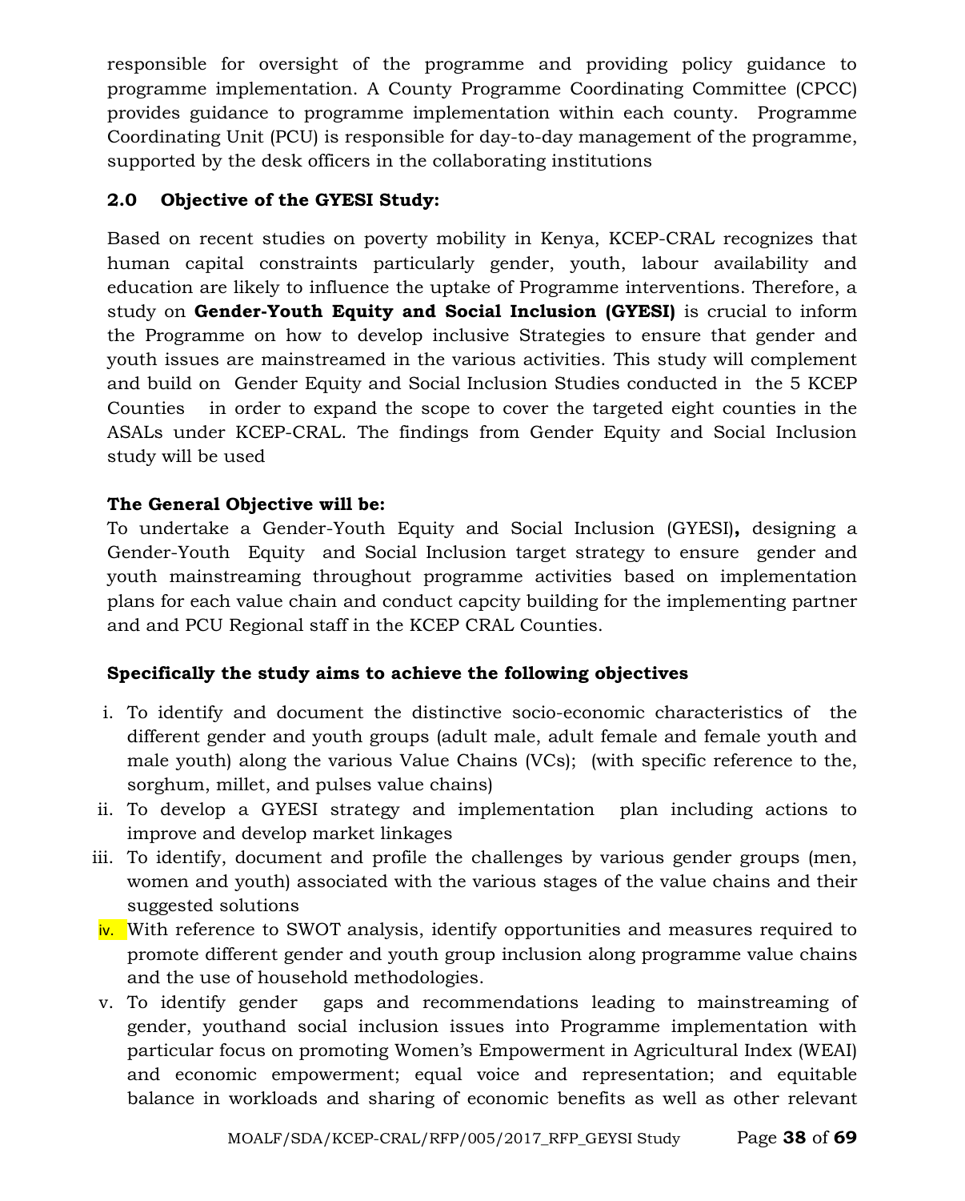responsible for oversight of the programme and providing policy guidance to programme implementation. A County Programme Coordinating Committee (CPCC) provides guidance to programme implementation within each county. Programme Coordinating Unit (PCU) is responsible for day-to-day management of the programme, supported by the desk officers in the collaborating institutions

## 2.0 Objective of the GYESI Study:

Based on recent studies on poverty mobility in Kenya, KCEP-CRAL recognizes that human capital constraints particularly gender, youth, labour availability and education are likely to influence the uptake of Programme interventions. Therefore, a study on **Gender-Youth Equity and Social Inclusion (GYESI)** is crucial to inform the Programme on how to develop inclusive Strategies to ensure that gender and youth issues are mainstreamed in the various activities. This study will complement and build on Gender Equity and Social Inclusion Studies conducted in the 5 KCEP Counties in order to expand the scope to cover the targeted eight counties in the ASALs under KCEP-CRAL. The findings from Gender Equity and Social Inclusion study will be used

**The General Objective will be:**

To undertake a Gender-Youth Equity and Social Inclusion (GYESI)**,** designing a Gender-Youth Equity and Social Inclusion target strategy to ensure gender and youth mainstreaming throughout programme activities based on implementation plans for each value chain and conduct capcity building for the implementing partner and and PCU Regional staff in the KCEP CRAL Counties.

**Specifically the study aims to achieve the following objectives**

i. To identify and document the distinctive socio-economic characteristics of the different gender and youth groups (adult male, adult female and female youth and male youth) along the various Value Chains (VCs); (with specific reference to the, sorghum, millet, and pulses value chains)
ii. To develop a GYESI strategy and implementation plan including actions to improve and develop market linkages
iii. To identify, document and profile the challenges by various gender groups (men, women and youth) associated with the various stages of the value chains and their suggested solutions
iv. With reference to SWOT analysis, identify opportunities and measures required to promote different gender and youth group inclusion along programme value chains and the use of household methodologies.
v. To identify gender gaps and recommendations leading to mainstreaming of gender, youthand social inclusion issues into Programme implementation with particular focus on promoting Women's Empowerment in Agricultural Index (WEAI) and economic empowerment; equal voice and representation; and equitable balance in workloads and sharing of economic benefits as well as other relevant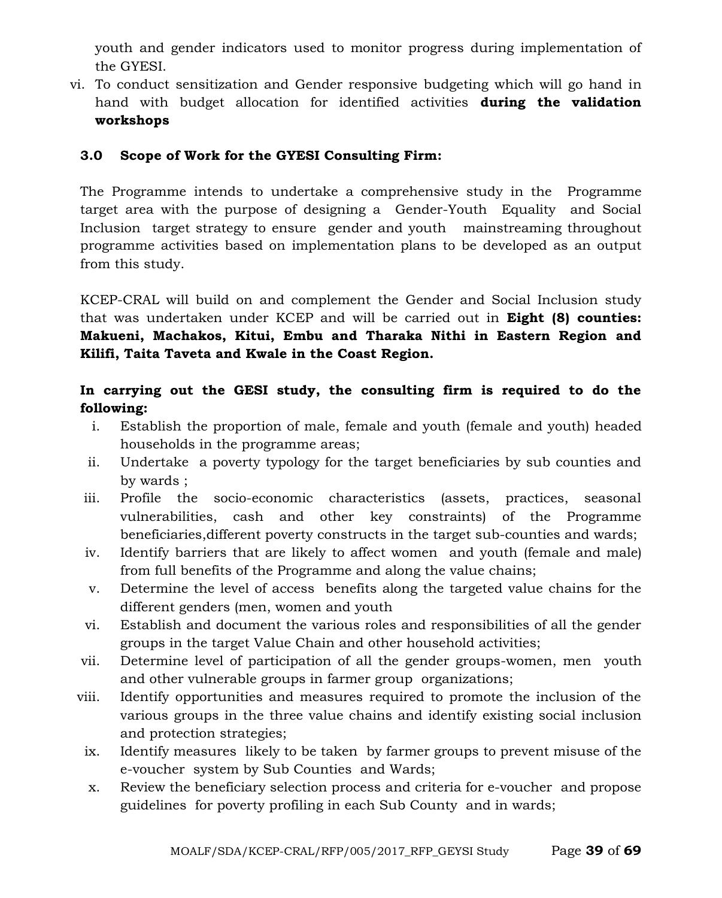youth and gender indicators used to monitor progress during implementation of the GYESI.

vi. To conduct sensitization and Gender responsive budgeting which will go hand in hand with budget allocation for identified activities **during the validation workshops**

### 3.0 Scope of Work for the GYESI Consulting Firm:

The Programme intends to undertake a comprehensive study in the Programme target area with the purpose of designing a Gender-Youth Equality and Social Inclusion target strategy to ensure gender and youth mainstreaming throughout programme activities based on implementation plans to be developed as an output from this study.

KCEP-CRAL will build on and complement the Gender and Social Inclusion study that was undertaken under KCEP and will be carried out in **Eight (8) counties: Makueni, Machakos, Kitui, Embu and Tharaka Nithi in Eastern Region and Kilifi, Taita Taveta and Kwale in the Coast Region.**

**In carrying out the GESI study, the consulting firm is required to do the following:**

i. Establish the proportion of male, female and youth (female and youth) headed households in the programme areas;
ii. Undertake a poverty typology for the target beneficiaries by sub counties and by wards ;
iii. Profile the socio-economic characteristics (assets, practices, seasonal vulnerabilities, cash and other key constraints) of the Programme beneficiaries,different poverty constructs in the target sub-counties and wards;
iv. Identify barriers that are likely to affect women and youth (female and male) from full benefits of the Programme and along the value chains;
v. Determine the level of access benefits along the targeted value chains for the different genders (men, women and youth
vi. Establish and document the various roles and responsibilities of all the gender groups in the target Value Chain and other household activities;
vii. Determine level of participation of all the gender groups-women, men youth and other vulnerable groups in farmer group organizations;
viii. Identify opportunities and measures required to promote the inclusion of the various groups in the three value chains and identify existing social inclusion and protection strategies;
ix. Identify measures likely to be taken by farmer groups to prevent misuse of the e-voucher system by Sub Counties and Wards;
x. Review the beneficiary selection process and criteria for e-voucher and propose guidelines for poverty profiling in each Sub County and in wards;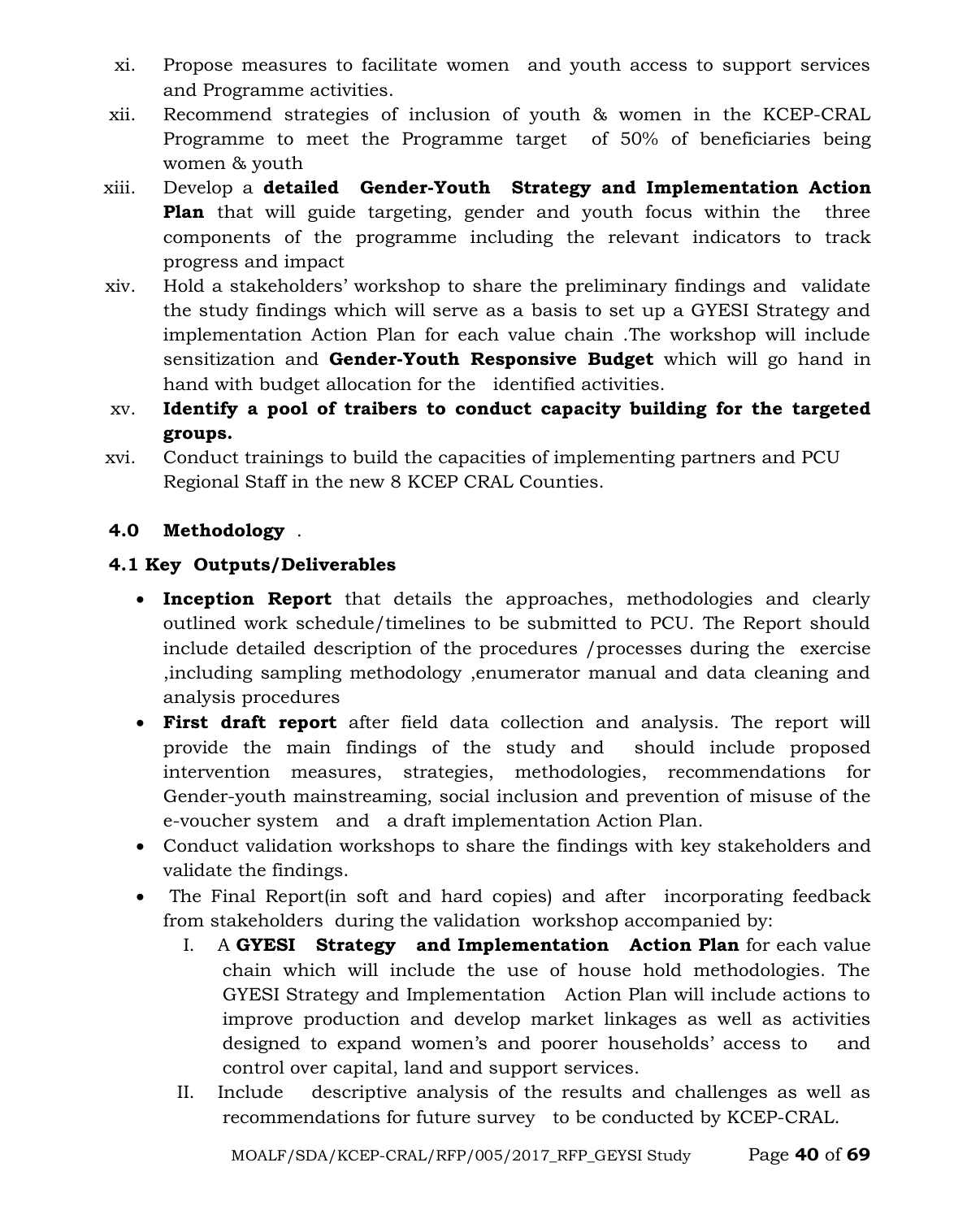xi. Propose measures to facilitate women and youth access to support services and Programme activities.

xii. Recommend strategies of inclusion of youth & women in the KCEP-CRAL Programme to meet the Programme target of 50% of beneficiaries being women & youth

xiii. Develop a **detailed Gender-Youth Strategy and Implementation Action Plan** that will guide targeting, gender and youth focus within the three components of the programme including the relevant indicators to track progress and impact

xiv. Hold a stakeholders' workshop to share the preliminary findings and validate the study findings which will serve as a basis to set up a GYESI Strategy and implementation Action Plan for each value chain .The workshop will include sensitization and **Gender-Youth Responsive Budget** which will go hand in hand with budget allocation for the identified activities.

xv. **Identify a pool of traibers to conduct capacity building for the targeted groups.**

xvi. Conduct trainings to build the capacities of implementing partners and PCU Regional Staff in the new 8 KCEP CRAL Counties.

## 4.0 Methodology .

### 4.1 Key Outputs/Deliverables

- **Inception Report** that details the approaches, methodologies and clearly outlined work schedule/timelines to be submitted to PCU. The Report should include detailed description of the procedures /processes during the exercise ,including sampling methodology ,enumerator manual and data cleaning and analysis procedures
- **First draft report** after field data collection and analysis. The report will provide the main findings of the study and should include proposed intervention measures, strategies, methodologies, recommendations for Gender-youth mainstreaming, social inclusion and prevention of misuse of the e-voucher system and a draft implementation Action Plan.
- Conduct validation workshops to share the findings with key stakeholders and validate the findings.
- The Final Report(in soft and hard copies) and after incorporating feedback from stakeholders during the validation workshop accompanied by:
  - I. A **GYESI Strategy and Implementation Action Plan** for each value chain which will include the use of house hold methodologies. The GYESI Strategy and Implementation Action Plan will include actions to improve production and develop market linkages as well as activities designed to expand women's and poorer households' access to and control over capital, land and support services.
  - II. Include descriptive analysis of the results and challenges as well as recommendations for future survey to be conducted by KCEP-CRAL.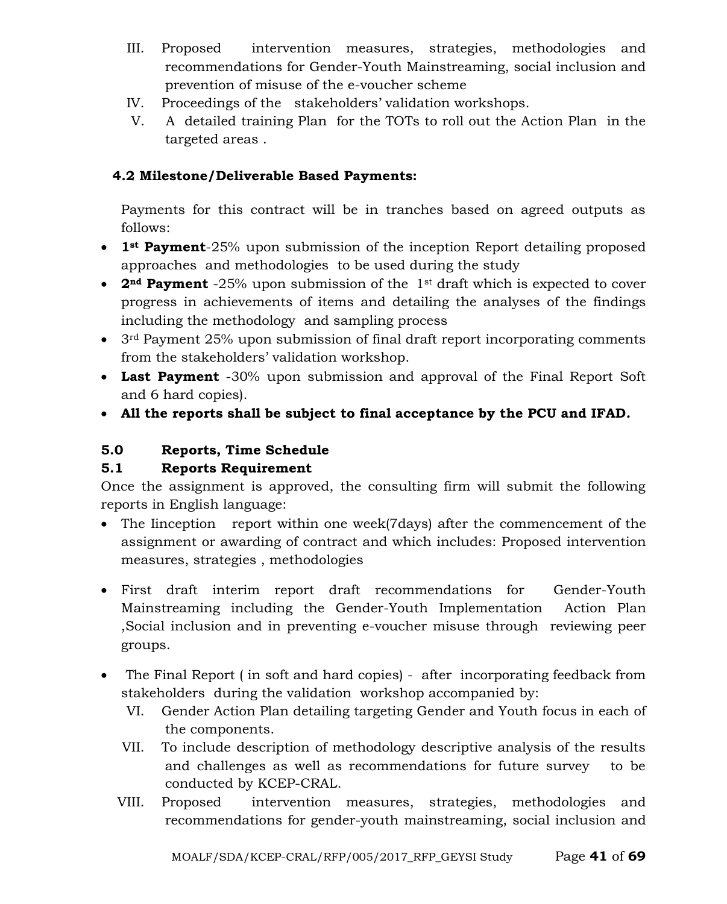III. Proposed intervention measures, strategies, methodologies and recommendations for Gender-Youth Mainstreaming, social inclusion and prevention of misuse of the e-voucher scheme

IV. Proceedings of the stakeholders' validation workshops.

V. A detailed training Plan for the TOTs to roll out the Action Plan in the targeted areas .

**4.2 Milestone/Deliverable Based Payments:**

Payments for this contract will be in tranches based on agreed outputs as follows:

- **1st Payment**-25% upon submission of the inception Report detailing proposed approaches and methodologies to be used during the study
- **2nd Payment** -25% upon submission of the 1st draft which is expected to cover progress in achievements of items and detailing the analyses of the findings including the methodology and sampling process
- 3rd Payment 25% upon submission of final draft report incorporating comments from the stakeholders' validation workshop.
- **Last Payment** -30% upon submission and approval of the Final Report Soft and 6 hard copies).
- **All the reports shall be subject to final acceptance by the PCU and IFAD.**

## 5.0 Reports, Time Schedule

### 5.1 Reports Requirement

Once the assignment is approved, the consulting firm will submit the following reports in English language:

- The Iinception report within one week(7days) after the commencement of the assignment or awarding of contract and which includes: Proposed intervention measures, strategies , methodologies

- First draft interim report draft recommendations for Gender-Youth Mainstreaming including the Gender-Youth Implementation Action Plan ,Social inclusion and in preventing e-voucher misuse through reviewing peer groups.

- The Final Report ( in soft and hard copies) - after incorporating feedback from stakeholders during the validation workshop accompanied by:

VI. Gender Action Plan detailing targeting Gender and Youth focus in each of the components.

VII. To include description of methodology descriptive analysis of the results and challenges as well as recommendations for future survey to be conducted by KCEP-CRAL.

VIII. Proposed intervention measures, strategies, methodologies and recommendations for gender-youth mainstreaming, social inclusion and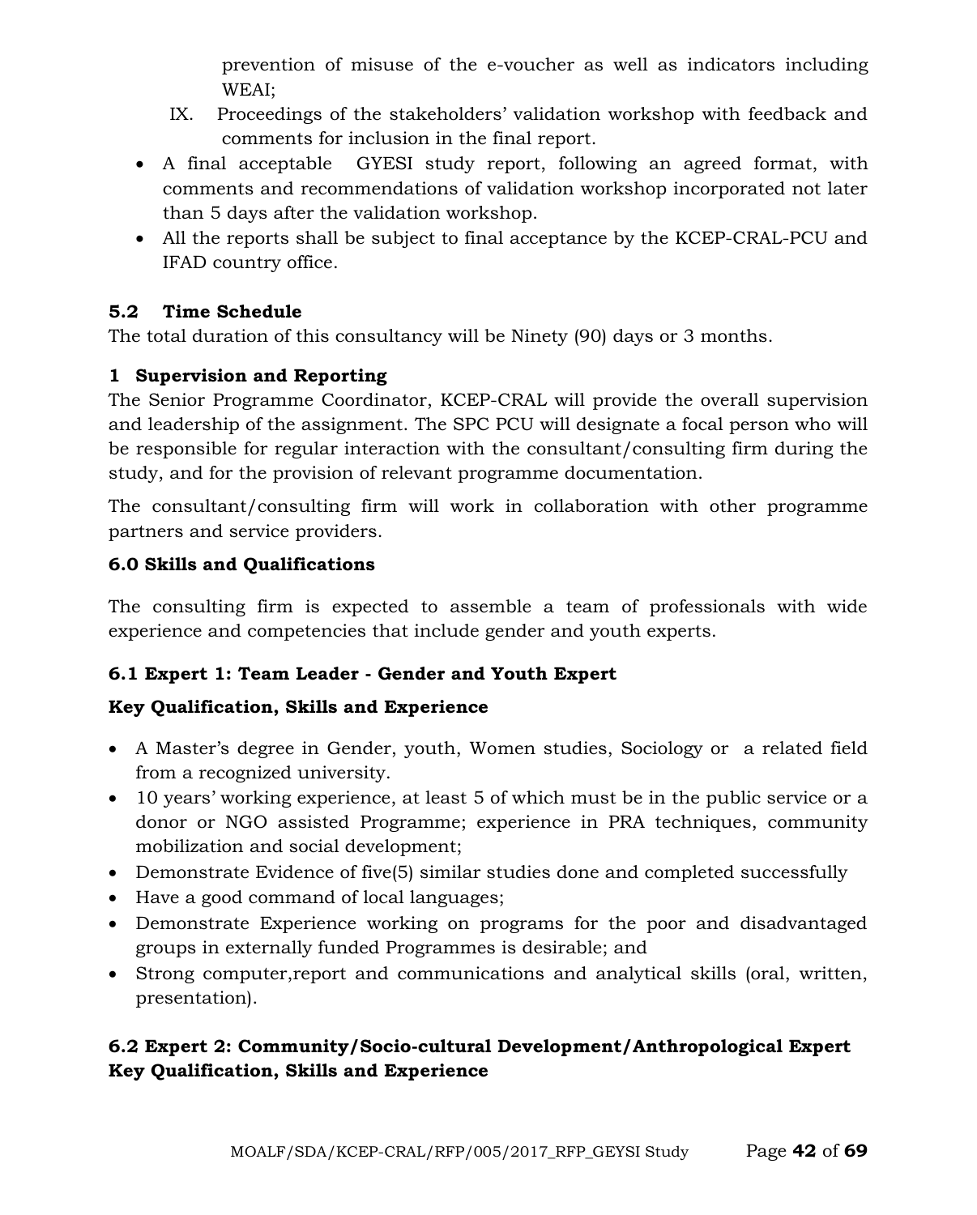prevention of misuse of the e-voucher as well as indicators including WEAI;

IX. Proceedings of the stakeholders' validation workshop with feedback and comments for inclusion in the final report.

- A final acceptable GYESI study report, following an agreed format, with comments and recommendations of validation workshop incorporated not later than 5 days after the validation workshop.
- All the reports shall be subject to final acceptance by the KCEP-CRAL-PCU and IFAD country office.

### 5.2 Time Schedule

The total duration of this consultancy will be Ninety (90) days or 3 months.

### 1 Supervision and Reporting

The Senior Programme Coordinator, KCEP-CRAL will provide the overall supervision and leadership of the assignment. The SPC PCU will designate a focal person who will be responsible for regular interaction with the consultant/consulting firm during the study, and for the provision of relevant programme documentation.

The consultant/consulting firm will work in collaboration with other programme partners and service providers.

## 6.0 Skills and Qualifications

The consulting firm is expected to assemble a team of professionals with wide experience and competencies that include gender and youth experts.

### 6.1 Expert 1: Team Leader - Gender and Youth Expert

**Key Qualification, Skills and Experience**

- A Master's degree in Gender, youth, Women studies, Sociology or a related field from a recognized university.
- 10 years' working experience, at least 5 of which must be in the public service or a donor or NGO assisted Programme; experience in PRA techniques, community mobilization and social development;
- Demonstrate Evidence of five(5) similar studies done and completed successfully
- Have a good command of local languages;
- Demonstrate Experience working on programs for the poor and disadvantaged groups in externally funded Programmes is desirable; and
- Strong computer,report and communications and analytical skills (oral, written, presentation).

### 6.2 Expert 2: Community/Socio-cultural Development/Anthropological Expert

**Key Qualification, Skills and Experience**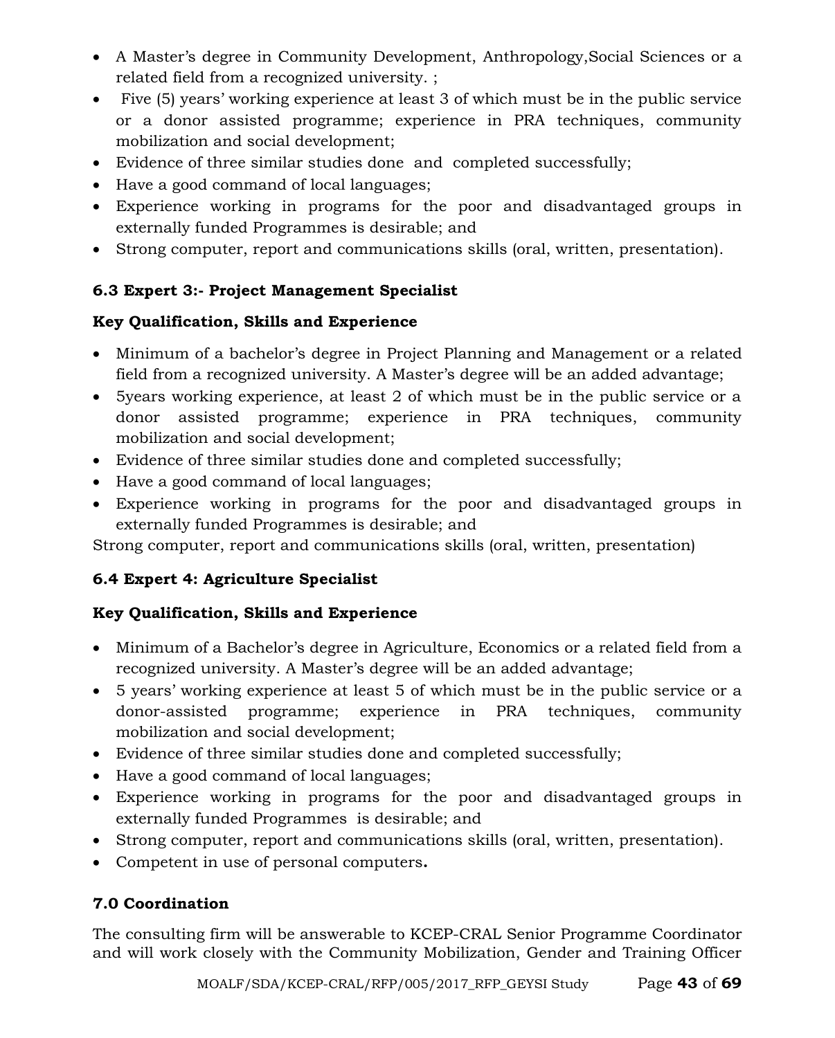- A Master's degree in Community Development, Anthropology,Social Sciences or a related field from a recognized university. ;
- Five (5) years' working experience at least 3 of which must be in the public service or a donor assisted programme; experience in PRA techniques, community mobilization and social development;
- Evidence of three similar studies done and completed successfully;
- Have a good command of local languages;
- Experience working in programs for the poor and disadvantaged groups in externally funded Programmes is desirable; and
- Strong computer, report and communications skills (oral, written, presentation).

### 6.3 Expert 3:- Project Management Specialist

**Key Qualification, Skills and Experience**

- Minimum of a bachelor's degree in Project Planning and Management or a related field from a recognized university. A Master's degree will be an added advantage;
- 5years working experience, at least 2 of which must be in the public service or a donor assisted programme; experience in PRA techniques, community mobilization and social development;
- Evidence of three similar studies done and completed successfully;
- Have a good command of local languages;
- Experience working in programs for the poor and disadvantaged groups in externally funded Programmes is desirable; and

Strong computer, report and communications skills (oral, written, presentation)

### 6.4 Expert 4: Agriculture Specialist

**Key Qualification, Skills and Experience**

- Minimum of a Bachelor's degree in Agriculture, Economics or a related field from a recognized university. A Master's degree will be an added advantage;
- 5 years' working experience at least 5 of which must be in the public service or a donor-assisted programme; experience in PRA techniques, community mobilization and social development;
- Evidence of three similar studies done and completed successfully;
- Have a good command of local languages;
- Experience working in programs for the poor and disadvantaged groups in externally funded Programmes is desirable; and
- Strong computer, report and communications skills (oral, written, presentation).
- Competent in use of personal computers**.**

## 7.0 Coordination

The consulting firm will be answerable to KCEP-CRAL Senior Programme Coordinator and will work closely with the Community Mobilization, Gender and Training Officer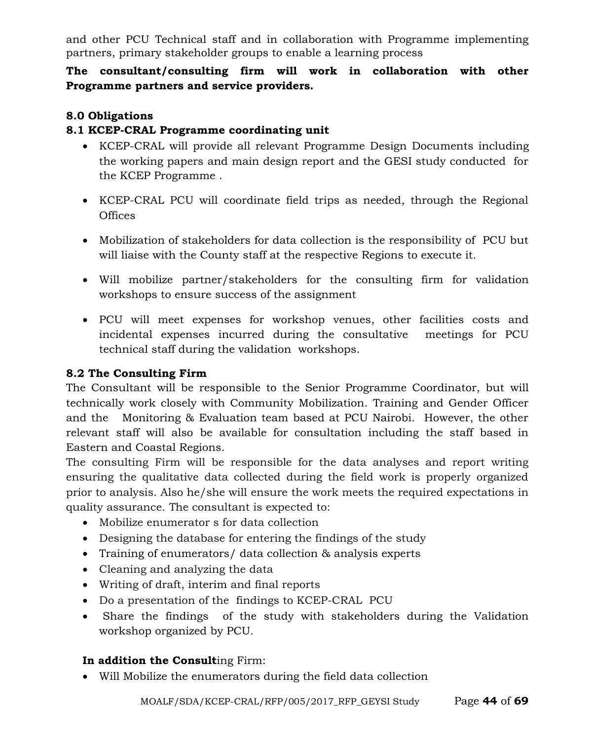and other PCU Technical staff and in collaboration with Programme implementing partners, primary stakeholder groups to enable a learning process

**The consultant/consulting firm will work in collaboration with other Programme partners and service providers.**

### 8.0 Obligations

#### 8.1 KCEP-CRAL Programme coordinating unit

- KCEP-CRAL will provide all relevant Programme Design Documents including the working papers and main design report and the GESI study conducted for the KCEP Programme .
- KCEP-CRAL PCU will coordinate field trips as needed, through the Regional Offices
- Mobilization of stakeholders for data collection is the responsibility of PCU but will liaise with the County staff at the respective Regions to execute it.
- Will mobilize partner/stakeholders for the consulting firm for validation workshops to ensure success of the assignment
- PCU will meet expenses for workshop venues, other facilities costs and incidental expenses incurred during the consultative meetings for PCU technical staff during the validation workshops.

#### 8.2 The Consulting Firm

The Consultant will be responsible to the Senior Programme Coordinator, but will technically work closely with Community Mobilization. Training and Gender Officer and the Monitoring & Evaluation team based at PCU Nairobi. However, the other relevant staff will also be available for consultation including the staff based in Eastern and Coastal Regions.

The consulting Firm will be responsible for the data analyses and report writing ensuring the qualitative data collected during the field work is properly organized prior to analysis. Also he/she will ensure the work meets the required expectations in quality assurance. The consultant is expected to:

- Mobilize enumerator s for data collection
- Designing the database for entering the findings of the study
- Training of enumerators/ data collection & analysis experts
- Cleaning and analyzing the data
- Writing of draft, interim and final reports
- Do a presentation of the findings to KCEP-CRAL PCU
- Share the findings of the study with stakeholders during the Validation workshop organized by PCU.

**In addition the Consult**ing Firm:

- Will Mobilize the enumerators during the field data collection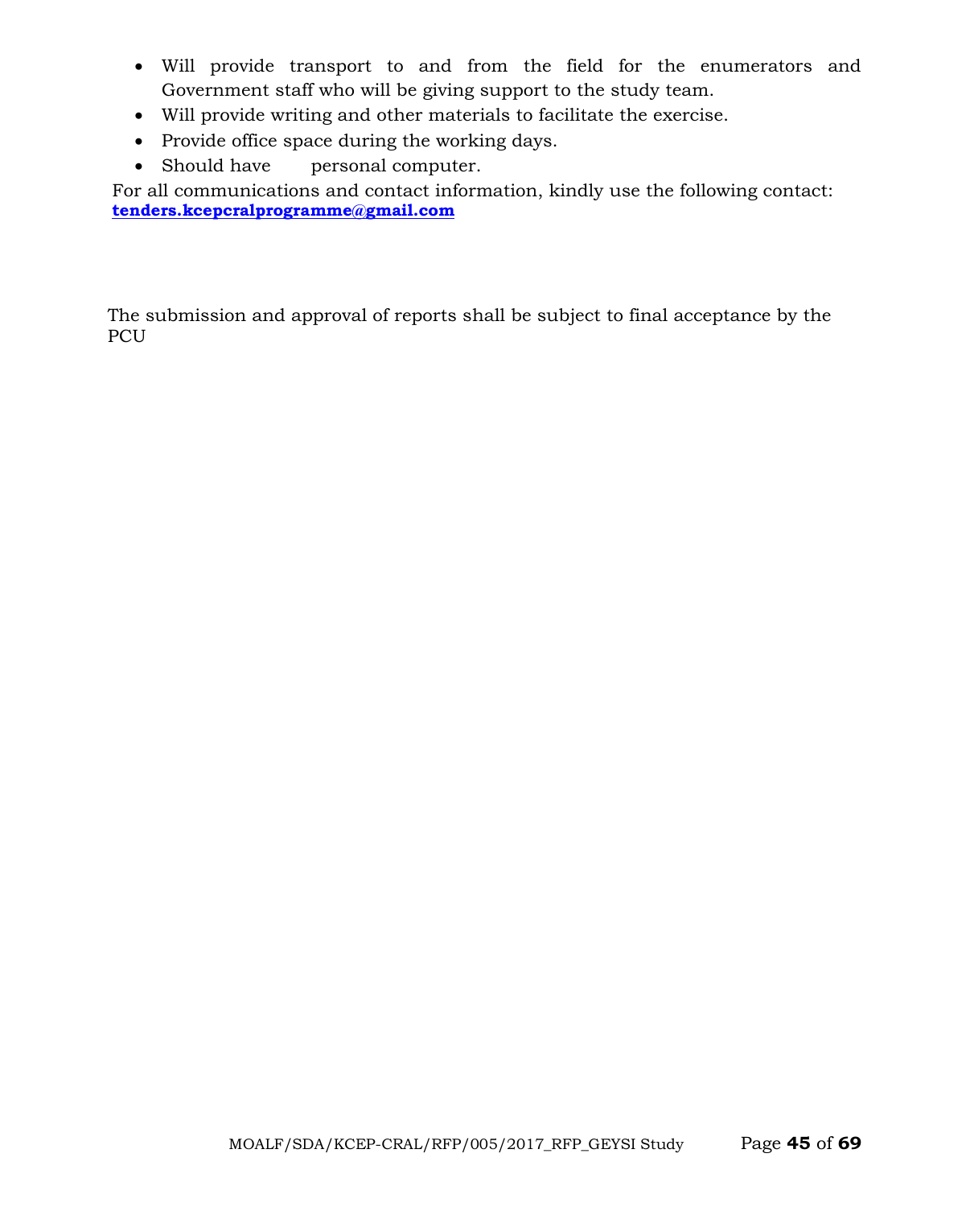- Will provide transport to and from the field for the enumerators and Government staff who will be giving support to the study team.
- Will provide writing and other materials to facilitate the exercise.
- Provide office space during the working days.
- Should have personal computer.

For all communications and contact information, kindly use the following contact: **tenders.kcepcralprogramme@gmail.com**

The submission and approval of reports shall be subject to final acceptance by the PCU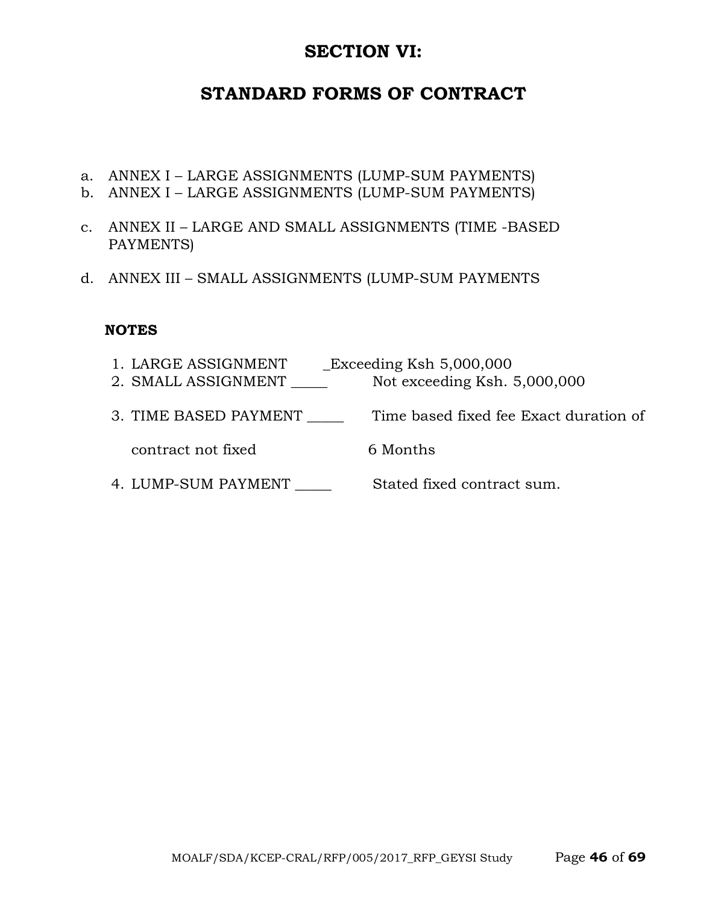# SECTION VI:

# STANDARD FORMS OF CONTRACT

a. ANNEX I – LARGE ASSIGNMENTS (LUMP-SUM PAYMENTS)
b. ANNEX I – LARGE ASSIGNMENTS (LUMP-SUM PAYMENTS)

c. ANNEX II – LARGE AND SMALL ASSIGNMENTS (TIME -BASED PAYMENTS)

d. ANNEX III – SMALL ASSIGNMENTS (LUMP-SUM PAYMENTS

**NOTES**

1. LARGE ASSIGNMENT _Exceeding Ksh 5,000,000
2. SMALL ASSIGNMENT _____ Not exceeding Ksh. 5,000,000
3. TIME BASED PAYMENT _____ Time based fixed fee Exact duration of

   contract not fixed 6 Months

4. LUMP-SUM PAYMENT _____ Stated fixed contract sum.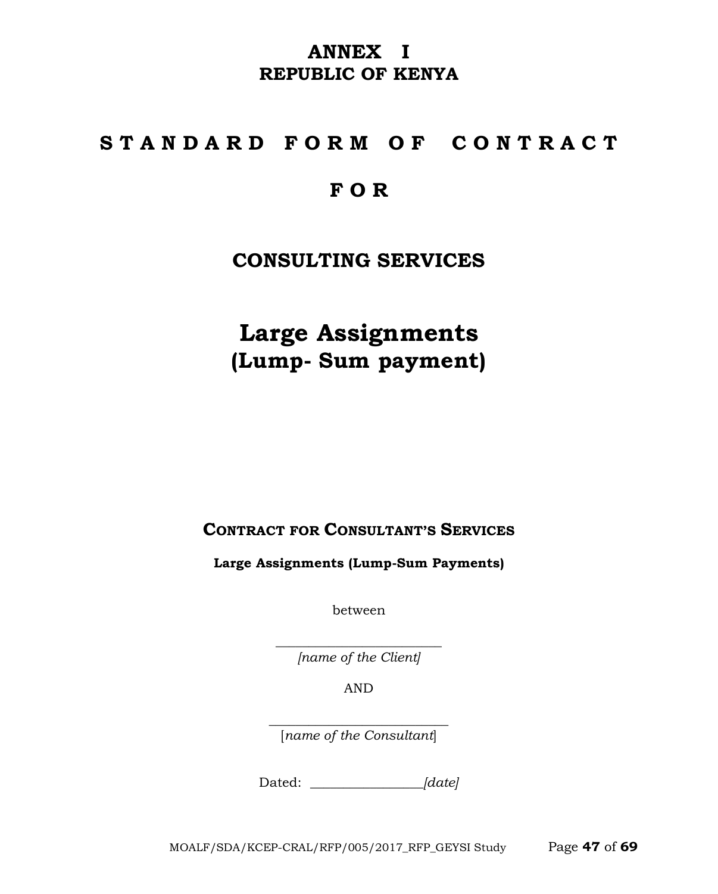# ANNEX I

## REPUBLIC OF KENYA

# S T A N D A R D F O R M O F C O N T R A C T

# F O R

## CONSULTING SERVICES

# Large Assignments
## (Lump- Sum payment)

### CONTRACT FOR CONSULTANT'S SERVICES

**Large Assignments (Lump-Sum Payments)**

between

_________________________
*[name of the Client]*

AND

___________________________
[*name of the Consultant*]

Dated: ________________*[date]*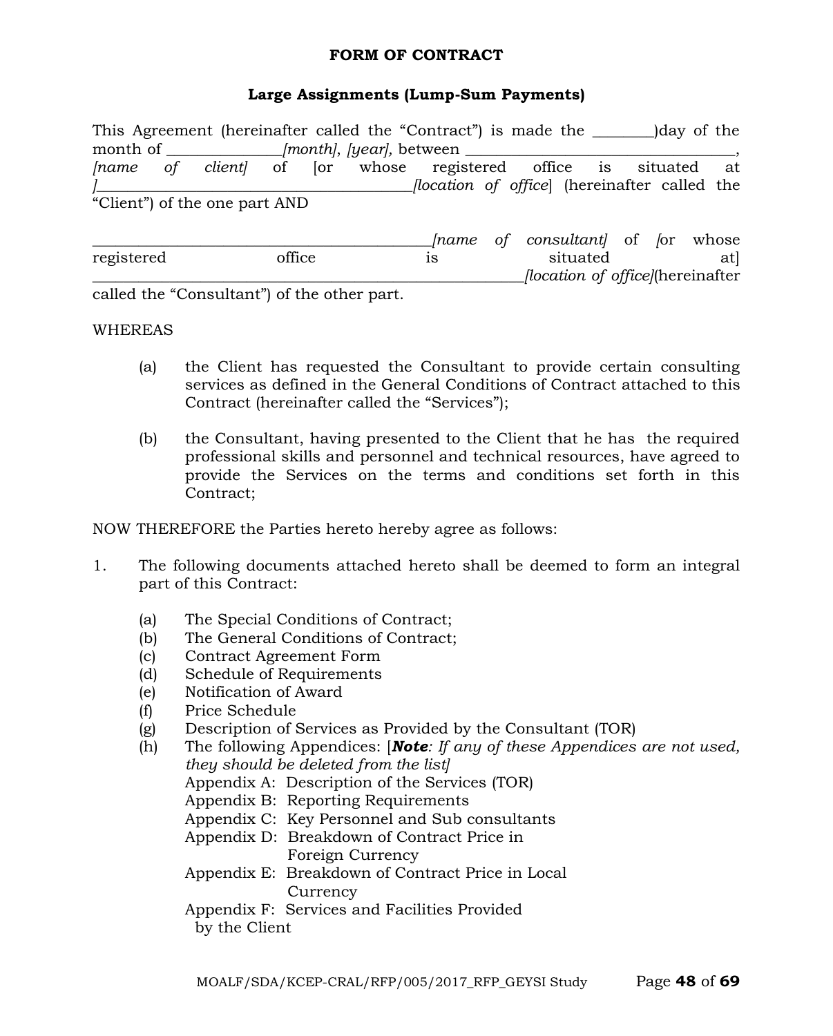**FORM OF CONTRACT**

**Large Assignments (Lump-Sum Payments)**

This Agreement (hereinafter called the "Contract") is made the ________)day of the month of _______________*[month]*, *[year]*, between ____________________________________, *[name of client]* of [or whose registered office is situated at ]_________________________________________*[location of office]* (hereinafter called the "Client") of the one part AND

_____________________________________________*[name of consultant]* of *[*or whose registered office is situated at] _________________________________________________________*[location of office]*(hereinafter called the "Consultant") of the other part.

WHEREAS

(a) the Client has requested the Consultant to provide certain consulting services as defined in the General Conditions of Contract attached to this Contract (hereinafter called the "Services");

(b) the Consultant, having presented to the Client that he has the required professional skills and personnel and technical resources, have agreed to provide the Services on the terms and conditions set forth in this Contract;

NOW THEREFORE the Parties hereto hereby agree as follows:

1. The following documents attached hereto shall be deemed to form an integral part of this Contract:

   (a) The Special Conditions of Contract;
   (b) The General Conditions of Contract;
   (c) Contract Agreement Form
   (d) Schedule of Requirements
   (e) Notification of Award
   (f) Price Schedule
   (g) Description of Services as Provided by the Consultant (TOR)
   (h) The following Appendices: [***Note****: If any of these Appendices are not used, they should be deleted from the list]*
   Appendix A: Description of the Services (TOR)
   Appendix B: Reporting Requirements
   Appendix C: Key Personnel and Sub consultants
   Appendix D: Breakdown of Contract Price in Foreign Currency
   Appendix E: Breakdown of Contract Price in Local Currency
   Appendix F: Services and Facilities Provided by the Client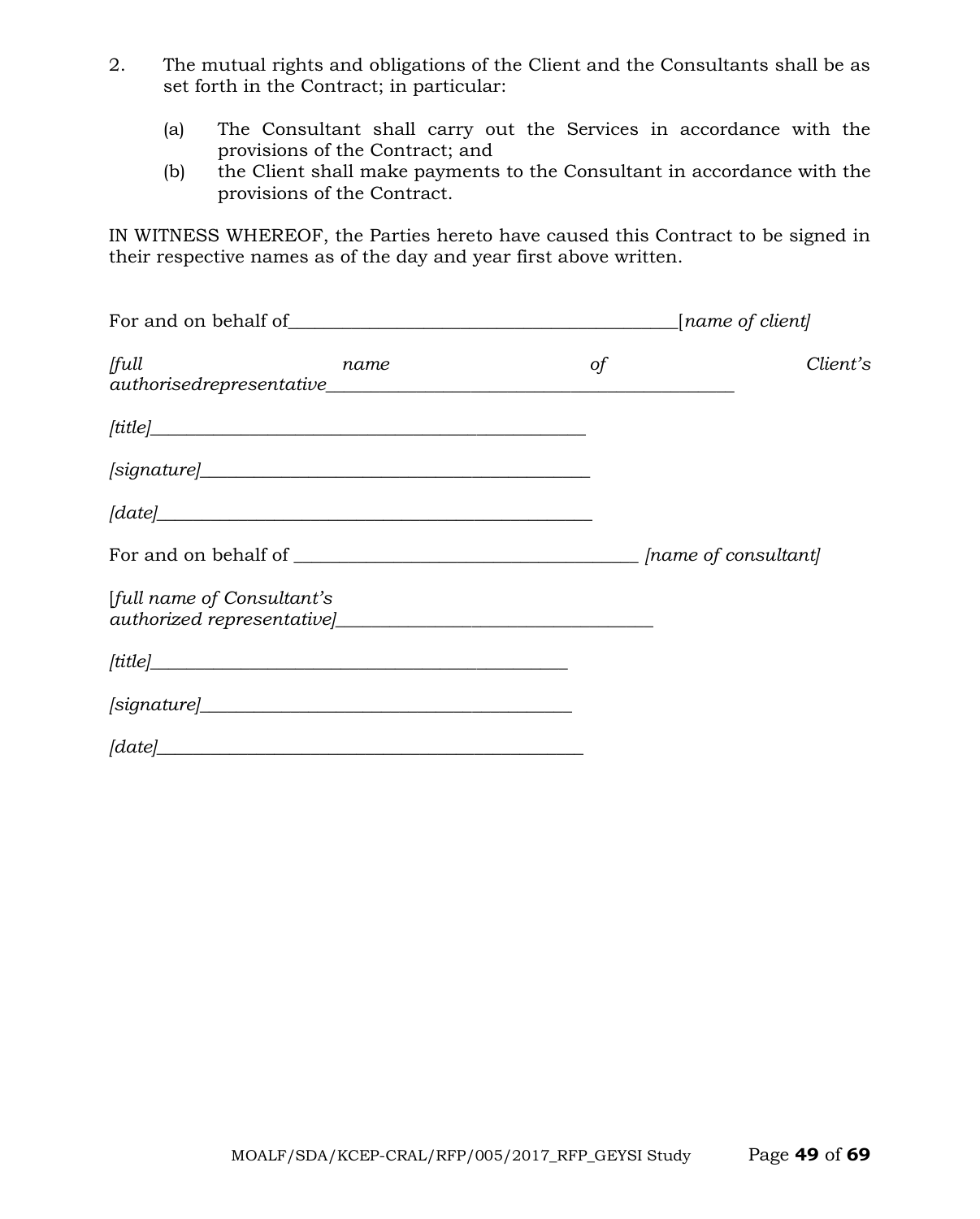2. The mutual rights and obligations of the Client and the Consultants shall be as set forth in the Contract; in particular:

   (a) The Consultant shall carry out the Services in accordance with the provisions of the Contract; and
   
   (b) the Client shall make payments to the Consultant in accordance with the provisions of the Contract.

IN WITNESS WHEREOF, the Parties hereto have caused this Contract to be signed in their respective names as of the day and year first above written.

For and on behalf of_________________________________________[*name of client]*

*[full name of Client's authorisedrepresentative*_____________________________________________

*[title]*________________________________________________

*[signature]*___________________________________________

*[date]*_________________________________________________

For and on behalf of _____________________________________ *[name of consultant]*

[*full name of Consultant's authorized representative]*___________________________________

*[title]*______________________________________________

*[signature]*_________________________________________

*[date]*_______________________________________________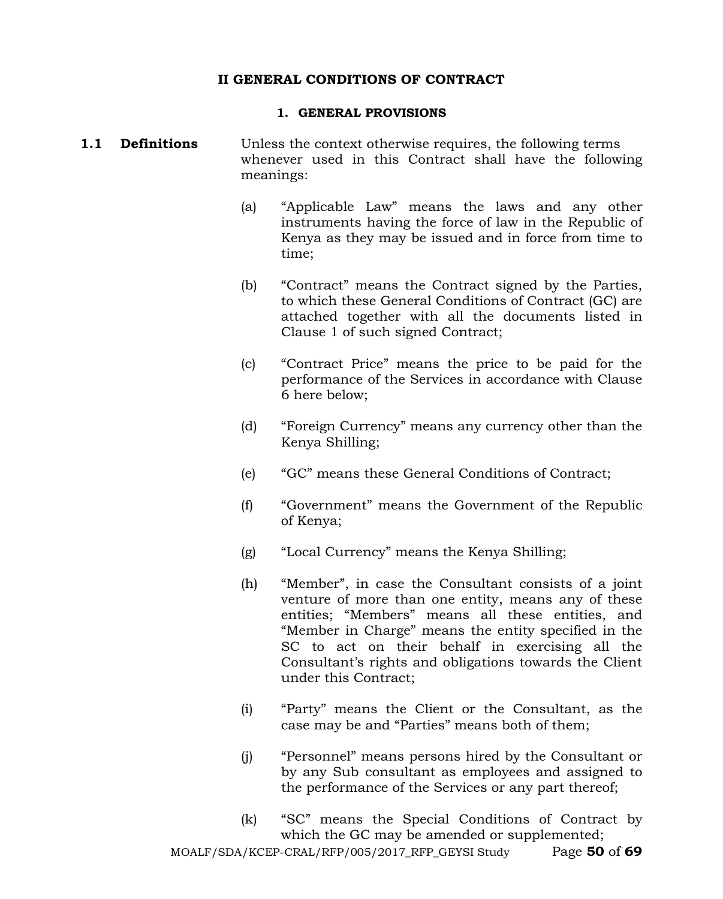## II GENERAL CONDITIONS OF CONTRACT

### 1. GENERAL PROVISIONS

**1.1 Definitions**

Unless the context otherwise requires, the following terms whenever used in this Contract shall have the following meanings:

(a) "Applicable Law" means the laws and any other instruments having the force of law in the Republic of Kenya as they may be issued and in force from time to time;

(b) "Contract" means the Contract signed by the Parties, to which these General Conditions of Contract (GC) are attached together with all the documents listed in Clause 1 of such signed Contract;

(c) "Contract Price" means the price to be paid for the performance of the Services in accordance with Clause 6 here below;

(d) "Foreign Currency" means any currency other than the Kenya Shilling;

(e) "GC" means these General Conditions of Contract;

(f) "Government" means the Government of the Republic of Kenya;

(g) "Local Currency" means the Kenya Shilling;

(h) "Member", in case the Consultant consists of a joint venture of more than one entity, means any of these entities; "Members" means all these entities, and "Member in Charge" means the entity specified in the SC to act on their behalf in exercising all the Consultant's rights and obligations towards the Client under this Contract;

(i) "Party" means the Client or the Consultant, as the case may be and "Parties" means both of them;

(j) "Personnel" means persons hired by the Consultant or by any Sub consultant as employees and assigned to the performance of the Services or any part thereof;

(k) "SC" means the Special Conditions of Contract by which the GC may be amended or supplemented;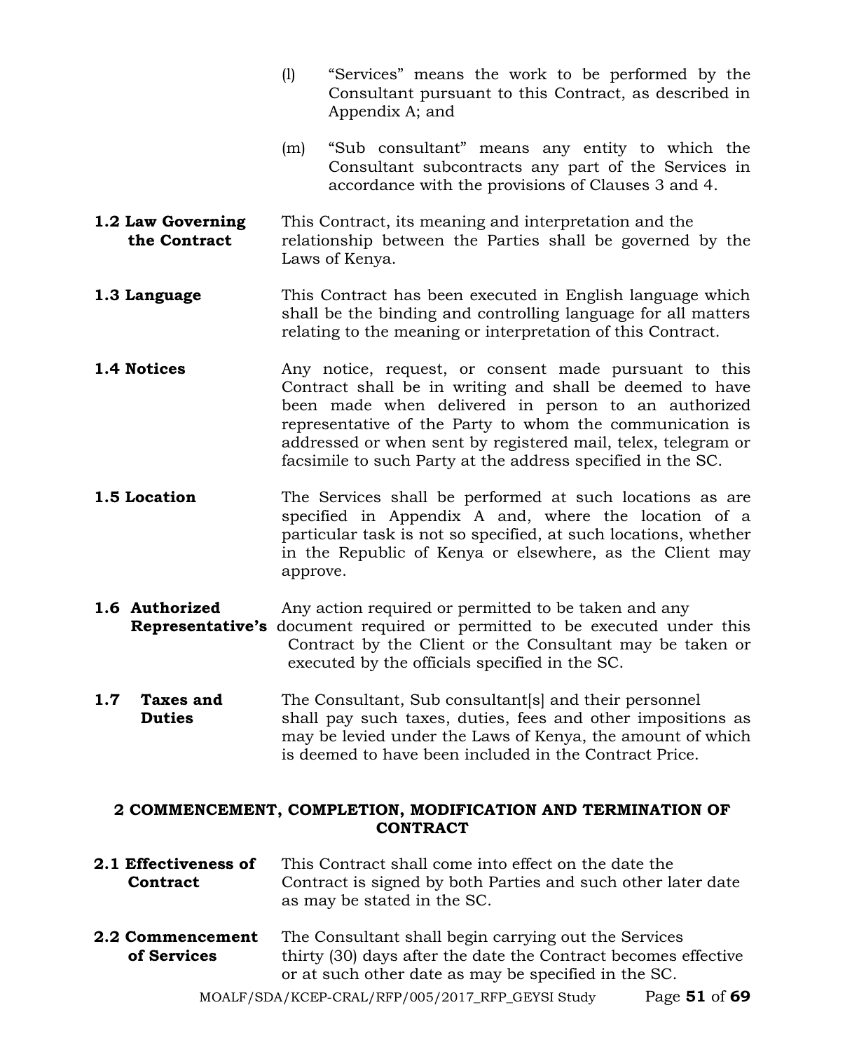(l) "Services" means the work to be performed by the Consultant pursuant to this Contract, as described in Appendix A; and

(m) "Sub consultant" means any entity to which the Consultant subcontracts any part of the Services in accordance with the provisions of Clauses 3 and 4.

**1.2 Law Governing the Contract** This Contract, its meaning and interpretation and the relationship between the Parties shall be governed by the Laws of Kenya.

**1.3 Language** This Contract has been executed in English language which shall be the binding and controlling language for all matters relating to the meaning or interpretation of this Contract.

**1.4 Notices** Any notice, request, or consent made pursuant to this Contract shall be in writing and shall be deemed to have been made when delivered in person to an authorized representative of the Party to whom the communication is addressed or when sent by registered mail, telex, telegram or facsimile to such Party at the address specified in the SC.

**1.5 Location** The Services shall be performed at such locations as are specified in Appendix A and, where the location of a particular task is not so specified, at such locations, whether in the Republic of Kenya or elsewhere, as the Client may approve.

**1.6 Authorized Representative's** Any action required or permitted to be taken and any document required or permitted to be executed under this Contract by the Client or the Consultant may be taken or executed by the officials specified in the SC.

**1.7 Taxes and Duties** The Consultant, Sub consultant[s] and their personnel shall pay such taxes, duties, fees and other impositions as may be levied under the Laws of Kenya, the amount of which is deemed to have been included in the Contract Price.

## 2 COMMENCEMENT, COMPLETION, MODIFICATION AND TERMINATION OF CONTRACT

**2.1 Effectiveness of Contract** This Contract shall come into effect on the date the Contract is signed by both Parties and such other later date as may be stated in the SC.

**2.2 Commencement of Services** The Consultant shall begin carrying out the Services thirty (30) days after the date the Contract becomes effective or at such other date as may be specified in the SC.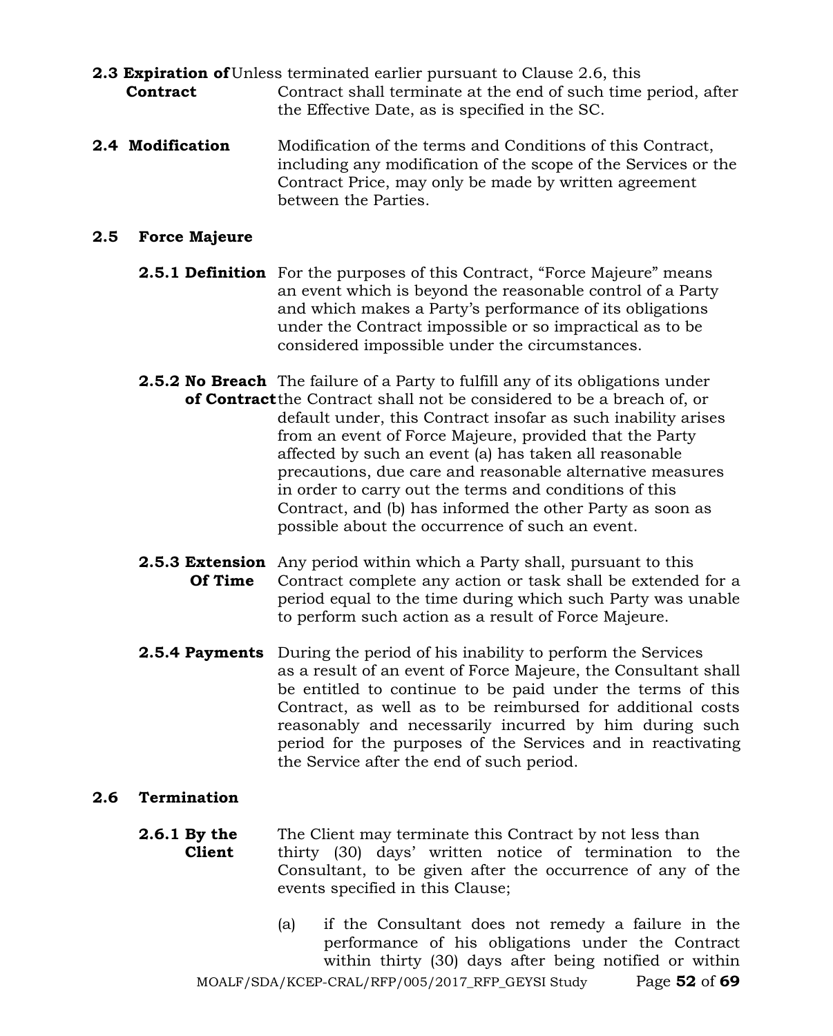**2.3 Expiration of Contract** Unless terminated earlier pursuant to Clause 2.6, this Contract shall terminate at the end of such time period, after the Effective Date, as is specified in the SC.

**2.4 Modification** Modification of the terms and Conditions of this Contract, including any modification of the scope of the Services or the Contract Price, may only be made by written agreement between the Parties.

**2.5 Force Majeure**

**2.5.1 Definition** For the purposes of this Contract, "Force Majeure" means an event which is beyond the reasonable control of a Party and which makes a Party's performance of its obligations under the Contract impossible or so impractical as to be considered impossible under the circumstances.

**2.5.2 No Breach of Contract** The failure of a Party to fulfill any of its obligations under the Contract shall not be considered to be a breach of, or default under, this Contract insofar as such inability arises from an event of Force Majeure, provided that the Party affected by such an event (a) has taken all reasonable precautions, due care and reasonable alternative measures in order to carry out the terms and conditions of this Contract, and (b) has informed the other Party as soon as possible about the occurrence of such an event.

**2.5.3 Extension Of Time** Any period within which a Party shall, pursuant to this Contract complete any action or task shall be extended for a period equal to the time during which such Party was unable to perform such action as a result of Force Majeure.

**2.5.4 Payments** During the period of his inability to perform the Services as a result of an event of Force Majeure, the Consultant shall be entitled to continue to be paid under the terms of this Contract, as well as to be reimbursed for additional costs reasonably and necessarily incurred by him during such period for the purposes of the Services and in reactivating the Service after the end of such period.

**2.6 Termination**

**2.6.1 By the Client** The Client may terminate this Contract by not less than thirty (30) days' written notice of termination to the Consultant, to be given after the occurrence of any of the events specified in this Clause;

(a) if the Consultant does not remedy a failure in the performance of his obligations under the Contract within thirty (30) days after being notified or within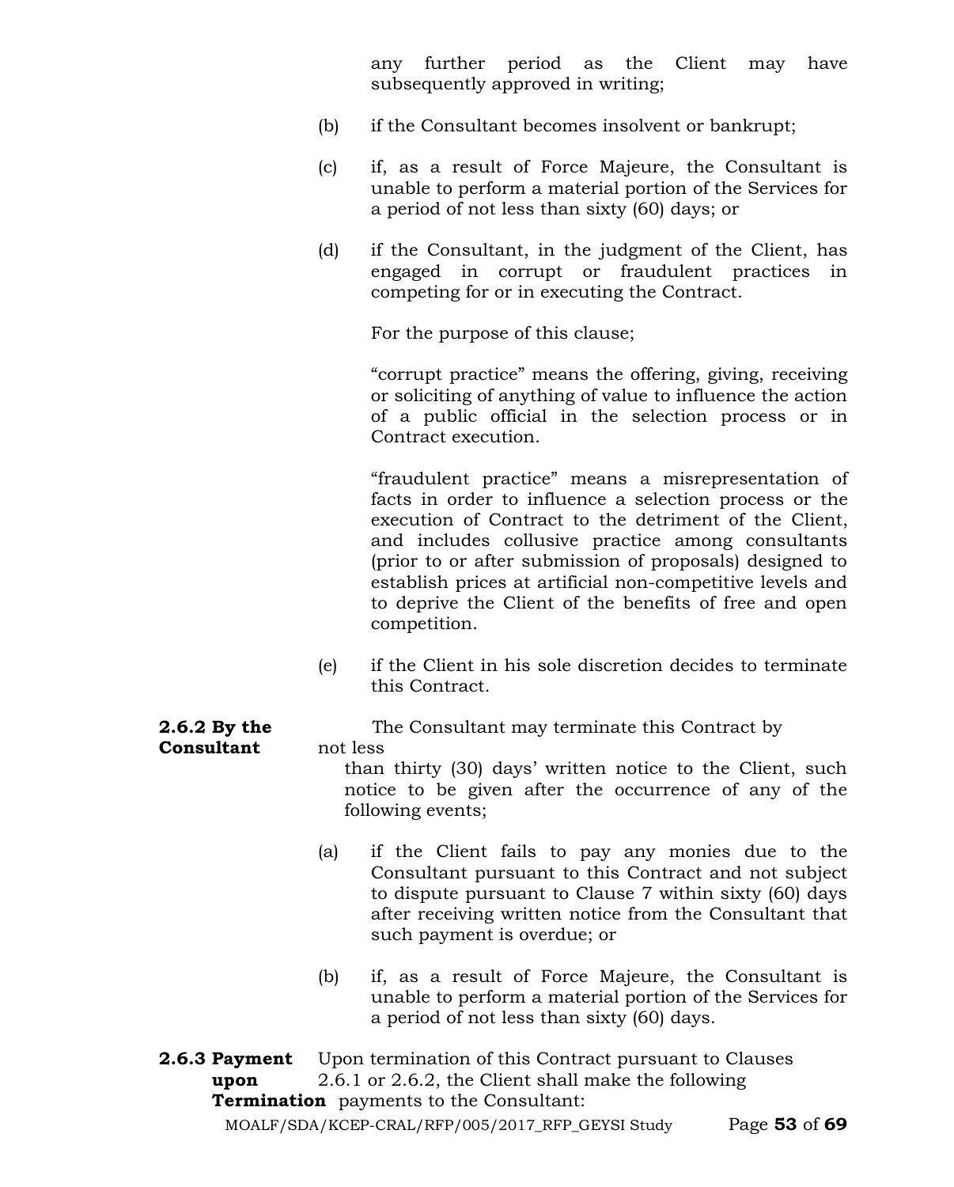any further period as the Client may have subsequently approved in writing;

(b) if the Consultant becomes insolvent or bankrupt;

(c) if, as a result of Force Majeure, the Consultant is unable to perform a material portion of the Services for a period of not less than sixty (60) days; or

(d) if the Consultant, in the judgment of the Client, has engaged in corrupt or fraudulent practices in competing for or in executing the Contract.

For the purpose of this clause;

"corrupt practice" means the offering, giving, receiving or soliciting of anything of value to influence the action of a public official in the selection process or in Contract execution.

"fraudulent practice" means a misrepresentation of facts in order to influence a selection process or the execution of Contract to the detriment of the Client, and includes collusive practice among consultants (prior to or after submission of proposals) designed to establish prices at artificial non-competitive levels and to deprive the Client of the benefits of free and open competition.

(e) if the Client in his sole discretion decides to terminate this Contract.

**2.6.2 By the Consultant**

The Consultant may terminate this Contract by not less than thirty (30) days' written notice to the Client, such notice to be given after the occurrence of any of the following events;

(a) if the Client fails to pay any monies due to the Consultant pursuant to this Contract and not subject to dispute pursuant to Clause 7 within sixty (60) days after receiving written notice from the Consultant that such payment is overdue; or

(b) if, as a result of Force Majeure, the Consultant is unable to perform a material portion of the Services for a period of not less than sixty (60) days.

**2.6.3 Payment upon Termination**

Upon termination of this Contract pursuant to Clauses 2.6.1 or 2.6.2, the Client shall make the following payments to the Consultant: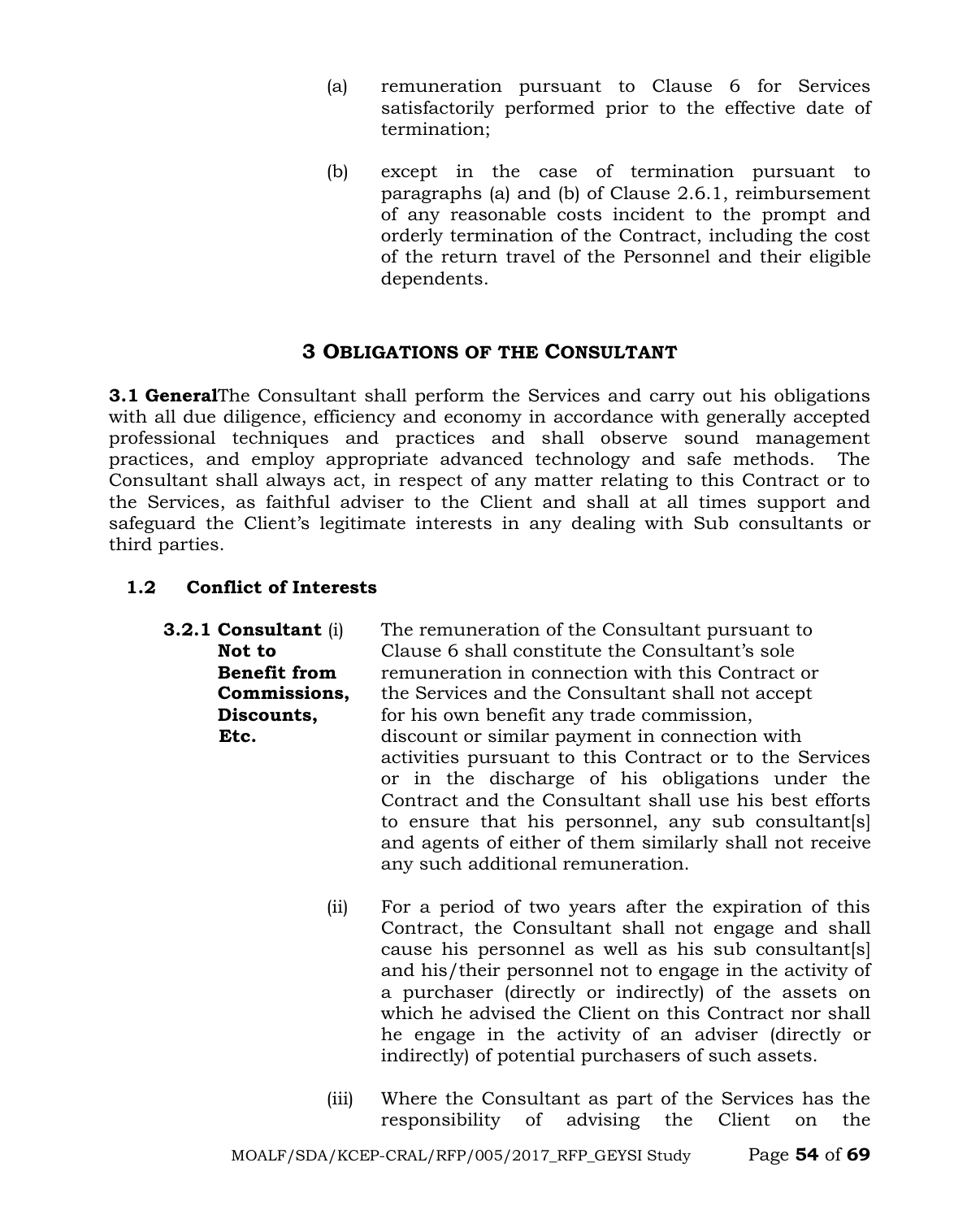(a) remuneration pursuant to Clause 6 for Services satisfactorily performed prior to the effective date of termination;

(b) except in the case of termination pursuant to paragraphs (a) and (b) of Clause 2.6.1, reimbursement of any reasonable costs incident to the prompt and orderly termination of the Contract, including the cost of the return travel of the Personnel and their eligible dependents.

## 3 OBLIGATIONS OF THE CONSULTANT

**3.1 General**The Consultant shall perform the Services and carry out his obligations with all due diligence, efficiency and economy in accordance with generally accepted professional techniques and practices and shall observe sound management practices, and employ appropriate advanced technology and safe methods. The Consultant shall always act, in respect of any matter relating to this Contract or to the Services, as faithful adviser to the Client and shall at all times support and safeguard the Client's legitimate interests in any dealing with Sub consultants or third parties.

### 1.2 Conflict of Interests

**3.2.1 Consultant Not to Benefit from Commissions, Discounts, Etc.**

(i) The remuneration of the Consultant pursuant to Clause 6 shall constitute the Consultant's sole remuneration in connection with this Contract or the Services and the Consultant shall not accept for his own benefit any trade commission, discount or similar payment in connection with activities pursuant to this Contract or to the Services or in the discharge of his obligations under the Contract and the Consultant shall use his best efforts to ensure that his personnel, any sub consultant[s] and agents of either of them similarly shall not receive any such additional remuneration.

(ii) For a period of two years after the expiration of this Contract, the Consultant shall not engage and shall cause his personnel as well as his sub consultant[s] and his/their personnel not to engage in the activity of a purchaser (directly or indirectly) of the assets on which he advised the Client on this Contract nor shall he engage in the activity of an adviser (directly or indirectly) of potential purchasers of such assets.

(iii) Where the Consultant as part of the Services has the responsibility of advising the Client on the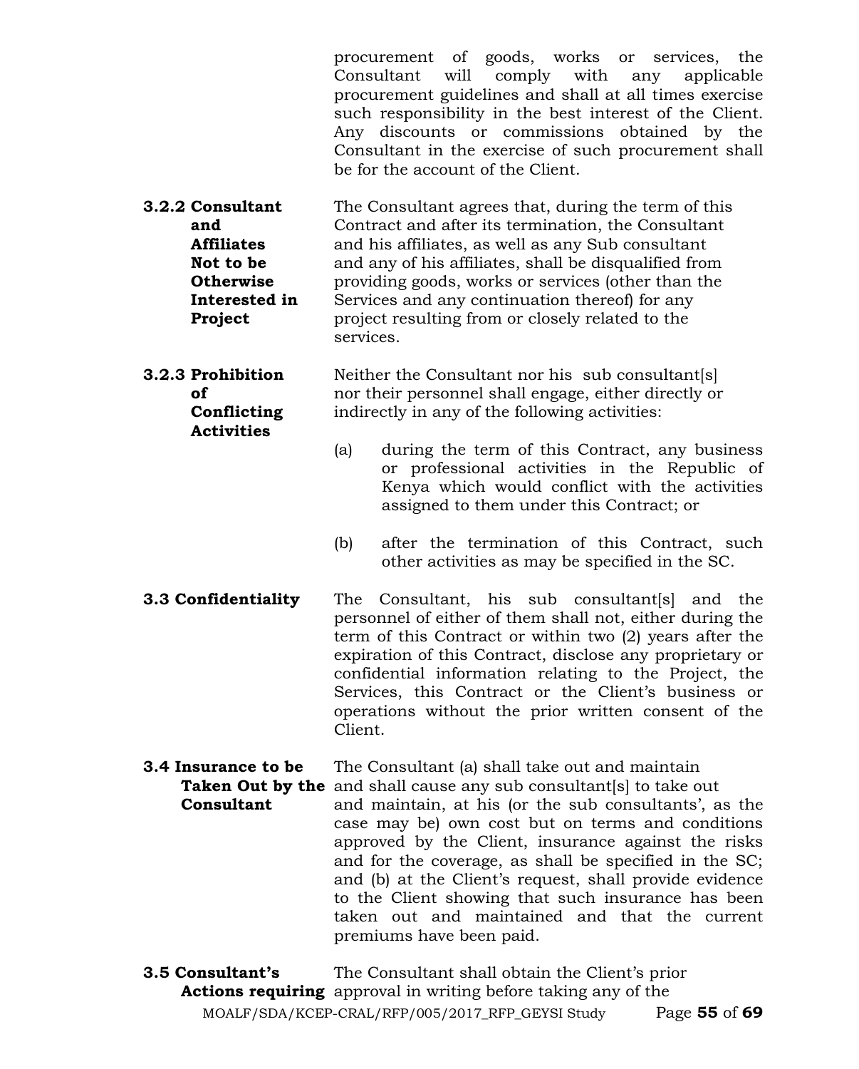procurement of goods, works or services, the Consultant will comply with any applicable procurement guidelines and shall at all times exercise such responsibility in the best interest of the Client. Any discounts or commissions obtained by the Consultant in the exercise of such procurement shall be for the account of the Client.

**3.2.2 Consultant and Affiliates Not to be Otherwise Interested in Project**

The Consultant agrees that, during the term of this Contract and after its termination, the Consultant and his affiliates, as well as any Sub consultant and any of his affiliates, shall be disqualified from providing goods, works or services (other than the Services and any continuation thereof) for any project resulting from or closely related to the services.

**3.2.3 Prohibition of Conflicting Activities**

Neither the Consultant nor his sub consultant[s] nor their personnel shall engage, either directly or indirectly in any of the following activities:

(a) during the term of this Contract, any business or professional activities in the Republic of Kenya which would conflict with the activities assigned to them under this Contract; or

(b) after the termination of this Contract, such other activities as may be specified in the SC.

**3.3 Confidentiality**

The Consultant, his sub consultant[s] and the personnel of either of them shall not, either during the term of this Contract or within two (2) years after the expiration of this Contract, disclose any proprietary or confidential information relating to the Project, the Services, this Contract or the Client's business or operations without the prior written consent of the Client.

**3.4 Insurance to be Taken Out by the Consultant**

The Consultant (a) shall take out and maintain and shall cause any sub consultant[s] to take out and maintain, at his (or the sub consultants', as the case may be) own cost but on terms and conditions approved by the Client, insurance against the risks and for the coverage, as shall be specified in the SC; and (b) at the Client's request, shall provide evidence to the Client showing that such insurance has been taken out and maintained and that the current premiums have been paid.

**3.5 Consultant's Actions requiring**

The Consultant shall obtain the Client's prior approval in writing before taking any of the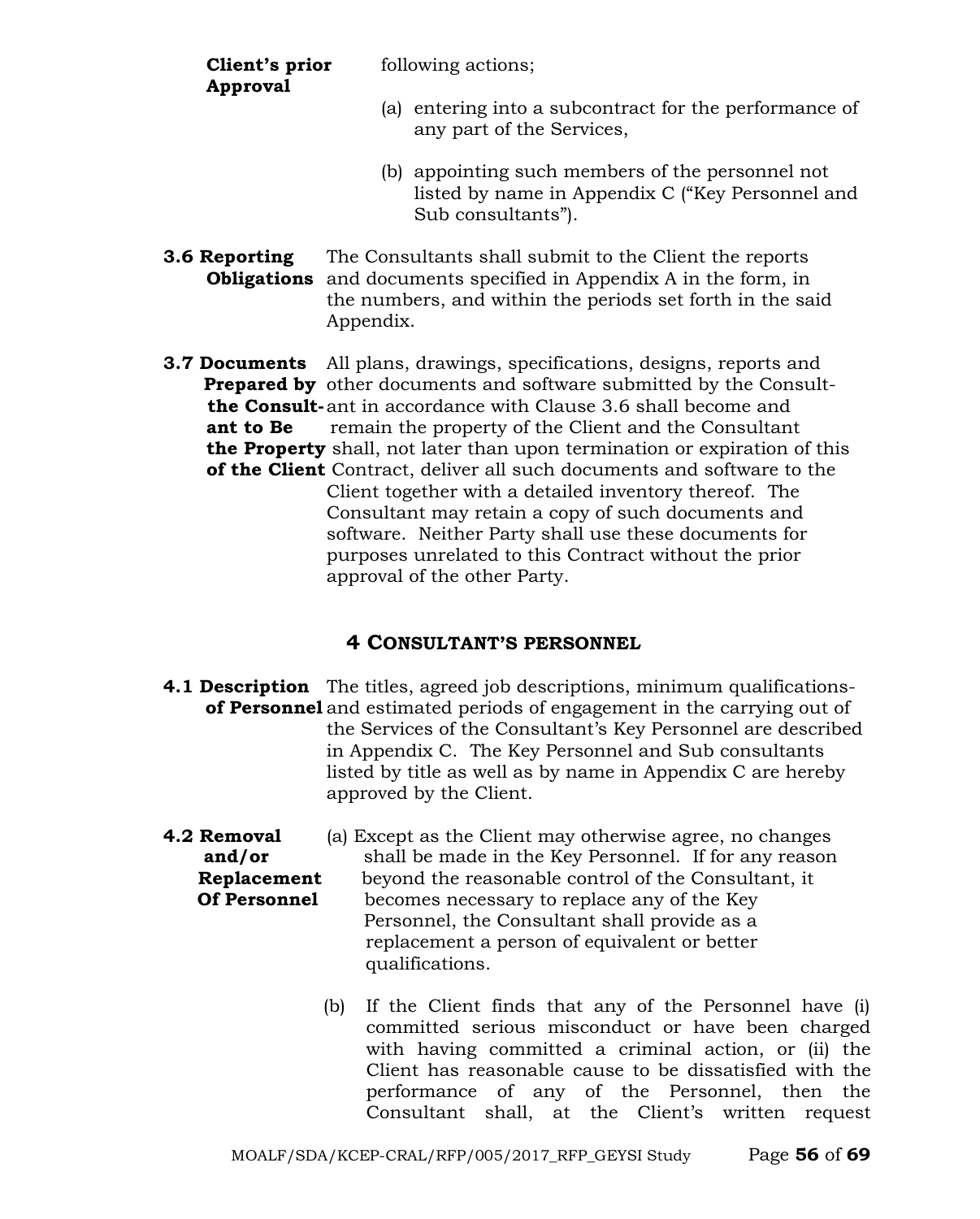**Client's prior Approval** following actions;

(a) entering into a subcontract for the performance of any part of the Services,

(b) appointing such members of the personnel not listed by name in Appendix C ("Key Personnel and Sub consultants").

**3.6 Reporting Obligations** The Consultants shall submit to the Client the reports and documents specified in Appendix A in the form, in the numbers, and within the periods set forth in the said Appendix.

**3.7 Documents Prepared by the Consultant to Be the Property of the Client** All plans, drawings, specifications, designs, reports and other documents and software submitted by the Consultant in accordance with Clause 3.6 shall become and remain the property of the Client and the Consultant shall, not later than upon termination or expiration of this Contract, deliver all such documents and software to the Client together with a detailed inventory thereof. The Consultant may retain a copy of such documents and software. Neither Party shall use these documents for purposes unrelated to this Contract without the prior approval of the other Party.

## 4 CONSULTANT'S PERSONNEL

**4.1 Description of Personnel** The titles, agreed job descriptions, minimum qualifications and estimated periods of engagement in the carrying out of the Services of the Consultant's Key Personnel are described in Appendix C. The Key Personnel and Sub consultants listed by title as well as by name in Appendix C are hereby approved by the Client.

**4.2 Removal and/or Replacement Of Personnel**

(a) Except as the Client may otherwise agree, no changes shall be made in the Key Personnel. If for any reason beyond the reasonable control of the Consultant, it becomes necessary to replace any of the Key Personnel, the Consultant shall provide as a replacement a person of equivalent or better qualifications.

(b) If the Client finds that any of the Personnel have (i) committed serious misconduct or have been charged with having committed a criminal action, or (ii) the Client has reasonable cause to be dissatisfied with the performance of any of the Personnel, then the Consultant shall, at the Client's written request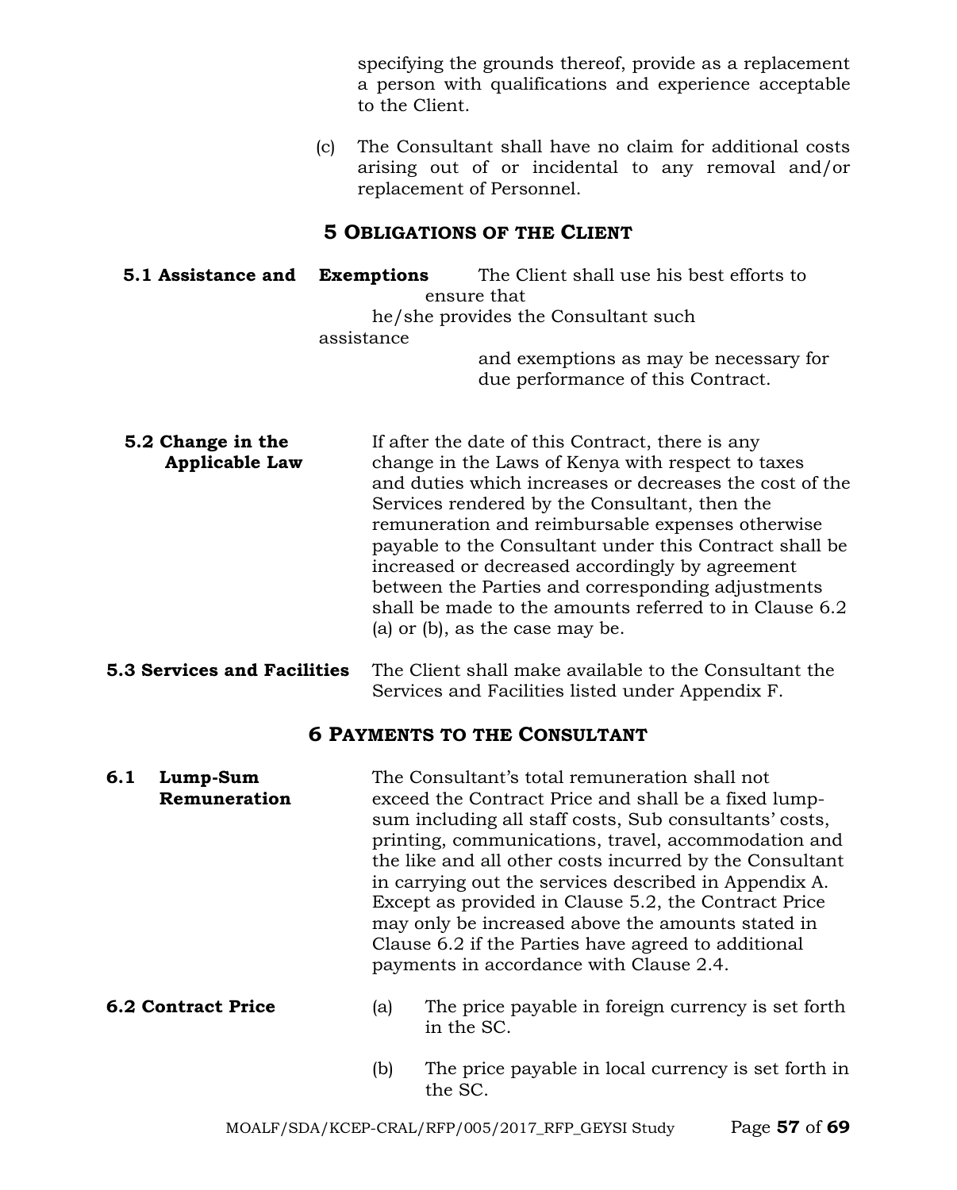specifying the grounds thereof, provide as a replacement a person with qualifications and experience acceptable to the Client.

(c) The Consultant shall have no claim for additional costs arising out of or incidental to any removal and/or replacement of Personnel.

## 5 OBLIGATIONS OF THE CLIENT

**5.1 Assistance and Exemptions** The Client shall use his best efforts to ensure that he/she provides the Consultant such assistance and exemptions as may be necessary for due performance of this Contract.

**5.2 Change in the Applicable Law** If after the date of this Contract, there is any change in the Laws of Kenya with respect to taxes and duties which increases or decreases the cost of the Services rendered by the Consultant, then the remuneration and reimbursable expenses otherwise payable to the Consultant under this Contract shall be increased or decreased accordingly by agreement between the Parties and corresponding adjustments shall be made to the amounts referred to in Clause 6.2 (a) or (b), as the case may be.

**5.3 Services and Facilities** The Client shall make available to the Consultant the Services and Facilities listed under Appendix F.

## 6 PAYMENTS TO THE CONSULTANT

**6.1 Lump-Sum Remuneration** The Consultant's total remuneration shall not exceed the Contract Price and shall be a fixed lump-sum including all staff costs, Sub consultants' costs, printing, communications, travel, accommodation and the like and all other costs incurred by the Consultant in carrying out the services described in Appendix A. Except as provided in Clause 5.2, the Contract Price may only be increased above the amounts stated in Clause 6.2 if the Parties have agreed to additional payments in accordance with Clause 2.4.

**6.2 Contract Price**

(a) The price payable in foreign currency is set forth in the SC.

(b) The price payable in local currency is set forth in the SC.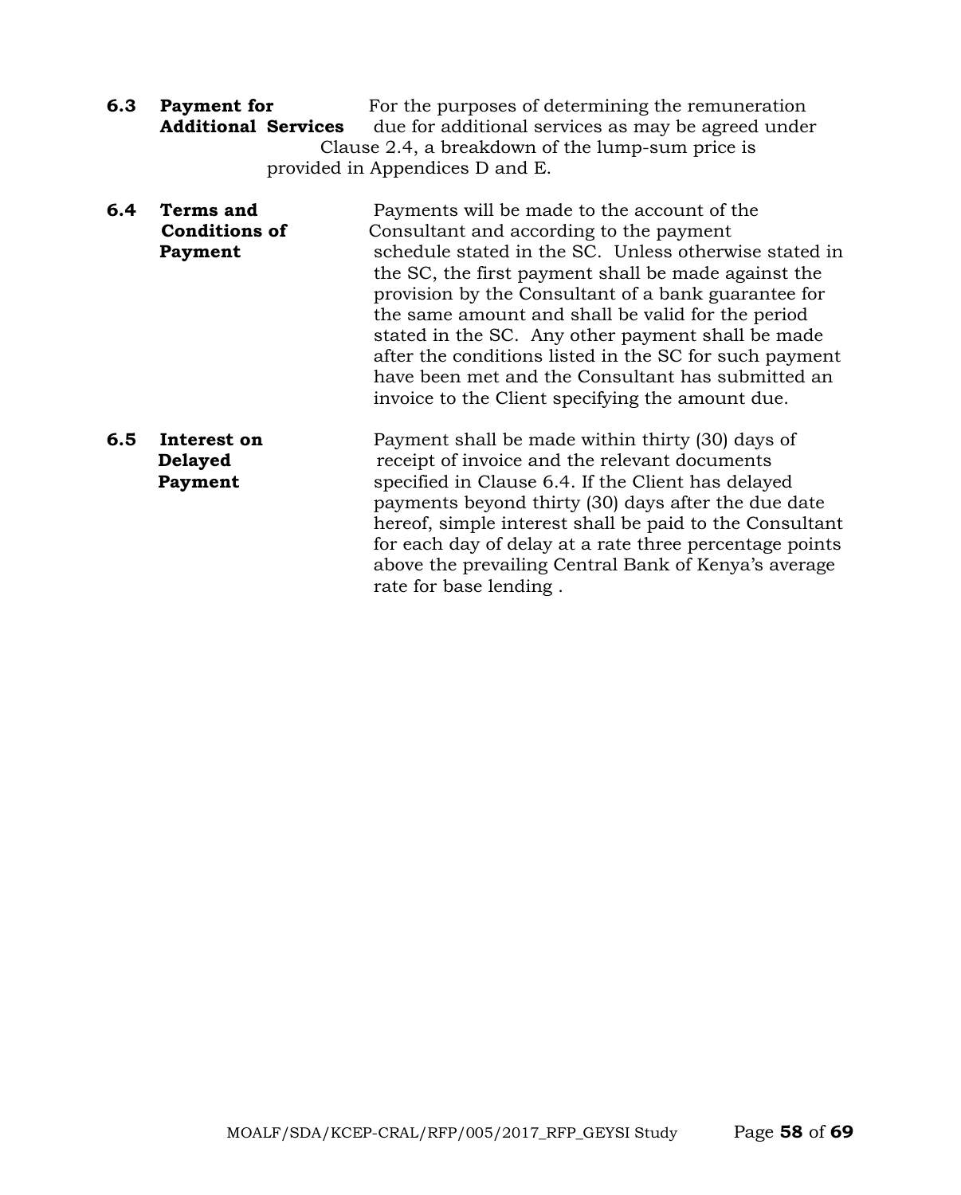**6.3 Payment for Additional Services**

For the purposes of determining the remuneration due for additional services as may be agreed under Clause 2.4, a breakdown of the lump-sum price is provided in Appendices D and E.

**6.4 Terms and Conditions of Payment**

Payments will be made to the account of the Consultant and according to the payment schedule stated in the SC. Unless otherwise stated in the SC, the first payment shall be made against the provision by the Consultant of a bank guarantee for the same amount and shall be valid for the period stated in the SC. Any other payment shall be made after the conditions listed in the SC for such payment have been met and the Consultant has submitted an invoice to the Client specifying the amount due.

**6.5 Interest on Delayed Payment**

Payment shall be made within thirty (30) days of receipt of invoice and the relevant documents specified in Clause 6.4. If the Client has delayed payments beyond thirty (30) days after the due date hereof, simple interest shall be paid to the Consultant for each day of delay at a rate three percentage points above the prevailing Central Bank of Kenya's average rate for base lending .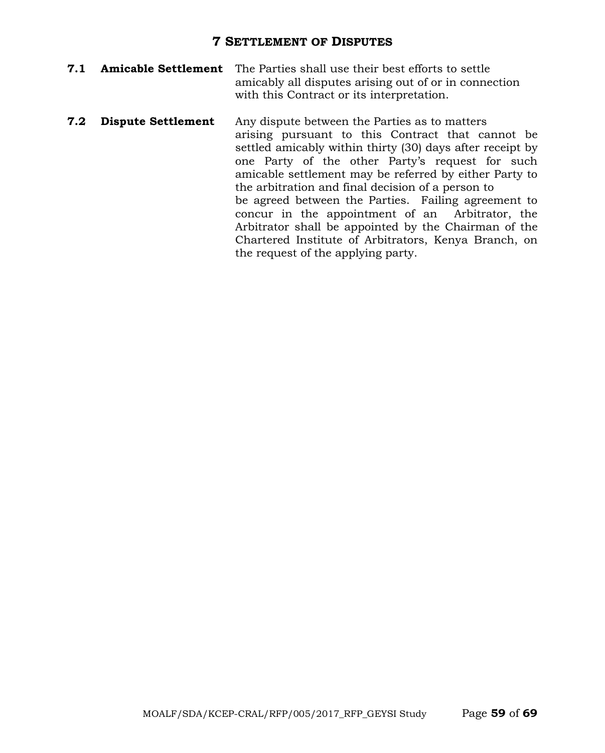# 7 Settlement of Disputes

**7.1 Amicable Settlement**

The Parties shall use their best efforts to settle amicably all disputes arising out of or in connection with this Contract or its interpretation.

**7.2 Dispute Settlement**

Any dispute between the Parties as to matters arising pursuant to this Contract that cannot be settled amicably within thirty (30) days after receipt by one Party of the other Party's request for such amicable settlement may be referred by either Party to the arbitration and final decision of a person to be agreed between the Parties. Failing agreement to concur in the appointment of an Arbitrator, the Arbitrator shall be appointed by the Chairman of the Chartered Institute of Arbitrators, Kenya Branch, on the request of the applying party.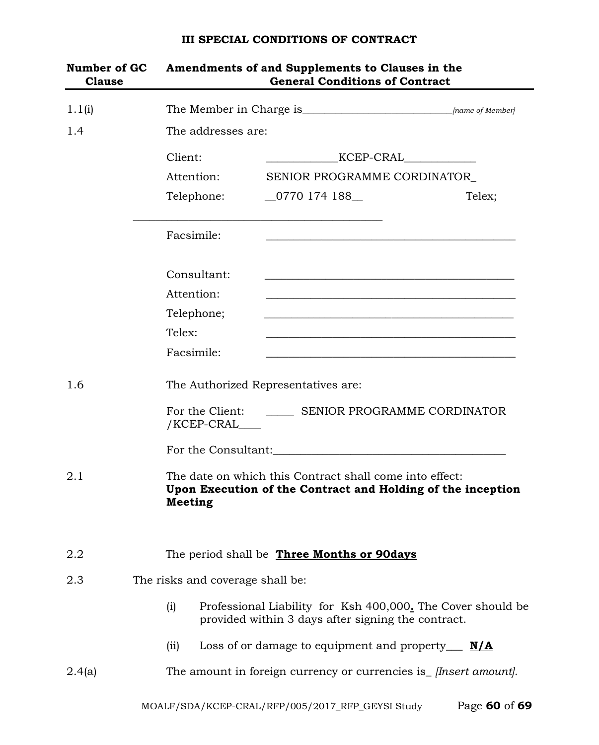## III SPECIAL CONDITIONS OF CONTRACT

| Number of GC Clause | Amendments of and Supplements to Clauses in the General Conditions of Contract |
|---|---|
| 1.1(i) | The Member in Charge is___________________________ *[name of Member]* |
| 1.4 | The addresses are: |
| | Client: ____________KCEP-CRAL____________ |
| | Attention: SENIOR PROGRAMME CORDINATOR_ |
| | Telephone: __0770 174 188__ Telex; ___________________________________________ |
| | Facsimile: ___________________________________________ |
| | Consultant: ___________________________________________ |
| | Attention: ___________________________________________ |
| | Telephone; ___________________________________________ |
| | Telex: ___________________________________________ |
| | Facsimile: ___________________________________________ |
| 1.6 | The Authorized Representatives are: |
| | For the Client: _____ SENIOR PROGRAMME CORDINATOR /KCEP-CRAL____ |
| | For the Consultant:_________________________________________ |
| 2.1 | The date on which this Contract shall come into effect: **Upon Execution of the Contract and Holding of the inception Meeting** |
| 2.2 | The period shall be **Three Months or 90days** |
| 2.3 | The risks and coverage shall be: |
| | (i) Professional Liability for Ksh 400,000**.** The Cover should be provided within 3 days after signing the contract. |
| | (ii) Loss of or damage to equipment and property___ **N/A** |
| 2.4(a) | The amount in foreign currency or currencies is_ *[Insert amount].* |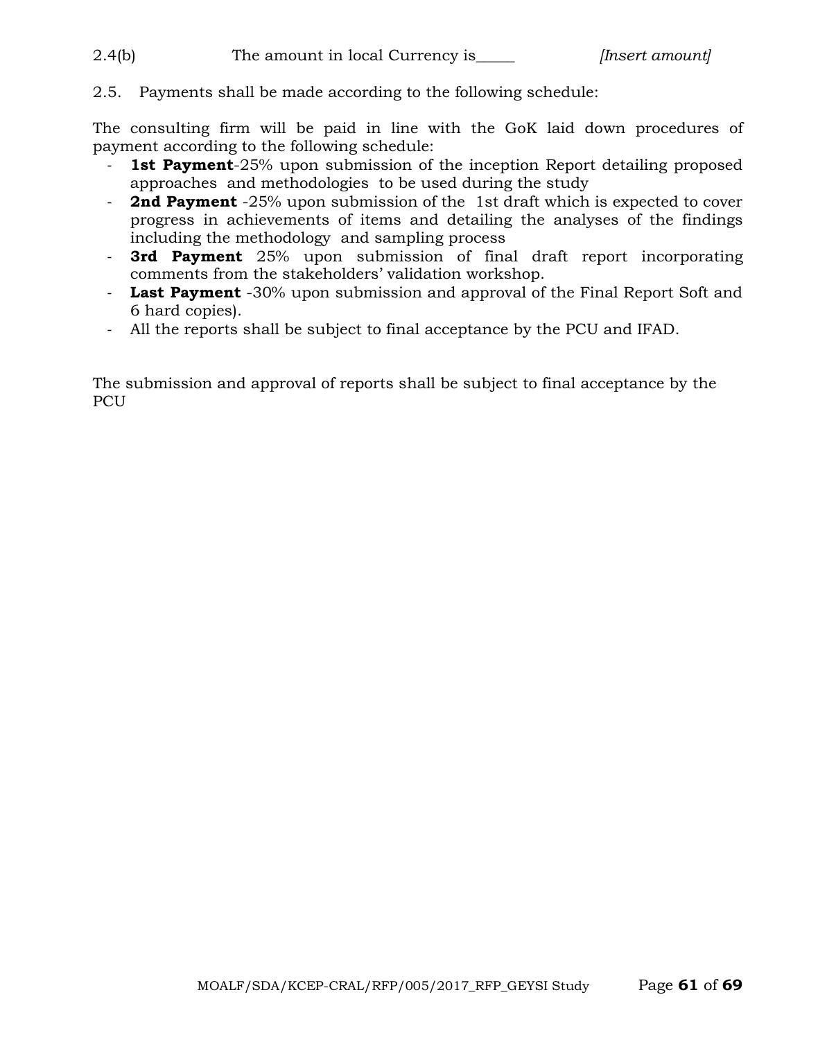2.4(b) The amount in local Currency is_____ *[Insert amount]*

2.5. Payments shall be made according to the following schedule:

The consulting firm will be paid in line with the GoK laid down procedures of payment according to the following schedule:

- **1st Payment**-25% upon submission of the inception Report detailing proposed approaches and methodologies to be used during the study
- **2nd Payment** -25% upon submission of the 1st draft which is expected to cover progress in achievements of items and detailing the analyses of the findings including the methodology and sampling process
- **3rd Payment** 25% upon submission of final draft report incorporating comments from the stakeholders' validation workshop.
- **Last Payment** -30% upon submission and approval of the Final Report Soft and 6 hard copies).
- All the reports shall be subject to final acceptance by the PCU and IFAD.

The submission and approval of reports shall be subject to final acceptance by the PCU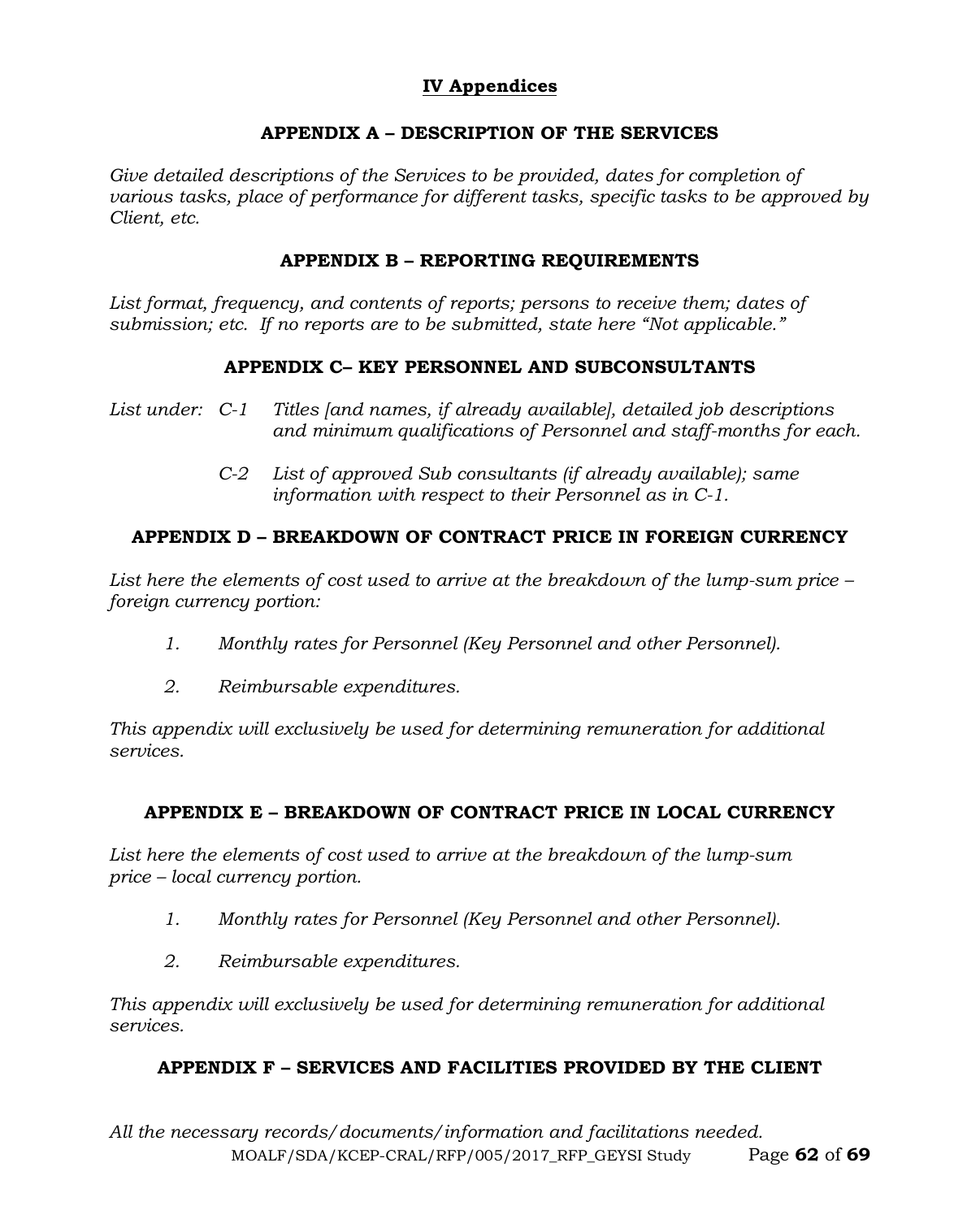# IV Appendices

## APPENDIX A – DESCRIPTION OF THE SERVICES

*Give detailed descriptions of the Services to be provided, dates for completion of various tasks, place of performance for different tasks, specific tasks to be approved by Client, etc.*

## APPENDIX B – REPORTING REQUIREMENTS

*List format, frequency, and contents of reports; persons to receive them; dates of submission; etc. If no reports are to be submitted, state here "Not applicable."*

## APPENDIX C– KEY PERSONNEL AND SUBCONSULTANTS

*List under:* *C-1* *Titles [and names, if already available], detailed job descriptions and minimum qualifications of Personnel and staff-months for each.*

*C-2* *List of approved Sub consultants (if already available); same information with respect to their Personnel as in C-1.*

## APPENDIX D – BREAKDOWN OF CONTRACT PRICE IN FOREIGN CURRENCY

*List here the elements of cost used to arrive at the breakdown of the lump-sum price – foreign currency portion:*

1. *Monthly rates for Personnel (Key Personnel and other Personnel).*
2. *Reimbursable expenditures.*

*This appendix will exclusively be used for determining remuneration for additional services.*

## APPENDIX E – BREAKDOWN OF CONTRACT PRICE IN LOCAL CURRENCY

*List here the elements of cost used to arrive at the breakdown of the lump-sum price – local currency portion.*

1. *Monthly rates for Personnel (Key Personnel and other Personnel).*
2. *Reimbursable expenditures.*

*This appendix will exclusively be used for determining remuneration for additional services.*

## APPENDIX F – SERVICES AND FACILITIES PROVIDED BY THE CLIENT

*All the necessary records/documents/information and facilitations needed.*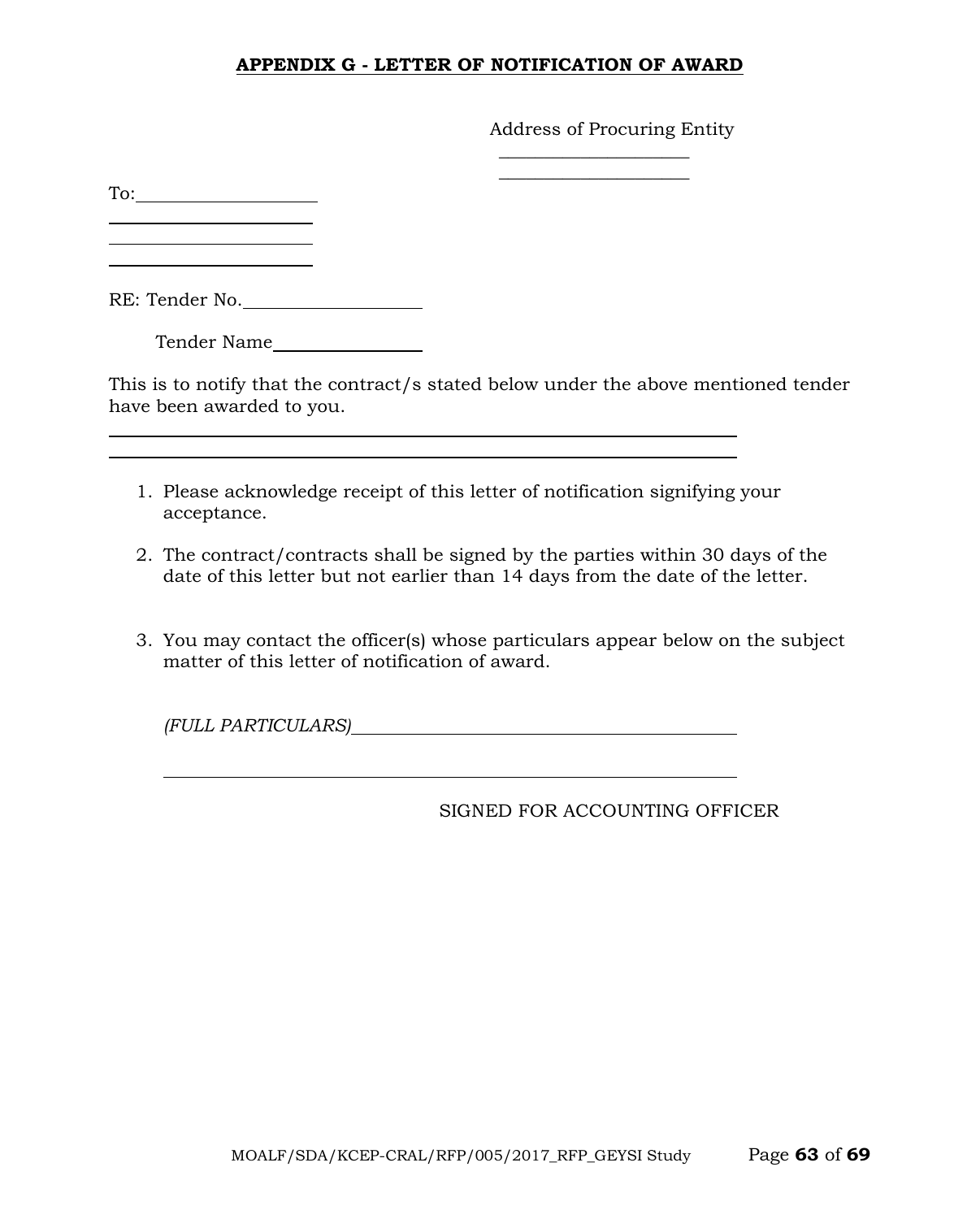**APPENDIX G - LETTER OF NOTIFICATION OF AWARD**

Address of Procuring Entity

\_\_\_\_\_\_\_\_\_\_\_\_\_\_\_\_\_\_\_\_

\_\_\_\_\_\_\_\_\_\_\_\_\_\_\_\_\_\_\_\_

To: \_\_\_\_\_\_\_\_\_\_\_\_\_\_\_\_\_\_\_\_

\_\_\_\_\_\_\_\_\_\_\_\_\_\_\_\_\_\_\_\_

\_\_\_\_\_\_\_\_\_\_\_\_\_\_\_\_\_\_\_\_

\_\_\_\_\_\_\_\_\_\_\_\_\_\_\_\_\_\_\_\_

RE: Tender No. \_\_\_\_\_\_\_\_\_\_\_\_\_\_\_\_\_\_\_\_

Tender Name \_\_\_\_\_\_\_\_\_\_\_\_\_\_\_\_\_\_\_\_

This is to notify that the contract/s stated below under the above mentioned tender have been awarded to you.

\_\_\_\_\_\_\_\_\_\_\_\_\_\_\_\_\_\_\_\_\_\_\_\_\_\_\_\_\_\_\_\_\_\_\_\_\_\_\_\_\_\_\_\_\_\_\_\_\_\_\_\_\_\_\_\_\_\_\_\_

\_\_\_\_\_\_\_\_\_\_\_\_\_\_\_\_\_\_\_\_\_\_\_\_\_\_\_\_\_\_\_\_\_\_\_\_\_\_\_\_\_\_\_\_\_\_\_\_\_\_\_\_\_\_\_\_\_\_\_\_

1. Please acknowledge receipt of this letter of notification signifying your acceptance.

2. The contract/contracts shall be signed by the parties within 30 days of the date of this letter but not earlier than 14 days from the date of the letter.

3. You may contact the officer(s) whose particulars appear below on the subject matter of this letter of notification of award.

   *(FULL PARTICULARS)* \_\_\_\_\_\_\_\_\_\_\_\_\_\_\_\_\_\_\_\_\_\_\_\_\_\_\_\_\_\_\_\_\_\_\_\_\_\_\_\_

   \_\_\_\_\_\_\_\_\_\_\_\_\_\_\_\_\_\_\_\_\_\_\_\_\_\_\_\_\_\_\_\_\_\_\_\_\_\_\_\_\_\_\_\_\_\_\_\_\_\_\_\_\_\_\_\_\_\_\_\_

SIGNED FOR ACCOUNTING OFFICER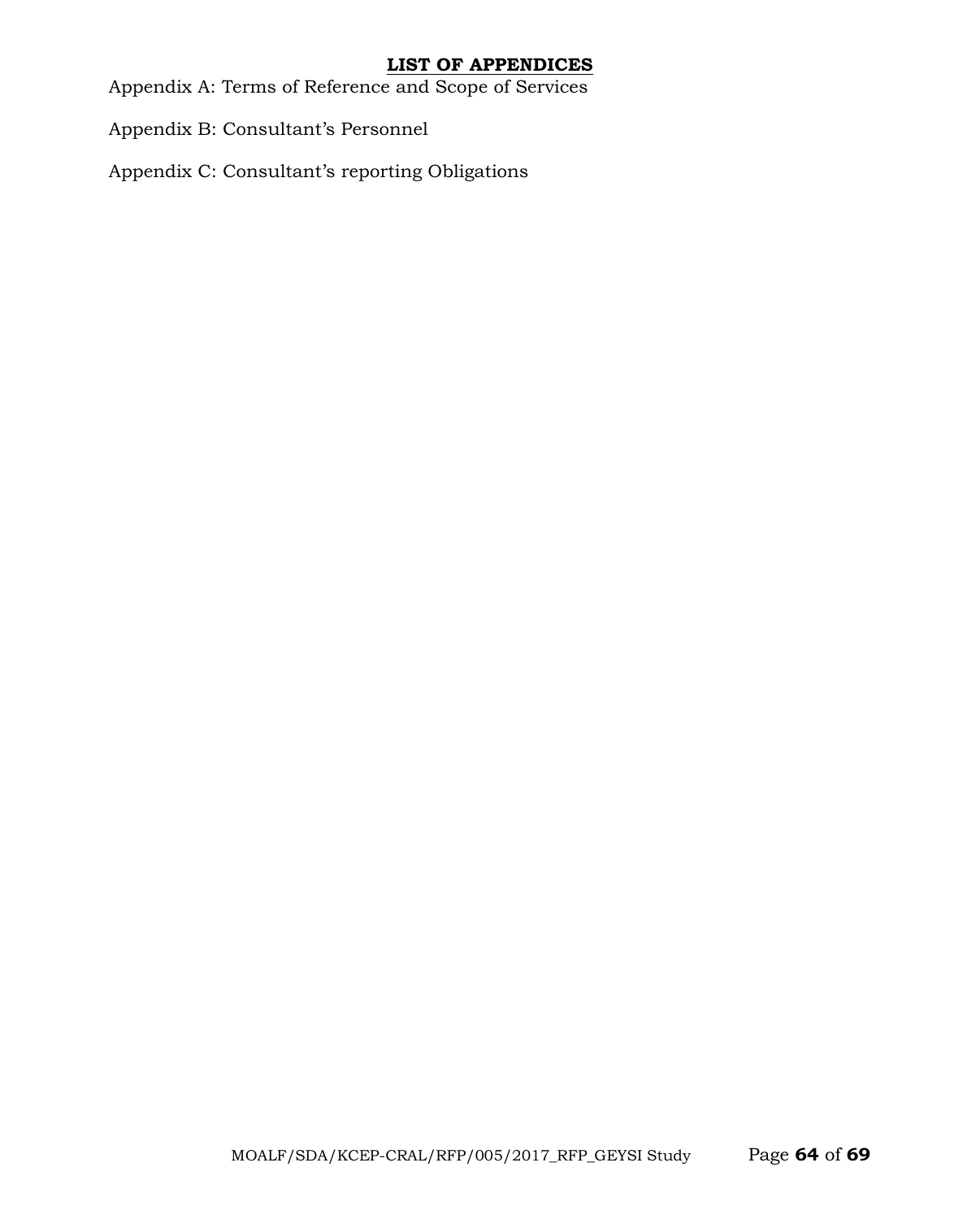## **LIST OF APPENDICES**

Appendix A: Terms of Reference and Scope of Services

Appendix B: Consultant's Personnel

Appendix C: Consultant's reporting Obligations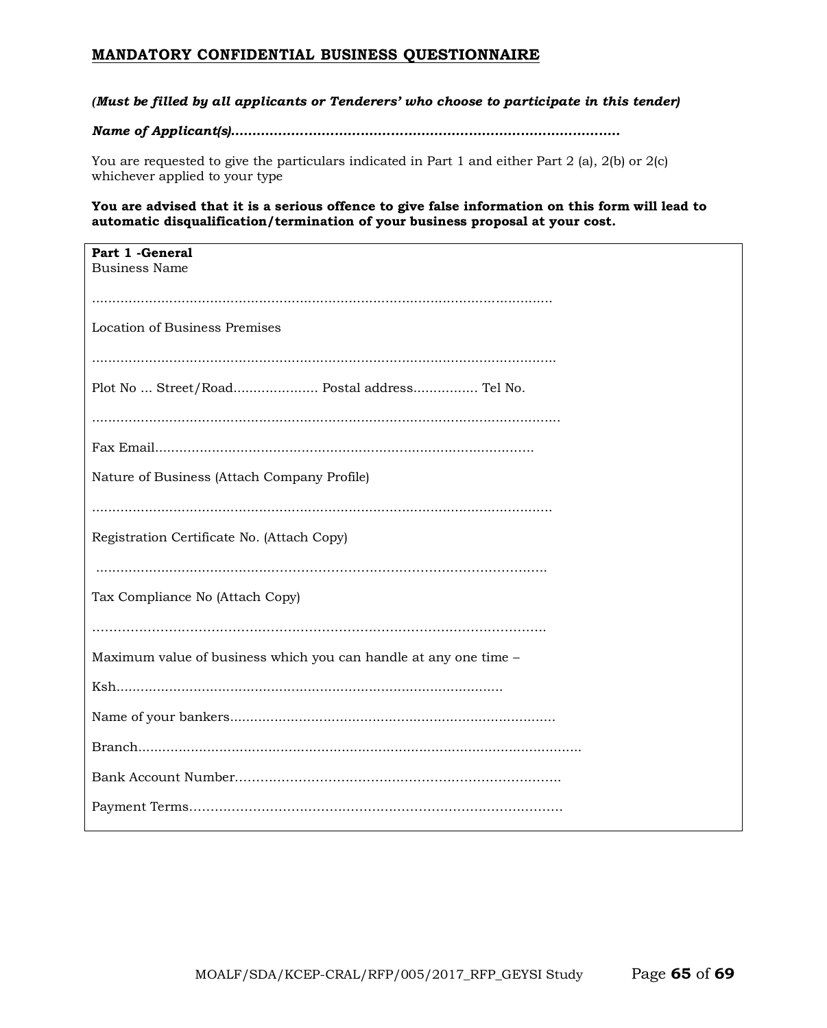## MANDATORY CONFIDENTIAL BUSINESS QUESTIONNAIRE

***(Must be filled by all applicants or Tenderers' who choose to participate in this tender)***

***Name of Applicant(s)..........................................................................................***

You are requested to give the particulars indicated in Part 1 and either Part 2 (a), 2(b) or 2(c) whichever applied to your type

**You are advised that it is a serious offence to give false information on this form will lead to automatic disqualification/termination of your business proposal at your cost.**

**Part 1 -General**

Business Name

..................................................................................................................

Location of Business Premises

..................................................................................................................

Plot No ... Street/Road..................... Postal address................ Tel No.

..................................................................................................................

Fax Email...........................................................................................

Nature of Business (Attach Company Profile)

..................................................................................................................

Registration Certificate No. (Attach Copy)

..................................................................................................................

Tax Compliance No (Attach Copy)

..................................................................................................................

Maximum value of business which you can handle at any one time –

Ksh...............................................................................................

Name of your bankers.................................................................................

Branch..............................................................................................................

Bank Account Number..............................................................................

Payment Terms..........................................................................................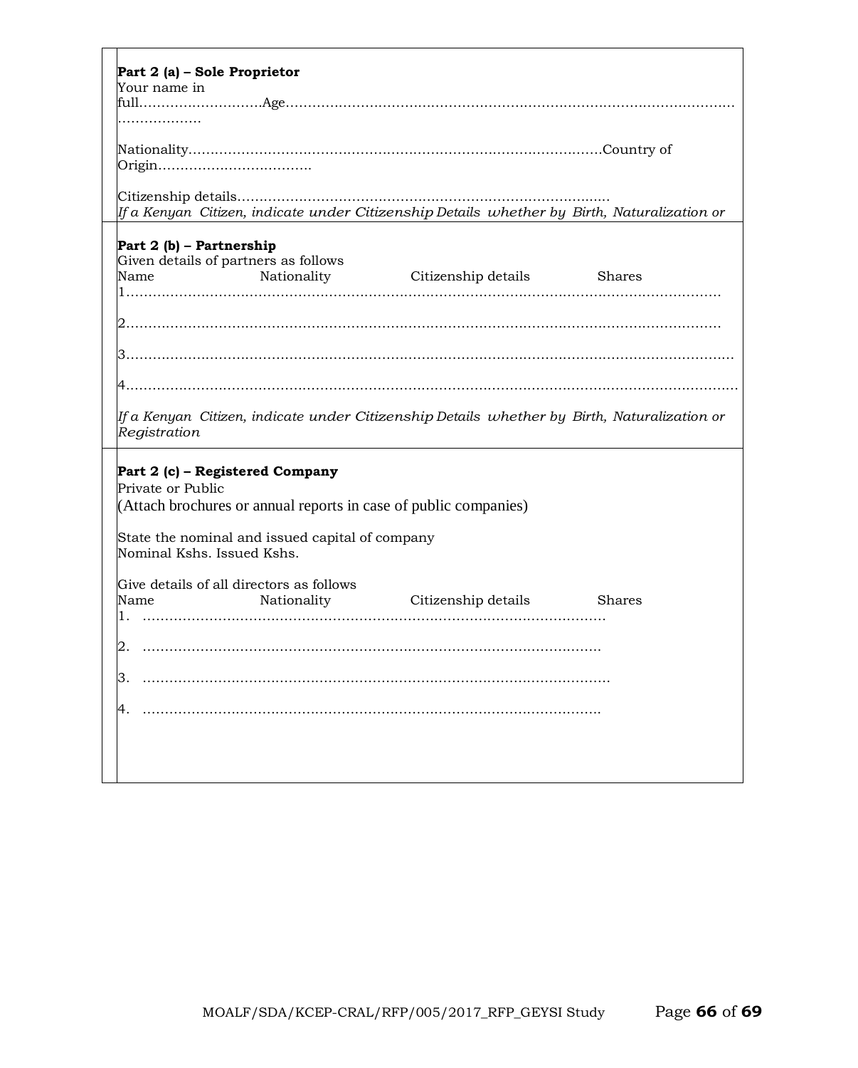**Part 2 (a) – Sole Proprietor**

Your name in full…………………………Age………………………………………………………………………………………………………………

Nationality………………………………………………………………………………………Country of Origin……………………………….

Citizenship details…………………………………………………………………………

*If a Kenyan Citizen, indicate under Citizenship Details whether by Birth, Naturalization or*

**Part 2 (b) – Partnership**

Given details of partners as follows

| Name | Nationality | Citizenship details | Shares |
|---|---|---|---|
| 1……………………………………………………………………………………………………………………… | | | |
| 2……………………………………………………………………………………………………………………… | | | |
| 3……………………………………………………………………………………………………………………… | | | |
| 4……………………………………………………………………………………………………………………… | | | |

*If a Kenyan Citizen, indicate under Citizenship Details whether by Birth, Naturalization or Registration*

**Part 2 (c) – Registered Company**

Private or Public

(Attach brochures or annual reports in case of public companies)

State the nominal and issued capital of company

Nominal Kshs. Issued Kshs.

Give details of all directors as follows

| Name | Nationality | Citizenship details | Shares |
|---|---|---|---|
| 1. ……………………………………………………………………………………………… | | | |
| 2. ……………………………………………………………………………………………… | | | |
| 3. ……………………………………………………………………………………………… | | | |
| 4. ……………………………………………………………………………………………… | | | |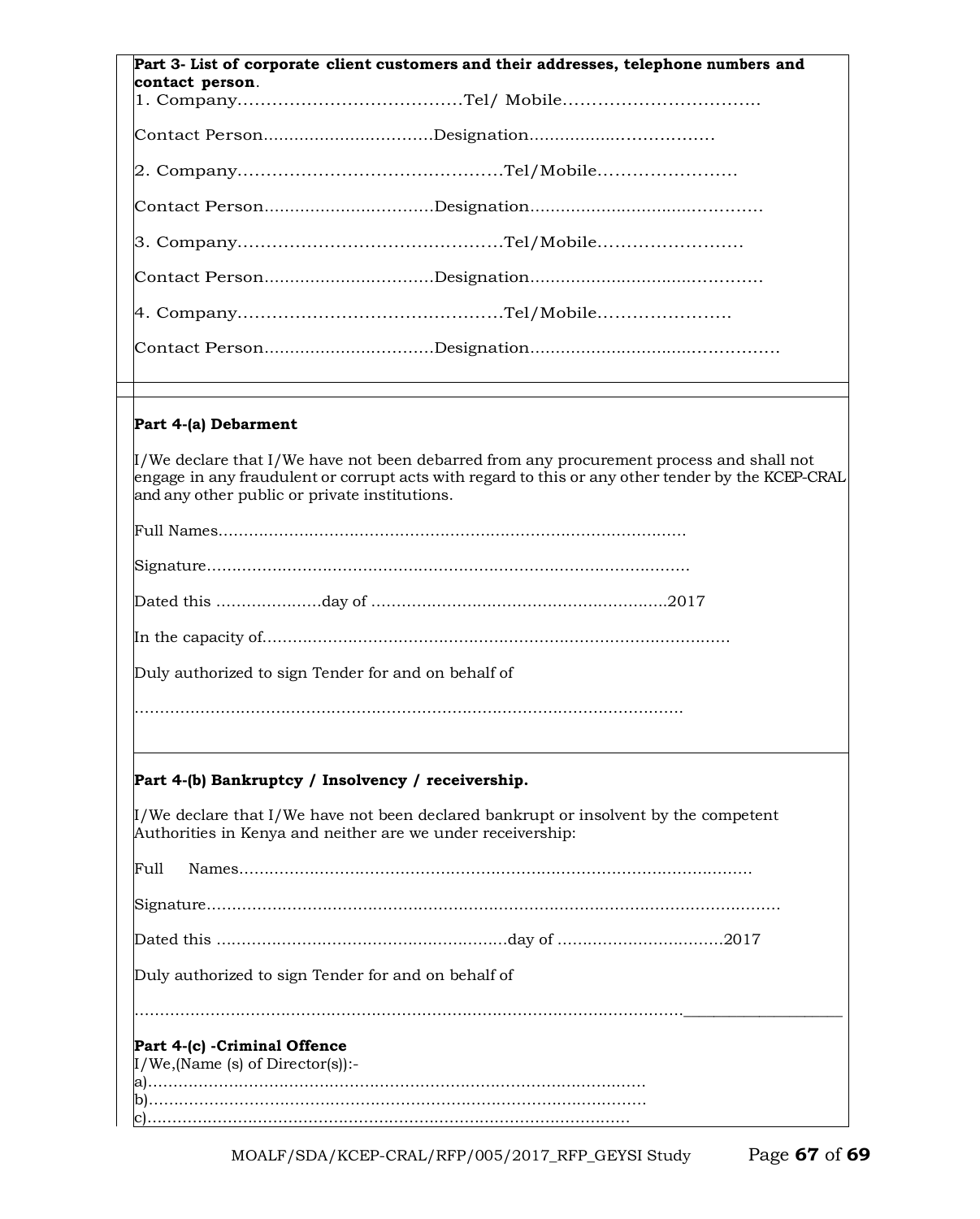**Part 3- List of corporate client customers and their addresses, telephone numbers and contact person**.

1. Company…………………………………Tel/ Mobile…………………………….

Contact Person…………………………Designation……………………………

2. Company………………………………………Tel/Mobile……………………

Contact Person…………………………Designation……………………………………

3. Company………………………………………Tel/Mobile……………………

Contact Person…………………………Designation……………………………………

4. Company………………………………………Tel/Mobile…………………….

Contact Person…………………………Designation………………………………………

**Part 4-(a) Debarment**

I/We declare that I/We have not been debarred from any procurement process and shall not engage in any fraudulent or corrupt acts with regard to this or any other tender by the KCEP-CRAL and any other public or private institutions.

Full Names…………………………………………………………………………………

Signature……………………………………………………………………………………

Dated this …………………day of ……………………………………………………2017

In the capacity of…………………………………………………………………………………

Duly authorized to sign Tender for and on behalf of

……………………………………………………………………………………………………

**Part 4-(b) Bankruptcy / Insolvency / receivership.**

I/We declare that I/We have not been declared bankrupt or insolvent by the competent Authorities in Kenya and neither are we under receivership:

Full Names……………………………………………………………………………………

Signature…………………………………………………………………………………………

Dated this ………………………………………………day of ……………………………2017

Duly authorized to sign Tender for and on behalf of

……………………………………………………………………………………………………___________________

**Part 4-(c) -Criminal Offence**

I/We,(Name (s) of Director(s)):-

a)………………………………………………………………………………………

b)………………………………………………………………………………………

c)……………………………………………………………………………………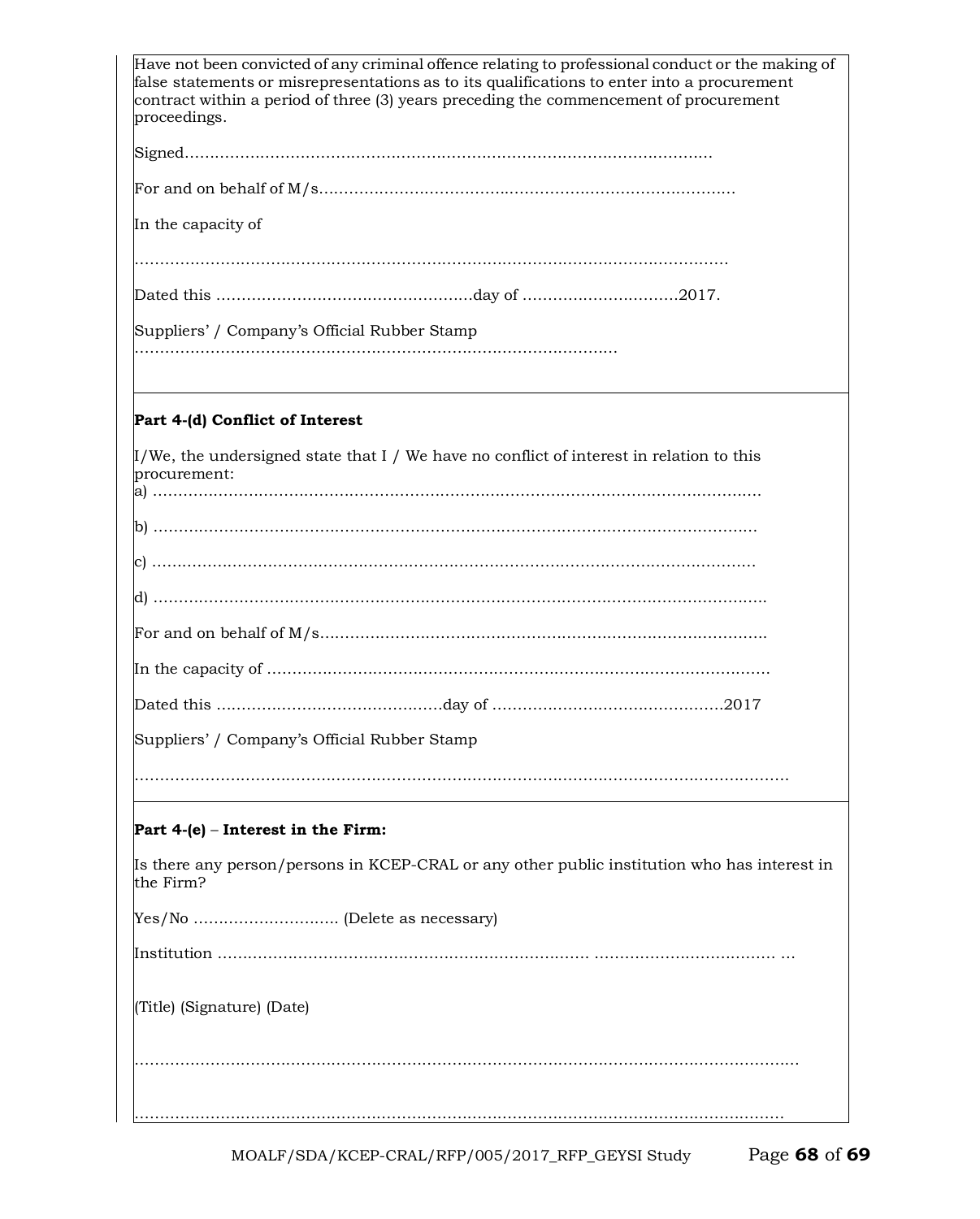Have not been convicted of any criminal offence relating to professional conduct or the making of false statements or misrepresentations as to its qualifications to enter into a procurement contract within a period of three (3) years preceding the commencement of procurement proceedings.

Signed……………………………………………………………………………………………

For and on behalf of M/s…………………………………………………………………………

In the capacity of

……………………………………………………………………………………………………

Dated this ……………………………………………day of …………………………2017.

Suppliers' / Company's Official Rubber Stamp
…………………………………………………………………………………………

**Part 4-(d) Conflict of Interest**

I/We, the undersigned state that I / We have no conflict of interest in relation to this procurement:

a) ……………………………………………………………………………………………………

b) ……………………………………………………………………………………………………

c) ……………………………………………………………………………………………………

d) ……………………………………………………………………………………………………

For and on behalf of M/s………………………………………………………………………………

In the capacity of ……………………………………………………………………………………

Dated this ………………………………………day of ………………………………………2017

Suppliers' / Company's Official Rubber Stamp

……………………………………………………………………………………………………………

**Part 4-(e) – Interest in the Firm:**

Is there any person/persons in KCEP-CRAL or any other public institution who has interest in the Firm?

Yes/No ……………………….. (Delete as necessary)

Institution ……………………………………………………………… …………………………… …

(Title) (Signature) (Date)

……………………………………………………………………………………………………………

……………………………………………………………………………………………………………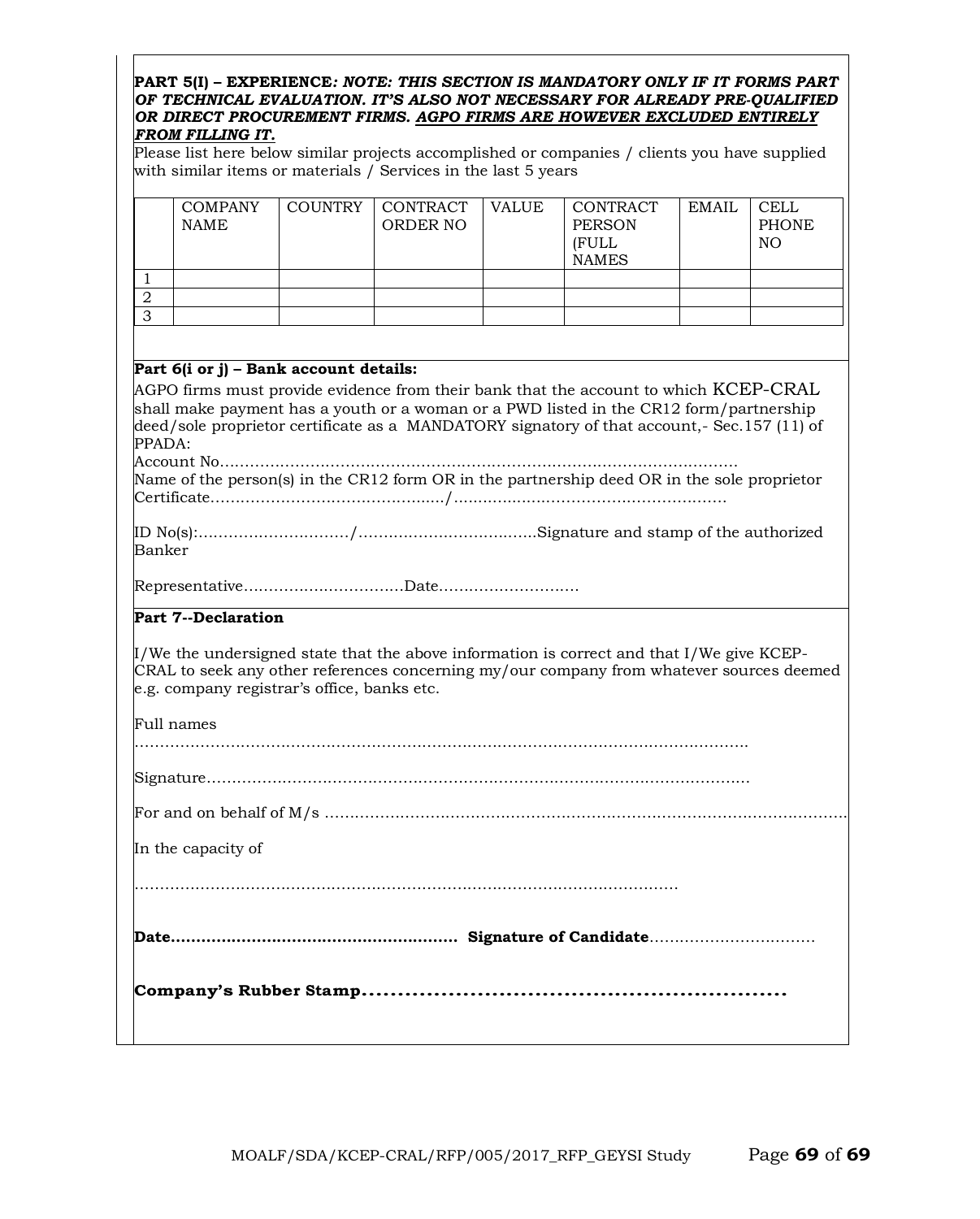**PART 5(I) – EXPERIENCE*: NOTE: THIS SECTION IS MANDATORY ONLY IF IT FORMS PART OF TECHNICAL EVALUATION. IT'S ALSO NOT NECESSARY FOR ALREADY PRE-QUALIFIED OR DIRECT PROCUREMENT FIRMS. <u>AGPO FIRMS ARE HOWEVER EXCLUDED ENTIRELY FROM FILLING IT.</u>***

Please list here below similar projects accomplished or companies / clients you have supplied with similar items or materials / Services in the last 5 years

| | COMPANY NAME | COUNTRY | CONTRACT ORDER NO | VALUE | CONTRACT PERSON (FULL NAMES | EMAIL | CELL PHONE NO |
|---|---|---|---|---|---|---|---|
| 1 | | | | | | | |
| 2 | | | | | | | |
| 3 | | | | | | | |

**Part 6(i or j) – Bank account details:**

AGPO firms must provide evidence from their bank that the account to which KCEP-CRAL shall make payment has a youth or a woman or a PWD listed in the CR12 form/partnership deed/sole proprietor certificate as a MANDATORY signatory of that account,- Sec.157 (11) of PPADA:

Account No…………………………………………………………………………………………

Name of the person(s) in the CR12 form OR in the partnership deed OR in the sole proprietor Certificate………………………………………../…………………………………………….

ID No(s):…………………………/……………………………..Signature and stamp of the authorized Banker

Representative……………………………Date……………………….

**Part 7--Declaration**

I/We the undersigned state that the above information is correct and that I/We give KCEP-CRAL to seek any other references concerning my/our company from whatever sources deemed e.g. company registrar's office, banks etc.

Full names

………………………………………………………………………………………………………

Signature………………………………………………………………………………………………

For and on behalf of M/s ………………………………………………………………………………………

In the capacity of

………………………………………………………………………………………………

**Date………………………………………………… Signature of Candidate**……………………………

**Company's Rubber Stamp…………………………………………………………**